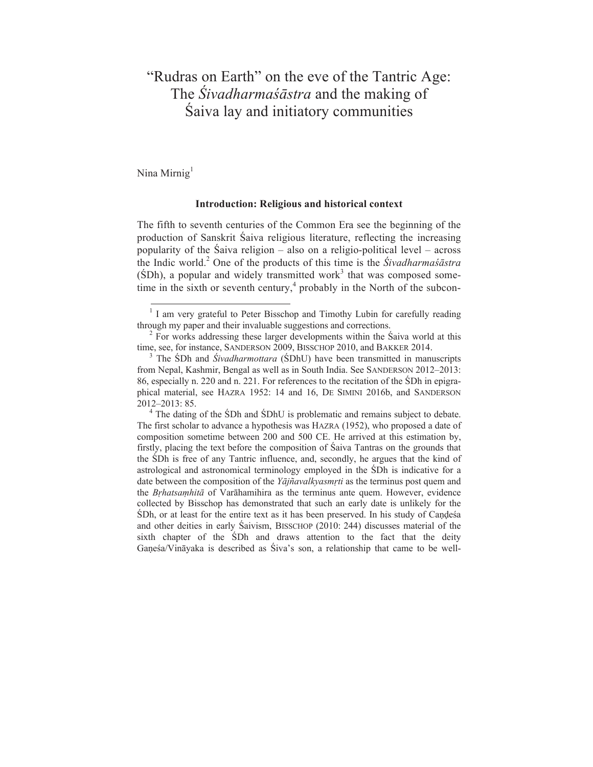# "Rudras on Earth" on the eve of the Tantric Age: The *Śivadharmaśāstra* and the making of Śaiva lay and initiatory communities

Nina Mirnig[1]

## Introduction: Religious and historical context

The fifth to seventh centuries of the Common Era see the beginning of the production of Sanskrit Śaiva religious literature, reflecting the increasing popularity of the Śaiva religion – also on a religio-political level – across the Indic world.[2] One of the products of this time is the *Śivadharmaśāstra* (ŚDh), a popular and widely transmitted work[3] that was composed sometime in the sixth or seventh century,[4] probably in the North of the subcon-

---

[1] I am very grateful to Peter Bisschop and Timothy Lubin for carefully reading through my paper and their invaluable suggestions and corrections.

[2] For works addressing these larger developments within the Śaiva world at this time, see, for instance, SANDERSON 2009, BISSCHOP 2010, and BAKKER 2014.

[3] The ŚDh and *Śivadharmottara* (ŚDhU) have been transmitted in manuscripts from Nepal, Kashmir, Bengal as well as in South India. See SANDERSON 2012–2013: 86, especially n. 220 and n. 221. For references to the recitation of the ŚDh in epigraphical material, see HAZRA 1952: 14 and 16, DE SIMINI 2016b, and SANDERSON 2012–2013: 85.

[4] The dating of the ŚDh and ŚDhU is problematic and remains subject to debate. The first scholar to advance a hypothesis was HAZRA (1952), who proposed a date of composition sometime between 200 and 500 CE. He arrived at this estimation by, firstly, placing the text before the composition of Śaiva Tantras on the grounds that the ŚDh is free of any Tantric influence, and, secondly, he argues that the kind of astrological and astronomical terminology employed in the ŚDh is indicative for a date between the composition of the *Yājñavalkyasmṛti* as the terminus post quem and the *Bṛhatsaṃhitā* of Varāhamihira as the terminus ante quem. However, evidence collected by Bisschop has demonstrated that such an early date is unlikely for the ŚDh, or at least for the entire text as it has been preserved. In his study of Caṇḍeśa and other deities in early Śaivism, BISSCHOP (2010: 244) discusses material of the sixth chapter of the ŚDh and draws attention to the fact that the deity Gaṇeśa/Vināyaka is described as Śiva's son, a relationship that came to be well-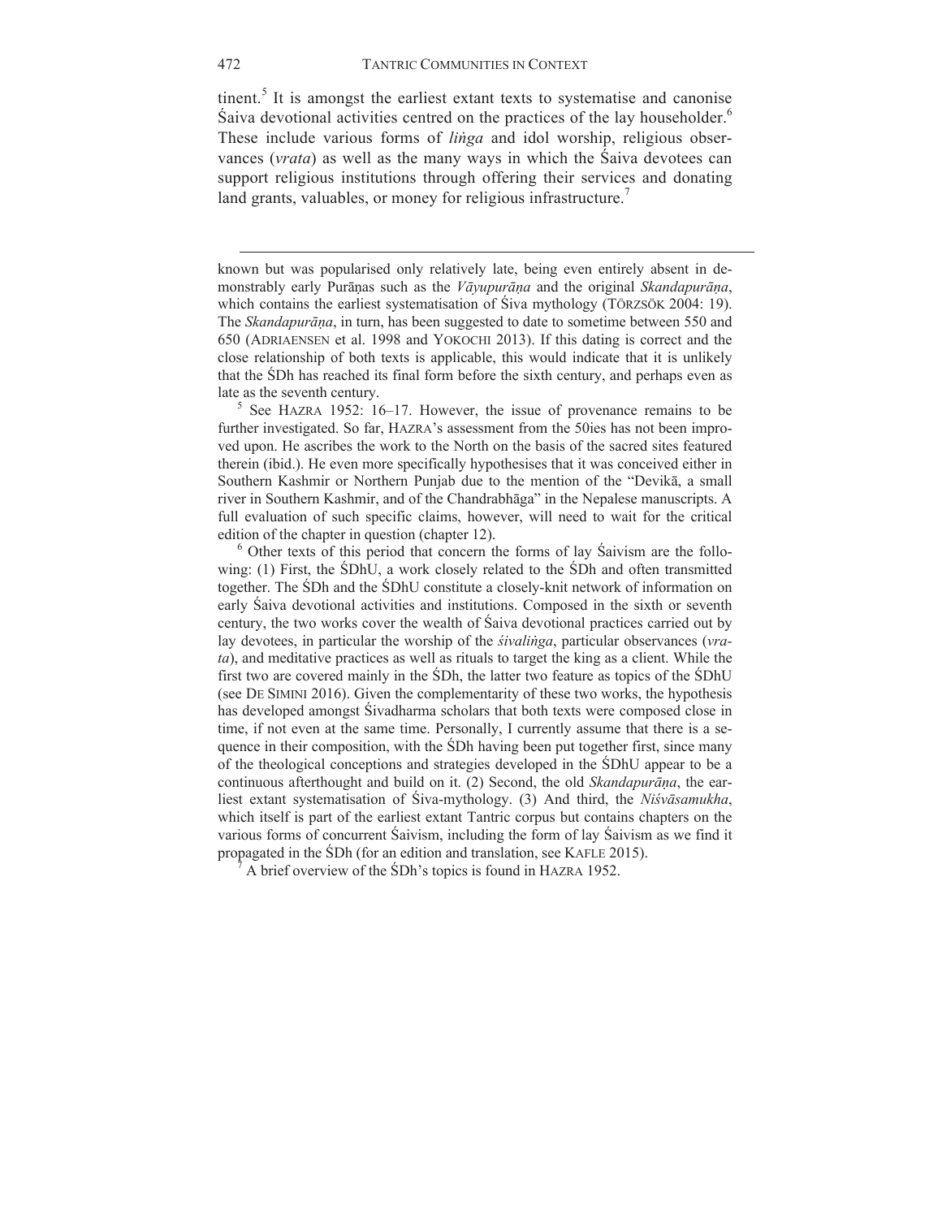tinent.[5] It is amongst the earliest extant texts to systematise and canonise Śaiva devotional activities centred on the practices of the lay householder.[6] These include various forms of *liṅga* and idol worship, religious observances (*vrata*) as well as the many ways in which the Śaiva devotees can support religious institutions through offering their services and donating land grants, valuables, or money for religious infrastructure.[7]

---

known but was popularised only relatively late, being even entirely absent in demonstrably early Purāṇas such as the *Vāyupurāṇa* and the original *Skandapurāṇa*, which contains the earliest systematisation of Śiva mythology (TÖRZSÖK 2004: 19). The *Skandapurāṇa*, in turn, has been suggested to date to sometime between 550 and 650 (ADRIAENSEN et al. 1998 and YOKOCHI 2013). If this dating is correct and the close relationship of both texts is applicable, this would indicate that it is unlikely that the ŚDh has reached its final form before the sixth century, and perhaps even as late as the seventh century.

[5] See HAZRA 1952: 16–17. However, the issue of provenance remains to be further investigated. So far, HAZRA's assessment from the 50ies has not been improved upon. He ascribes the work to the North on the basis of the sacred sites featured therein (ibid.). He even more specifically hypothesises that it was conceived either in Southern Kashmir or Northern Punjab due to the mention of the "Devikā, a small river in Southern Kashmir, and of the Chandrabhāga" in the Nepalese manuscripts. A full evaluation of such specific claims, however, will need to wait for the critical edition of the chapter in question (chapter 12).

[6] Other texts of this period that concern the forms of lay Śaivism are the following: (1) First, the ŚDhU, a work closely related to the ŚDh and often transmitted together. The ŚDh and the ŚDhU constitute a closely-knit network of information on early Śaiva devotional activities and institutions. Composed in the sixth or seventh century, the two works cover the wealth of Śaiva devotional practices carried out by lay devotees, in particular the worship of the *śivaliṅga*, particular observances (*vrata*), and meditative practices as well as rituals to target the king as a client. While the first two are covered mainly in the ŚDh, the latter two feature as topics of the ŚDhU (see DE SIMINI 2016). Given the complementarity of these two works, the hypothesis has developed amongst Śivadharma scholars that both texts were composed close in time, if not even at the same time. Personally, I currently assume that there is a sequence in their composition, with the ŚDh having been put together first, since many of the theological conceptions and strategies developed in the ŚDhU appear to be a continuous afterthought and build on it. (2) Second, the old *Skandapurāṇa*, the earliest extant systematisation of Śiva-mythology. (3) And third, the *Niśvāsamukha*, which itself is part of the earliest extant Tantric corpus but contains chapters on the various forms of concurrent Śaivism, including the form of lay Śaivism as we find it propagated in the ŚDh (for an edition and translation, see KAFLE 2015).

[7] A brief overview of the ŚDh's topics is found in HAZRA 1952.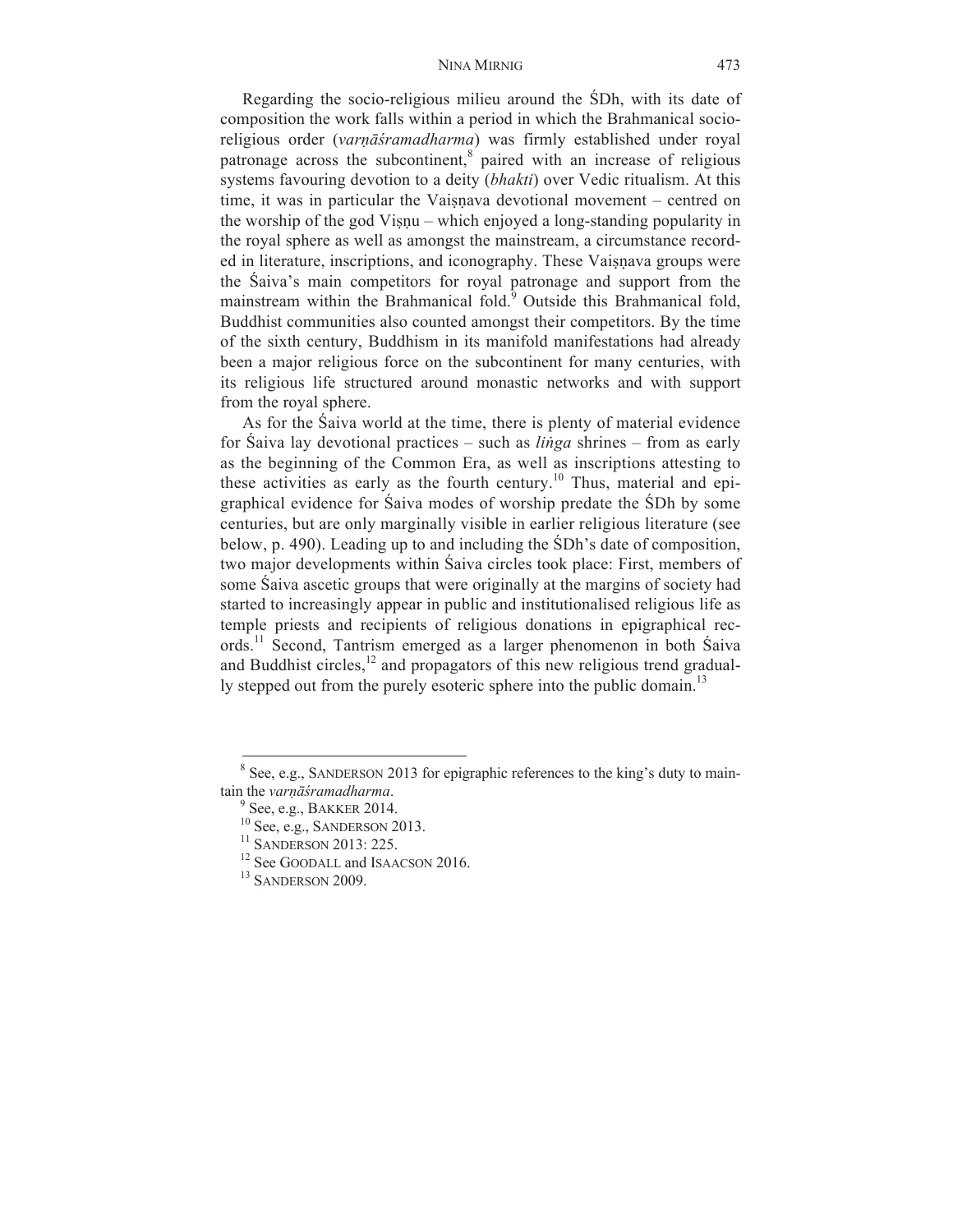Regarding the socio-religious milieu around the ŚDh, with its date of composition the work falls within a period in which the Brahmanical socio-religious order (*varṇāśramadharma*) was firmly established under royal patronage across the subcontinent,[8] paired with an increase of religious systems favouring devotion to a deity (*bhakti*) over Vedic ritualism. At this time, it was in particular the Vaiṣṇava devotional movement – centred on the worship of the god Viṣṇu – which enjoyed a long-standing popularity in the royal sphere as well as amongst the mainstream, a circumstance recorded in literature, inscriptions, and iconography. These Vaiṣṇava groups were the Śaiva's main competitors for royal patronage and support from the mainstream within the Brahmanical fold.[9] Outside this Brahmanical fold, Buddhist communities also counted amongst their competitors. By the time of the sixth century, Buddhism in its manifold manifestations had already been a major religious force on the subcontinent for many centuries, with its religious life structured around monastic networks and with support from the royal sphere.

As for the Śaiva world at the time, there is plenty of material evidence for Śaiva lay devotional practices – such as *liṅga* shrines – from as early as the beginning of the Common Era, as well as inscriptions attesting to these activities as early as the fourth century.[10] Thus, material and epigraphical evidence for Śaiva modes of worship predate the ŚDh by some centuries, but are only marginally visible in earlier religious literature (see below, p. 490). Leading up to and including the ŚDh's date of composition, two major developments within Śaiva circles took place: First, members of some Śaiva ascetic groups that were originally at the margins of society had started to increasingly appear in public and institutionalised religious life as temple priests and recipients of religious donations in epigraphical records.[11] Second, Tantrism emerged as a larger phenomenon in both Śaiva and Buddhist circles,[12] and propagators of this new religious trend gradually stepped out from the purely esoteric sphere into the public domain.[13]

---

[8] See, e.g., SANDERSON 2013 for epigraphic references to the king's duty to maintain the *varṇāśramadharma*.

[9] See, e.g., BAKKER 2014.

[10] See, e.g., SANDERSON 2013.

[11] SANDERSON 2013: 225.

[12] See GOODALL and ISAACSON 2016.

[13] SANDERSON 2009.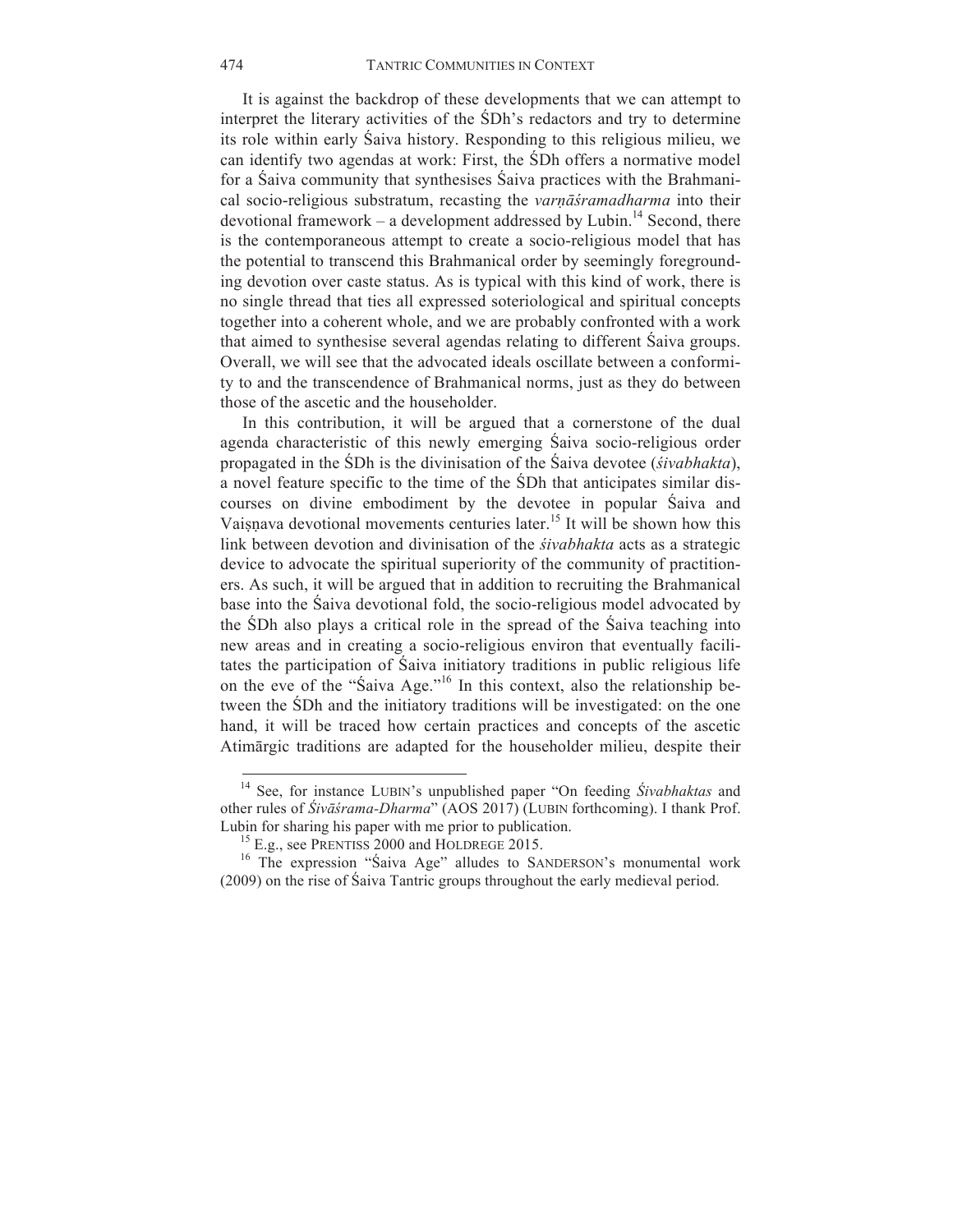It is against the backdrop of these developments that we can attempt to interpret the literary activities of the ŚDh's redactors and try to determine its role within early Śaiva history. Responding to this religious milieu, we can identify two agendas at work: First, the ŚDh offers a normative model for a Śaiva community that synthesises Śaiva practices with the Brahmanical socio-religious substratum, recasting the *varṇāśramadharma* into their devotional framework – a development addressed by Lubin.[14] Second, there is the contemporaneous attempt to create a socio-religious model that has the potential to transcend this Brahmanical order by seemingly foregrounding devotion over caste status. As is typical with this kind of work, there is no single thread that ties all expressed soteriological and spiritual concepts together into a coherent whole, and we are probably confronted with a work that aimed to synthesise several agendas relating to different Śaiva groups. Overall, we will see that the advocated ideals oscillate between a conformity to and the transcendence of Brahmanical norms, just as they do between those of the ascetic and the householder.

In this contribution, it will be argued that a cornerstone of the dual agenda characteristic of this newly emerging Śaiva socio-religious order propagated in the ŚDh is the divinisation of the Śaiva devotee (*śivabhakta*), a novel feature specific to the time of the ŚDh that anticipates similar discourses on divine embodiment by the devotee in popular Śaiva and Vaiṣṇava devotional movements centuries later.[15] It will be shown how this link between devotion and divinisation of the *śivabhakta* acts as a strategic device to advocate the spiritual superiority of the community of practitioners. As such, it will be argued that in addition to recruiting the Brahmanical base into the Śaiva devotional fold, the socio-religious model advocated by the ŚDh also plays a critical role in the spread of the Śaiva teaching into new areas and in creating a socio-religious environ that eventually facilitates the participation of Śaiva initiatory traditions in public religious life on the eve of the "Śaiva Age."[16] In this context, also the relationship between the ŚDh and the initiatory traditions will be investigated: on the one hand, it will be traced how certain practices and concepts of the ascetic Atimārgic traditions are adapted for the householder milieu, despite their

---

[14] See, for instance LUBIN's unpublished paper "On feeding *Śivabhaktas* and other rules of *Śivāśrama-Dharma*" (AOS 2017) (LUBIN forthcoming). I thank Prof. Lubin for sharing his paper with me prior to publication.

[15] E.g., see PRENTISS 2000 and HOLDREGE 2015.

[16] The expression "Śaiva Age" alludes to SANDERSON's monumental work (2009) on the rise of Śaiva Tantric groups throughout the early medieval period.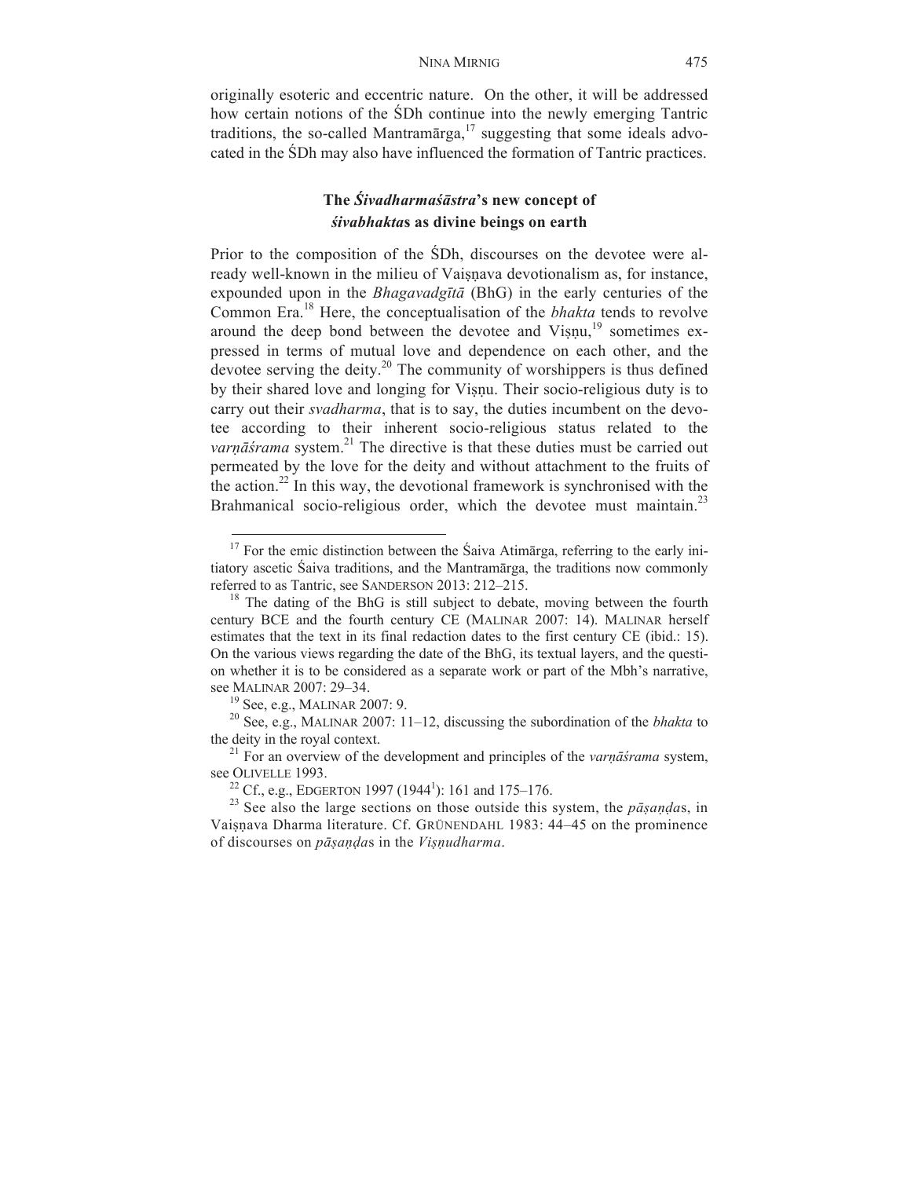originally esoteric and eccentric nature. On the other, it will be addressed how certain notions of the ŚDh continue into the newly emerging Tantric traditions, the so-called Mantramārga,[17] suggesting that some ideals advocated in the ŚDh may also have influenced the formation of Tantric practices.

## The *Śivadharmaśāstra*'s new concept of *śivabhakta*s as divine beings on earth

Prior to the composition of the ŚDh, discourses on the devotee were already well-known in the milieu of Vaiṣṇava devotionalism as, for instance, expounded upon in the *Bhagavadgītā* (BhG) in the early centuries of the Common Era.[18] Here, the conceptualisation of the *bhakta* tends to revolve around the deep bond between the devotee and Viṣṇu,[19] sometimes expressed in terms of mutual love and dependence on each other, and the devotee serving the deity.[20] The community of worshippers is thus defined by their shared love and longing for Viṣṇu. Their socio-religious duty is to carry out their *svadharma*, that is to say, the duties incumbent on the devotee according to their inherent socio-religious status related to the *varṇāśrama* system.[21] The directive is that these duties must be carried out permeated by the love for the deity and without attachment to the fruits of the action.[22] In this way, the devotional framework is synchronised with the Brahmanical socio-religious order, which the devotee must maintain.[23]

[17] For the emic distinction between the Śaiva Atimārga, referring to the early initiatory ascetic Śaiva traditions, and the Mantramārga, the traditions now commonly referred to as Tantric, see SANDERSON 2013: 212–215.

[18] The dating of the BhG is still subject to debate, moving between the fourth century BCE and the fourth century CE (MALINAR 2007: 14). MALINAR herself estimates that the text in its final redaction dates to the first century CE (ibid.: 15). On the various views regarding the date of the BhG, its textual layers, and the question whether it is to be considered as a separate work or part of the Mbh's narrative, see MALINAR 2007: 29–34.

[19] See, e.g., MALINAR 2007: 9.

[20] See, e.g., MALINAR 2007: 11–12, discussing the subordination of the *bhakta* to the deity in the royal context.

[21] For an overview of the development and principles of the *varṇāśrama* system, see OLIVELLE 1993.

[22] Cf., e.g., EDGERTON 1997 (1944[1]): 161 and 175–176.

[23] See also the large sections on those outside this system, the *pāṣaṇḍa*s, in Vaiṣṇava Dharma literature. Cf. GRÜNENDAHL 1983: 44–45 on the prominence of discourses on *pāṣaṇḍa*s in the *Viṣṇudharma*.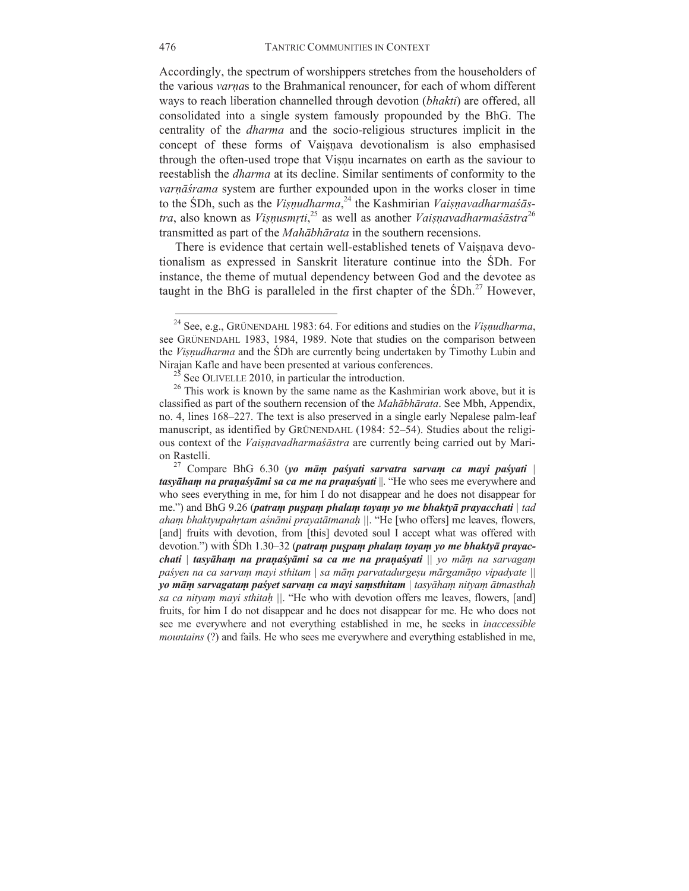Accordingly, the spectrum of worshippers stretches from the householders of the various *varṇa*s to the Brahmanical renouncer, for each of whom different ways to reach liberation channelled through devotion (*bhakti*) are offered, all consolidated into a single system famously propounded by the BhG. The centrality of the *dharma* and the socio-religious structures implicit in the concept of these forms of Vaiṣṇava devotionalism is also emphasised through the often-used trope that Viṣṇu incarnates on earth as the saviour to reestablish the *dharma* at its decline. Similar sentiments of conformity to the *varṇāśrama* system are further expounded upon in the works closer in time to the ŚDh, such as the *Viṣṇudharma*,[24] the Kashmirian *Vaiṣṇavadharmaśāstra*, also known as *Viṣṇusmṛti*,[25] as well as another *Vaiṣṇavadharmaśāstra*[26] transmitted as part of the *Mahābhārata* in the southern recensions.

There is evidence that certain well-established tenets of Vaiṣṇava devotionalism as expressed in Sanskrit literature continue into the ŚDh. For instance, the theme of mutual dependency between God and the devotee as taught in the BhG is paralleled in the first chapter of the ŚDh.[27] However,

---

[24] See, e.g., GRÜNENDAHL 1983: 64. For editions and studies on the *Viṣṇudharma*, see GRÜNENDAHL 1983, 1984, 1989. Note that studies on the comparison between the *Viṣṇudharma* and the ŚDh are currently being undertaken by Timothy Lubin and Nirajan Kafle and have been presented at various conferences.

[25] See OLIVELLE 2010, in particular the introduction.

[26] This work is known by the same name as the Kashmirian work above, but it is classified as part of the southern recension of the *Mahābhārata*. See Mbh, Appendix, no. 4, lines 168–227. The text is also preserved in a single early Nepalese palm-leaf manuscript, as identified by GRÜNENDAHL (1984: 52–54). Studies about the religious context of the *Vaiṣṇavadharmaśāstra* are currently being carried out by Marion Rastelli.

[27] Compare BhG 6.30 (***yo māṃ paśyati sarvatra sarvaṃ ca mayi paśyati** | **tasyāhaṃ na praṇaśyāmi sa ca me na praṇaśyati*** ||. "He who sees me everywhere and who sees everything in me, for him I do not disappear and he does not disappear for me.") and BhG 9.26 (***patraṃ puṣpaṃ phalaṃ toyaṃ yo me bhaktyā prayacchati*** | *tad ahaṃ bhaktyupahṛtam aśnāmi prayatātmanaḥ* ||. "He [who offers] me leaves, flowers, [and] fruits with devotion, from [this] devoted soul I accept what was offered with devotion.") with ŚDh 1.30–32 (***patraṃ puṣpaṃ phalaṃ toyaṃ yo me bhaktyā prayacchati** | **tasyāhaṃ na praṇaśyāmi sa ca me na praṇaśyati*** || *yo māṃ na sarvagaṃ paśyen na ca sarvaṃ mayi sthitam* | *sa māṃ parvatadurgeṣu mārgamāṇo vipadyate* || ***yo māṃ sarvagataṃ paśyet sarvaṃ ca mayi saṃsthitam*** | *tasyāhaṃ nityaṃ ātmasthaḥ sa ca nityaṃ mayi sthitaḥ* ||. "He who with devotion offers me leaves, flowers, [and] fruits, for him I do not disappear and he does not disappear for me. He who does not see me everywhere and not everything established in me, he seeks in *inaccessible mountains* (?) and fails. He who sees me everywhere and everything established in me,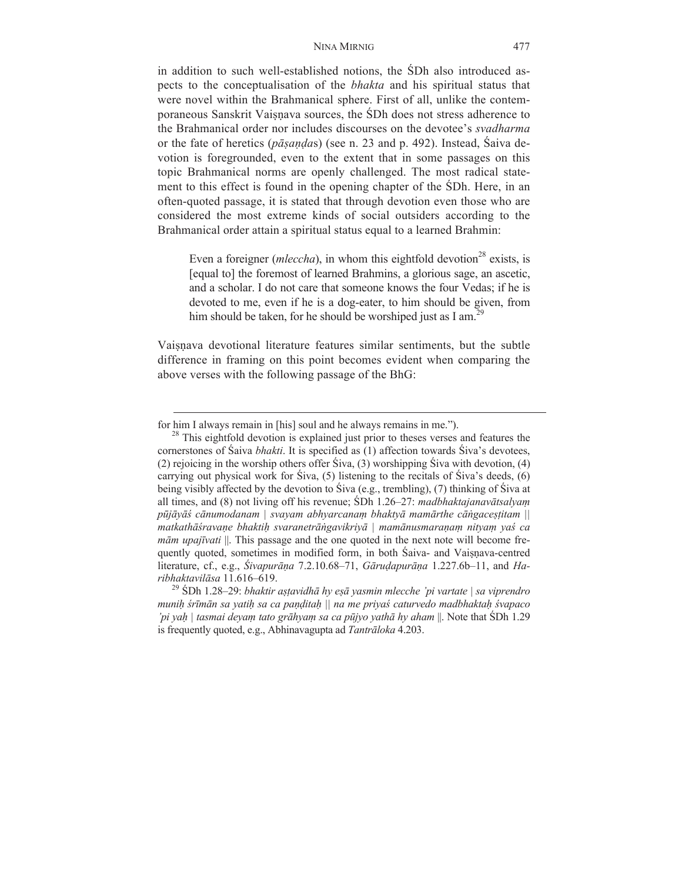in addition to such well-established notions, the ŚDh also introduced aspects to the conceptualisation of the *bhakta* and his spiritual status that were novel within the Brahmanical sphere. First of all, unlike the contemporaneous Sanskrit Vaiṣṇava sources, the ŚDh does not stress adherence to the Brahmanical order nor includes discourses on the devotee's *svadharma* or the fate of heretics (*pāṣaṇḍa*s) (see n. 23 and p. 492). Instead, Śaiva devotion is foregrounded, even to the extent that in some passages on this topic Brahmanical norms are openly challenged. The most radical statement to this effect is found in the opening chapter of the ŚDh. Here, in an often-quoted passage, it is stated that through devotion even those who are considered the most extreme kinds of social outsiders according to the Brahmanical order attain a spiritual status equal to a learned Brahmin:

> Even a foreigner (*mleccha*), in whom this eightfold devotion[28] exists, is [equal to] the foremost of learned Brahmins, a glorious sage, an ascetic, and a scholar. I do not care that someone knows the four Vedas; if he is devoted to me, even if he is a dog-eater, to him should be given, from him should be taken, for he should be worshiped just as I am.[29]

Vaiṣṇava devotional literature features similar sentiments, but the subtle difference in framing on this point becomes evident when comparing the above verses with the following passage of the BhG:

---

for him I always remain in [his] soul and he always remains in me.").

[28] This eightfold devotion is explained just prior to theses verses and features the cornerstones of Śaiva *bhakti*. It is specified as (1) affection towards Śiva's devotees, (2) rejoicing in the worship others offer Śiva, (3) worshipping Śiva with devotion, (4) carrying out physical work for Śiva, (5) listening to the recitals of Śiva's deeds, (6) being visibly affected by the devotion to Śiva (e.g., trembling), (7) thinking of Śiva at all times, and (8) not living off his revenue; ŚDh 1.26–27: *madbhaktajanavātsalyaṃ pūjāyāś cānumodanam | svayam abhyarcanaṃ bhaktyā mamārthe cāṅgaceṣṭitam || matkathāśravaṇe bhaktiḥ svaranetrāṅgavikriyā | mamānusmaraṇaṃ nityaṃ yaś ca mām upajīvati* ||. This passage and the one quoted in the next note will become frequently quoted, sometimes in modified form, in both Śaiva- and Vaiṣṇava-centred literature, cf., e.g., *Śivapurāṇa* 7.2.10.68–71, *Gāruḍapurāṇa* 1.227.6b–11, and *Haribhaktavilāsa* 11.616–619.

[29] ŚDh 1.28–29: *bhaktir aṣṭavidhā hy eṣā yasmin mlecche 'pi vartate | sa viprendro muniḥ śrīmān sa yatiḥ sa ca paṇḍitaḥ || na me priyaś caturvedo madbhaktaḥ śvapaco 'pi yaḥ | tasmai deyaṃ tato grāhyaṃ sa ca pūjyo yathā hy aham* ||. Note that ŚDh 1.29 is frequently quoted, e.g., Abhinavagupta ad *Tantrāloka* 4.203.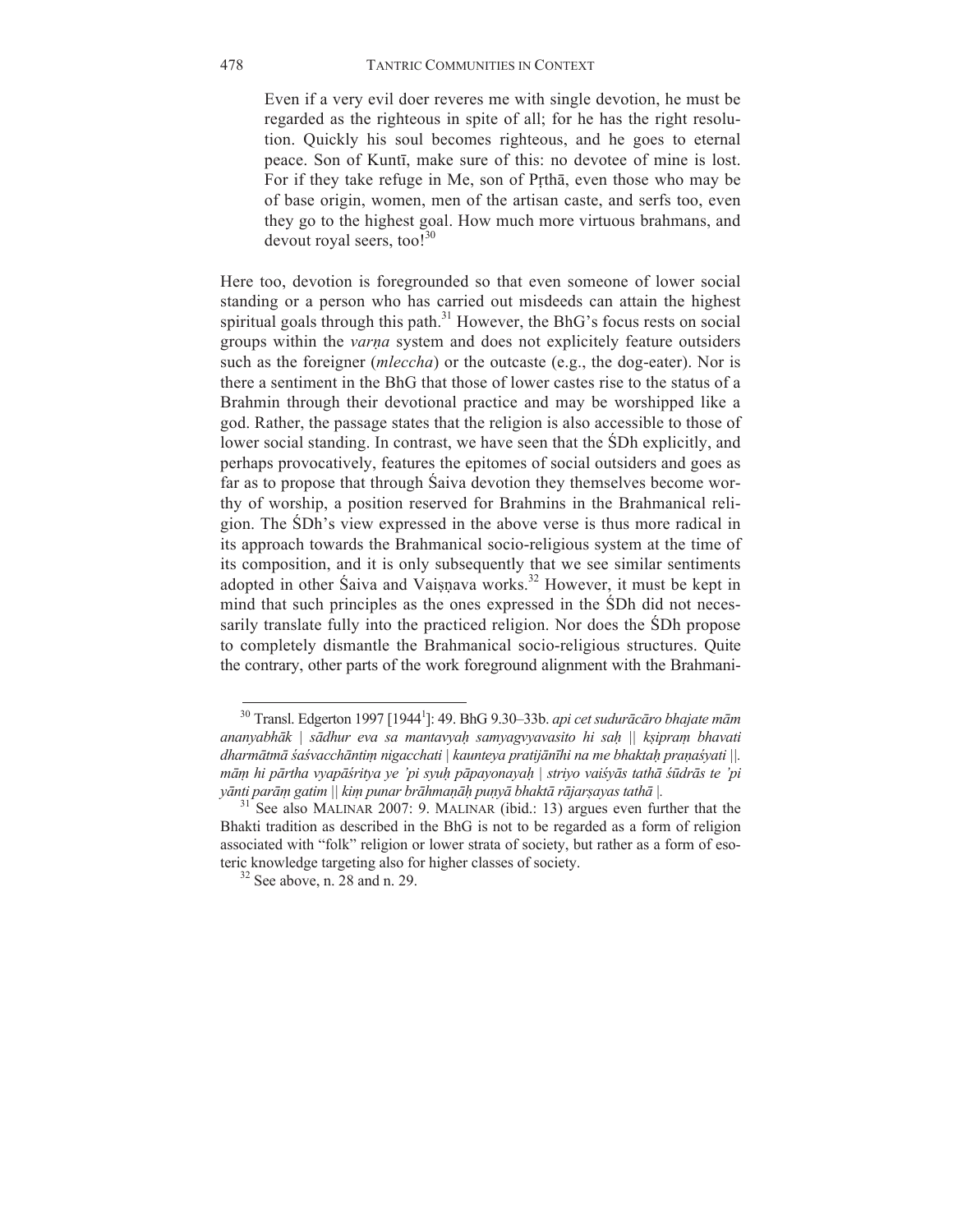> Even if a very evil doer reveres me with single devotion, he must be regarded as the righteous in spite of all; for he has the right resolution. Quickly his soul becomes righteous, and he goes to eternal peace. Son of Kuntī, make sure of this: no devotee of mine is lost. For if they take refuge in Me, son of Pṛthā, even those who may be of base origin, women, men of the artisan caste, and serfs too, even they go to the highest goal. How much more virtuous brahmans, and devout royal seers, too![30]

Here too, devotion is foregrounded so that even someone of lower social standing or a person who has carried out misdeeds can attain the highest spiritual goals through this path.[31] However, the BhG's focus rests on social groups within the *varṇa* system and does not explicitely feature outsiders such as the foreigner (*mleccha*) or the outcaste (e.g., the dog-eater). Nor is there a sentiment in the BhG that those of lower castes rise to the status of a Brahmin through their devotional practice and may be worshipped like a god. Rather, the passage states that the religion is also accessible to those of lower social standing. In contrast, we have seen that the ŚDh explicitly, and perhaps provocatively, features the epitomes of social outsiders and goes as far as to propose that through Śaiva devotion they themselves become worthy of worship, a position reserved for Brahmins in the Brahmanical religion. The ŚDh's view expressed in the above verse is thus more radical in its approach towards the Brahmanical socio-religious system at the time of its composition, and it is only subsequently that we see similar sentiments adopted in other Śaiva and Vaiṣṇava works.[32] However, it must be kept in mind that such principles as the ones expressed in the ŚDh did not necessarily translate fully into the practiced religion. Nor does the ŚDh propose to completely dismantle the Brahmanical socio-religious structures. Quite the contrary, other parts of the work foreground alignment with the Brahmani-

---

[30] Transl. Edgerton 1997 [1944[1]]: 49. BhG 9.30–33b. *api cet sudurācāro bhajate mām ananyabhāk | sādhur eva sa mantavyaḥ samyagvyavasito hi saḥ || kṣipraṃ bhavati dharmātmā śaśvacchāntiṃ nigacchati | kaunteya pratijānīhi na me bhaktaḥ praṇaśyati ||. māṃ hi pārtha vyapāśritya ye 'pi syuḥ pāpayonayaḥ | striyo vaiśyās tathā śūdrās te 'pi yānti parāṃ gatim || kiṃ punar brāhmaṇāḥ puṇyā bhaktā rājarṣayas tathā |.*

[31] See also MALINAR 2007: 9. MALINAR (ibid.: 13) argues even further that the Bhakti tradition as described in the BhG is not to be regarded as a form of religion associated with "folk" religion or lower strata of society, but rather as a form of esoteric knowledge targeting also for higher classes of society.

[32] See above, n. 28 and n. 29.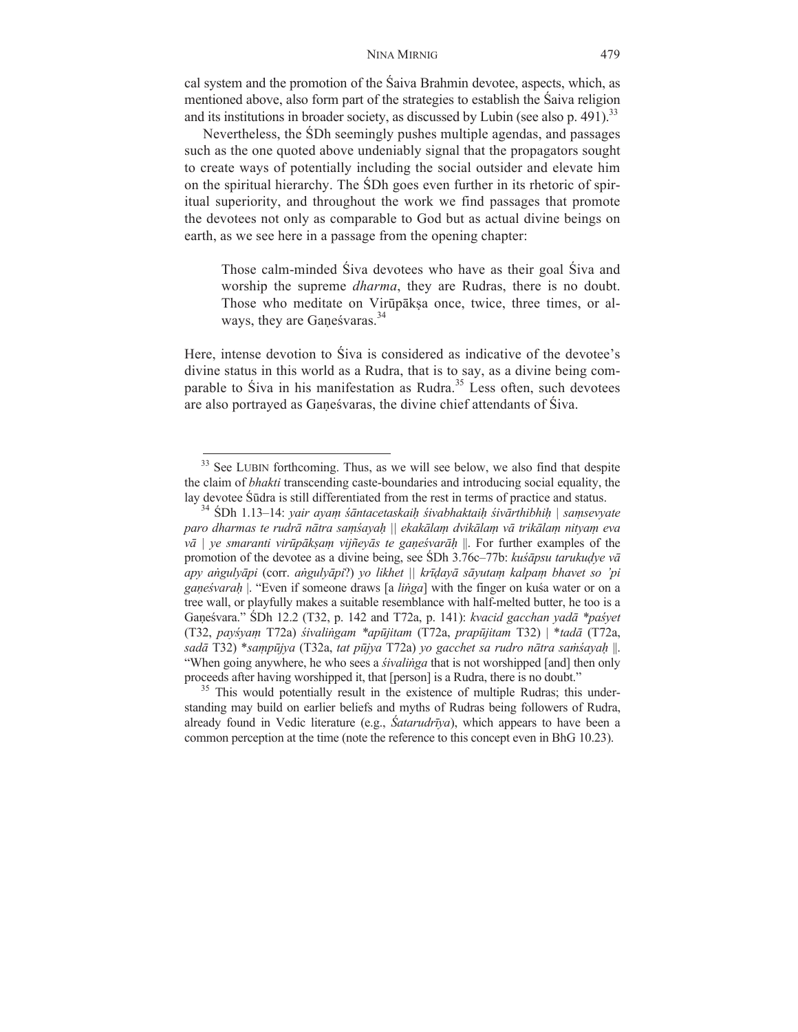cal system and the promotion of the Śaiva Brahmin devotee, aspects, which, as mentioned above, also form part of the strategies to establish the Śaiva religion and its institutions in broader society, as discussed by Lubin (see also p. 491).[33]

Nevertheless, the ŚDh seemingly pushes multiple agendas, and passages such as the one quoted above undeniably signal that the propagators sought to create ways of potentially including the social outsider and elevate him on the spiritual hierarchy. The ŚDh goes even further in its rhetoric of spiritual superiority, and throughout the work we find passages that promote the devotees not only as comparable to God but as actual divine beings on earth, as we see here in a passage from the opening chapter:

> Those calm-minded Śiva devotees who have as their goal Śiva and worship the supreme *dharma*, they are Rudras, there is no doubt. Those who meditate on Virūpākṣa once, twice, three times, or always, they are Gaṇeśvaras.[34]

Here, intense devotion to Śiva is considered as indicative of the devotee's divine status in this world as a Rudra, that is to say, as a divine being comparable to Śiva in his manifestation as Rudra.[35] Less often, such devotees are also portrayed as Gaṇeśvaras, the divine chief attendants of Śiva.

---

[33] See LUBIN forthcoming. Thus, as we will see below, we also find that despite the claim of *bhakti* transcending caste-boundaries and introducing social equality, the lay devotee Śūdra is still differentiated from the rest in terms of practice and status.

[34] ŚDh 1.13–14: *yair ayaṃ śāntacetaskaiḥ śivabhaktaiḥ śivārthibhiḥ | saṃsevyate paro dharmas te rudrā nātra saṃśayaḥ || ekakālaṃ dvikālaṃ vā trikālaṃ nityaṃ eva vā | ye smaranti virūpākṣaṃ vijñeyās te gaṇeśvarāḥ ||*. For further examples of the promotion of the devotee as a divine being, see ŚDh 3.76c–77b: *kuśāpsu tarukuḍye vā apy aṅgulyāpi* (corr. *aṅgulyāpī*?) *yo likhet || krīḍayā sāyutaṃ kalpaṃ bhavet so 'pi gaṇeśvaraḥ |*. "Even if someone draws [a *liṅga*] with the finger on kuśa water or on a tree wall, or playfully makes a suitable resemblance with half-melted butter, he too is a Gaṇeśvara." ŚDh 12.2 (T32, p. 142 and T72a, p. 141): *kvacid gacchan yadā \*paśyet* (T32, *payśyaṃ* T72a) *śivaliṅgam \*apūjitam* (T72a, *prapūjitam* T32) | \**tadā* (T72a, *sadā* T32) \**saṃpūjya* (T32a, *tat pūjya* T72a) *yo gacchet sa rudro nātra saṁśayaḥ ||*. "When going anywhere, he who sees a *śivaliṅga* that is not worshipped [and] then only proceeds after having worshipped it, that [person] is a Rudra, there is no doubt."

[35] This would potentially result in the existence of multiple Rudras; this understanding may build on earlier beliefs and myths of Rudras being followers of Rudra, already found in Vedic literature (e.g., *Śatarudrīya*), which appears to have been a common perception at the time (note the reference to this concept even in BhG 10.23).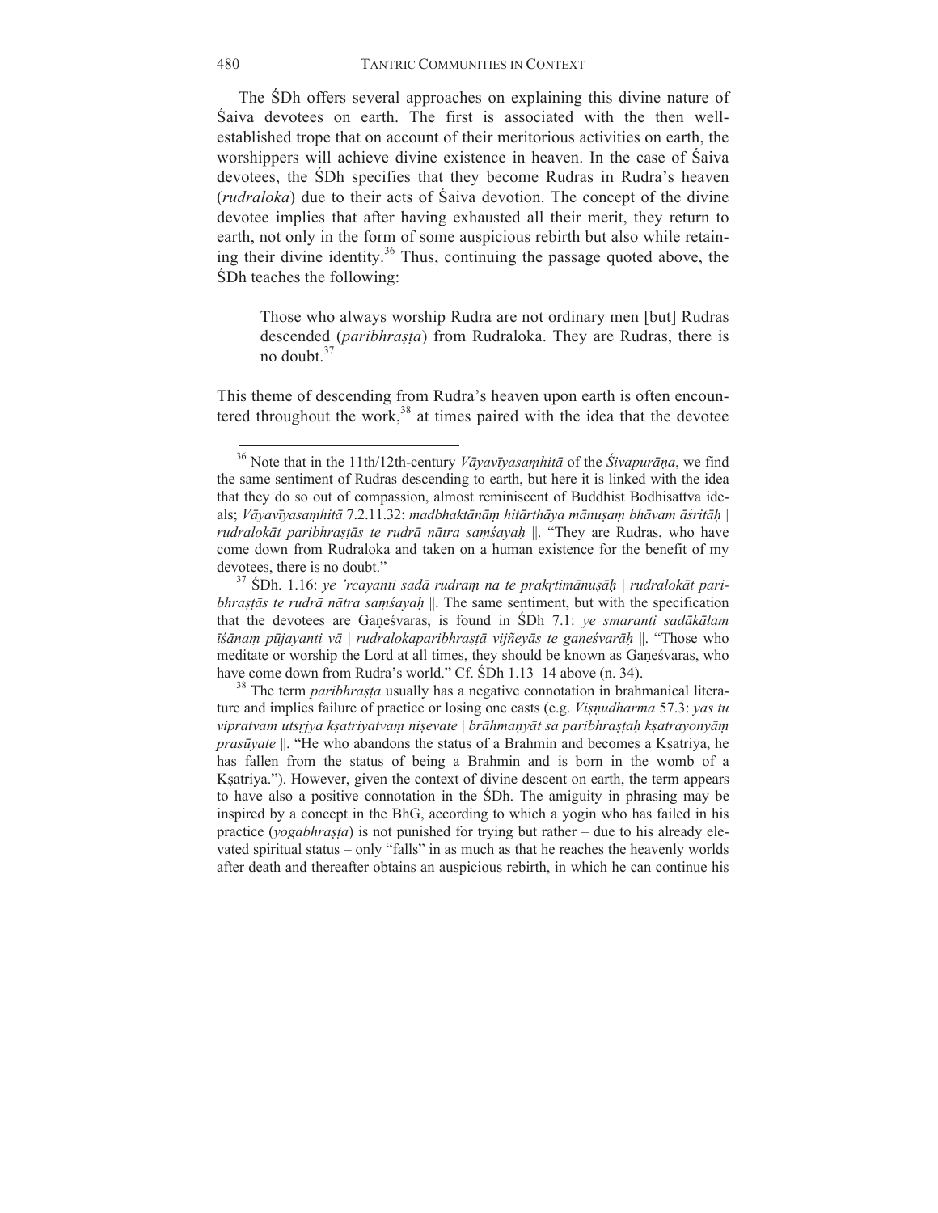The ŚDh offers several approaches on explaining this divine nature of Śaiva devotees on earth. The first is associated with the then well-established trope that on account of their meritorious activities on earth, the worshippers will achieve divine existence in heaven. In the case of Śaiva devotees, the ŚDh specifies that they become Rudras in Rudra's heaven (*rudraloka*) due to their acts of Śaiva devotion. The concept of the divine devotee implies that after having exhausted all their merit, they return to earth, not only in the form of some auspicious rebirth but also while retaining their divine identity.[36] Thus, continuing the passage quoted above, the ŚDh teaches the following:

> Those who always worship Rudra are not ordinary men [but] Rudras descended (*paribhraṣṭa*) from Rudraloka. They are Rudras, there is no doubt.[37]

This theme of descending from Rudra's heaven upon earth is often encountered throughout the work,[38] at times paired with the idea that the devotee

---

[36] Note that in the 11th/12th-century *Vāyavīyasaṃhitā* of the *Śivapurāṇa*, we find the same sentiment of Rudras descending to earth, but here it is linked with the idea that they do so out of compassion, almost reminiscent of Buddhist Bodhisattva ideals; *Vāyavīyasaṃhitā* 7.2.11.32: *madbhaktānāṃ hitārthāya mānuṣaṃ bhāvam āśritāḥ | rudralokāt paribhraṣṭās te rudrā nātra saṃśayaḥ* ||. "They are Rudras, who have come down from Rudraloka and taken on a human existence for the benefit of my devotees, there is no doubt."

[37] ŚDh. 1.16: *ye 'rcayanti sadā rudraṃ na te prakṛtimānuṣāḥ | rudralokāt paribhraṣṭās te rudrā nātra saṃśayaḥ* ||. The same sentiment, but with the specification that the devotees are Gaṇeśvaras, is found in ŚDh 7.1: *ye smaranti sadākālam īśānaṃ pūjayanti vā | rudralokaparibhraṣṭā vijñeyās te gaṇeśvarāḥ* ||. "Those who meditate or worship the Lord at all times, they should be known as Gaṇeśvaras, who have come down from Rudra's world." Cf. ŚDh 1.13–14 above (n. 34).

[38] The term *paribhraṣṭa* usually has a negative connotation in brahmanical literature and implies failure of practice or losing one casts (e.g. *Viṣṇudharma* 57.3: *yas tu vipratvam utsṛjya kṣatriyatvaṃ niṣevate | brāhmaṇyāt sa paribhraṣṭaḥ kṣatrayonyāṃ prasūyate* ||. "He who abandons the status of a Brahmin and becomes a Kṣatriya, he has fallen from the status of being a Brahmin and is born in the womb of a Kṣatriya."). However, given the context of divine descent on earth, the term appears to have also a positive connotation in the ŚDh. The amiguity in phrasing may be inspired by a concept in the BhG, according to which a yogin who has failed in his practice (*yogabhraṣṭa*) is not punished for trying but rather – due to his already elevated spiritual status – only "falls" in as much as that he reaches the heavenly worlds after death and thereafter obtains an auspicious rebirth, in which he can continue his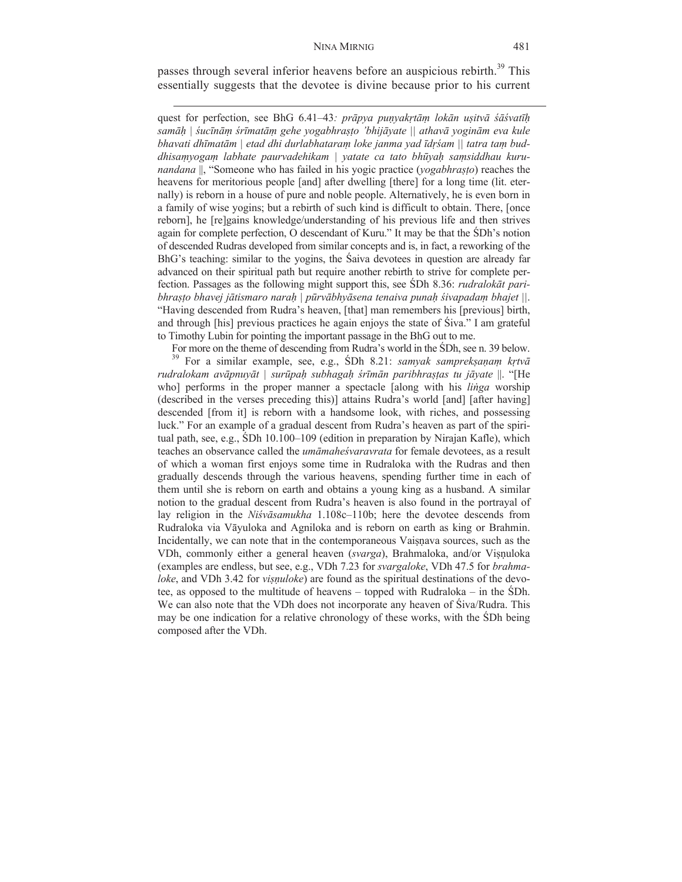passes through several inferior heavens before an auspicious rebirth.[39] This essentially suggests that the devotee is divine because prior to his current

---

quest for perfection, see BhG 6.41–43*: prāpya puṇyakṛtāṃ lokān uṣitvā śāśvatīḥ samāḥ | śucīnāṃ śrīmatāṃ gehe yogabhraṣṭo 'bhijāyate || athavā yogināṃ eva kule bhavati dhīmatām | etad dhi durlabhataraṃ loke janma yad īdṛśam || tatra taṃ buddhisaṃyogaṃ labhate paurvadehikam | yatate ca tato bhūyaḥ saṃsiddhau kurunandana* ||, "Someone who has failed in his yogic practice (*yogabhraṣṭo*) reaches the heavens for meritorious people [and] after dwelling [there] for a long time (lit. eternally) is reborn in a house of pure and noble people. Alternatively, he is even born in a family of wise yogins; but a rebirth of such kind is difficult to obtain. There, [once reborn], he [re]gains knowledge/understanding of his previous life and then strives again for complete perfection, O descendant of Kuru." It may be that the ŚDh's notion of descended Rudras developed from similar concepts and is, in fact, a reworking of the BhG's teaching: similar to the yogins, the Śaiva devotees in question are already far advanced on their spiritual path but require another rebirth to strive for complete perfection. Passages as the following might support this, see ŚDh 8.36: *rudralokāt paribhraṣṭo bhavej jātismaro naraḥ | pūrvābhyāsena tenaiva punaḥ śivapadaṃ bhajet* ||. "Having descended from Rudra's heaven, [that] man remembers his [previous] birth, and through [his] previous practices he again enjoys the state of Śiva." I am grateful to Timothy Lubin for pointing the important passage in the BhG out to me.

For more on the theme of descending from Rudra's world in the ŚDh, see n. 39 below.

[39] For a similar example, see, e.g., ŚDh 8.21: *samyak samprekṣaṇaṃ kṛtvā rudralokam avāpnuyāt | surūpaḥ subhagaḥ śrīmān paribhraṣṭas tu jāyate* ||. "[He who] performs in the proper manner a spectacle [along with his *liṅga* worship (described in the verses preceding this)] attains Rudra's world [and] [after having] descended [from it] is reborn with a handsome look, with riches, and possessing luck." For an example of a gradual descent from Rudra's heaven as part of the spiritual path, see, e.g., ŚDh 10.100–109 (edition in preparation by Nirajan Kafle), which teaches an observance called the *umāmaheśvaravrata* for female devotees, as a result of which a woman first enjoys some time in Rudraloka with the Rudras and then gradually descends through the various heavens, spending further time in each of them until she is reborn on earth and obtains a young king as a husband. A similar notion to the gradual descent from Rudra's heaven is also found in the portrayal of lay religion in the *Niśvāsamukha* 1.108c–110b; here the devotee descends from Rudraloka via Vāyuloka and Agniloka and is reborn on earth as king or Brahmin. Incidentally, we can note that in the contemporaneous Vaiṣṇava sources, such as the VDh, commonly either a general heaven (*svarga*), Brahmaloka, and/or Viṣṇuloka (examples are endless, but see, e.g., VDh 7.23 for *svargaloke*, VDh 47.5 for *brahmaloke*, and VDh 3.42 for *viṣṇuloke*) are found as the spiritual destinations of the devotee, as opposed to the multitude of heavens – topped with Rudraloka – in the ŚDh. We can also note that the VDh does not incorporate any heaven of Śiva/Rudra. This may be one indication for a relative chronology of these works, with the ŚDh being composed after the VDh.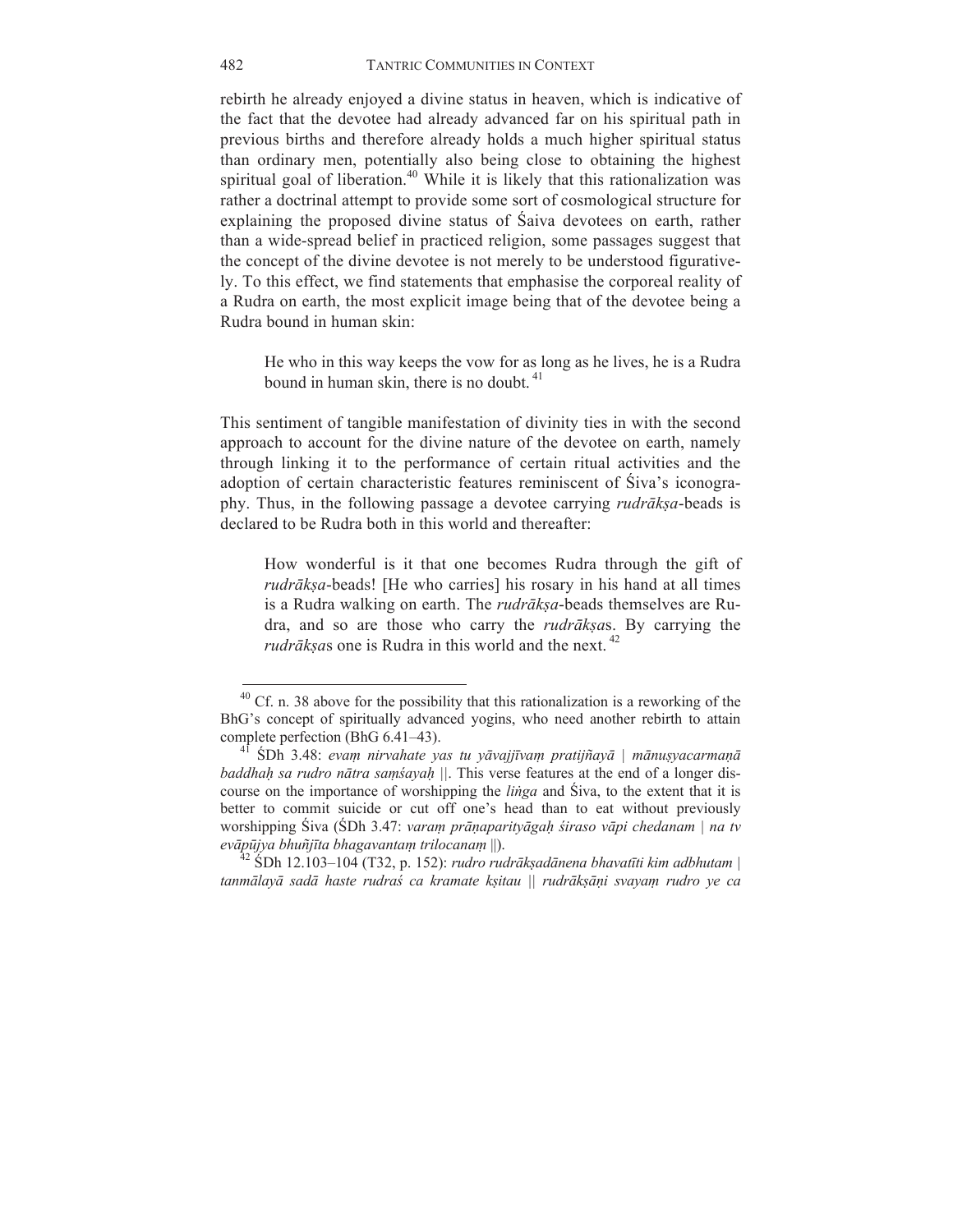rebirth he already enjoyed a divine status in heaven, which is indicative of the fact that the devotee had already advanced far on his spiritual path in previous births and therefore already holds a much higher spiritual status than ordinary men, potentially also being close to obtaining the highest spiritual goal of liberation.[40] While it is likely that this rationalization was rather a doctrinal attempt to provide some sort of cosmological structure for explaining the proposed divine status of Śaiva devotees on earth, rather than a wide-spread belief in practiced religion, some passages suggest that the concept of the divine devotee is not merely to be understood figuratively. To this effect, we find statements that emphasise the corporeal reality of a Rudra on earth, the most explicit image being that of the devotee being a Rudra bound in human skin:

> He who in this way keeps the vow for as long as he lives, he is a Rudra bound in human skin, there is no doubt.[41]

This sentiment of tangible manifestation of divinity ties in with the second approach to account for the divine nature of the devotee on earth, namely through linking it to the performance of certain ritual activities and the adoption of certain characteristic features reminiscent of Śiva's iconography. Thus, in the following passage a devotee carrying *rudrākṣa*-beads is declared to be Rudra both in this world and thereafter:

> How wonderful is it that one becomes Rudra through the gift of *rudrākṣa*-beads! [He who carries] his rosary in his hand at all times is a Rudra walking on earth. The *rudrākṣa*-beads themselves are Rudra, and so are those who carry the *rudrākṣa*s. By carrying the *rudrākṣa*s one is Rudra in this world and the next.[42]

---

[40] Cf. n. 38 above for the possibility that this rationalization is a reworking of the BhG's concept of spiritually advanced yogins, who need another rebirth to attain complete perfection (BhG 6.41–43).

[41] ŚDh 3.48: *evaṃ nirvahate yas tu yāvajjīvaṃ pratijñayā | mānuṣyacarmaṇā baddhaḥ sa rudro nātra saṃśayaḥ* ||. This verse features at the end of a longer discourse on the importance of worshipping the *liṅga* and Śiva, to the extent that it is better to commit suicide or cut off one's head than to eat without previously worshipping Śiva (ŚDh 3.47: *varaṃ prāṇaparityāgaḥ śiraso vāpi chedanam | na tv evāpūjya bhuñjīta bhagavantaṃ trilocanaṃ* ||).

[42] ŚDh 12.103–104 (T32, p. 152): *rudro rudrākṣadānena bhavatīti kim adbhutam | tanmālayā sadā haste rudraś ca kramate kṣitau || rudrākṣāṇi svayaṃ rudro ye ca*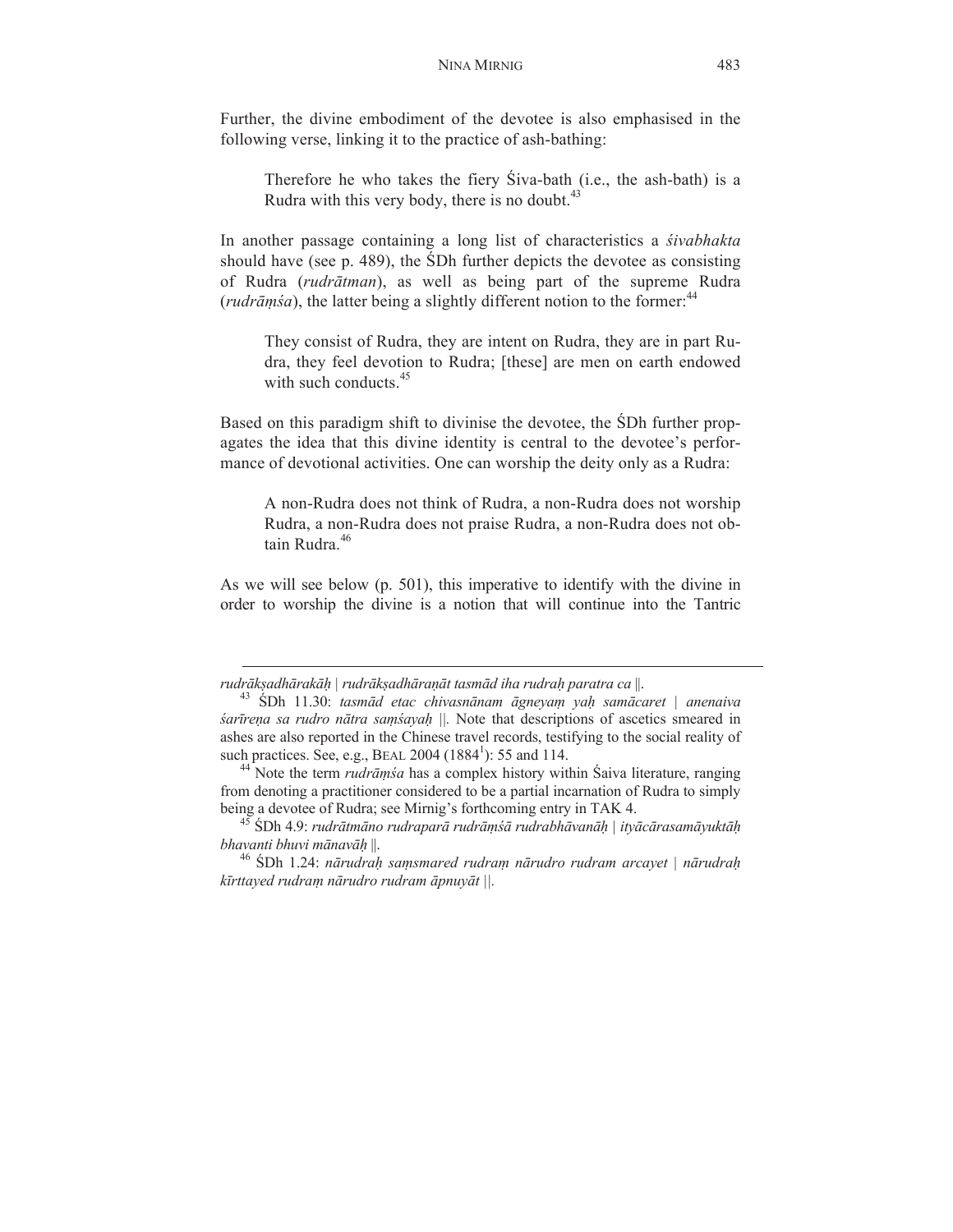Further, the divine embodiment of the devotee is also emphasised in the following verse, linking it to the practice of ash-bathing:

> Therefore he who takes the fiery Śiva-bath (i.e., the ash-bath) is a Rudra with this very body, there is no doubt.[43]

In another passage containing a long list of characteristics a *śivabhakta* should have (see p. 489), the ŚDh further depicts the devotee as consisting of Rudra (*rudrātman*), as well as being part of the supreme Rudra (*rudrāṃśa*), the latter being a slightly different notion to the former:[44]

> They consist of Rudra, they are intent on Rudra, they are in part Rudra, they feel devotion to Rudra; [these] are men on earth endowed with such conducts.[45]

Based on this paradigm shift to divinise the devotee, the ŚDh further propagates the idea that this divine identity is central to the devotee's performance of devotional activities. One can worship the deity only as a Rudra:

> A non-Rudra does not think of Rudra, a non-Rudra does not worship Rudra, a non-Rudra does not praise Rudra, a non-Rudra does not obtain Rudra.[46]

As we will see below (p. 501), this imperative to identify with the divine in order to worship the divine is a notion that will continue into the Tantric

---

*rudrākṣadhārakāḥ | rudrākṣadhāraṇāt tasmād iha rudraḥ paratra ca* ||.

[43] ŚDh 11.30: *tasmād etac chivasnānam āgneyaṃ yaḥ samācaret | anenaiva śarīreṇa sa rudro nātra saṃśayaḥ* ||. Note that descriptions of ascetics smeared in ashes are also reported in the Chinese travel records, testifying to the social reality of such practices. See, e.g., BEAL 2004 (1884[1]): 55 and 114.

[44] Note the term *rudrāṃśa* has a complex history within Śaiva literature, ranging from denoting a practitioner considered to be a partial incarnation of Rudra to simply being a devotee of Rudra; see Mirnig's forthcoming entry in TAK 4.

[45] ŚDh 4.9: *rudrātmāno rudraparā rudrāṃśā rudrabhāvanāḥ | ityācārasamāyuktāḥ bhavanti bhuvi mānavāḥ* ||.

[46] ŚDh 1.24: *nārudraḥ saṃsmared rudraṃ nārudro rudram arcayet | nārudraḥ kīrttayed rudraṃ nārudro rudram āpnuyāt* ||.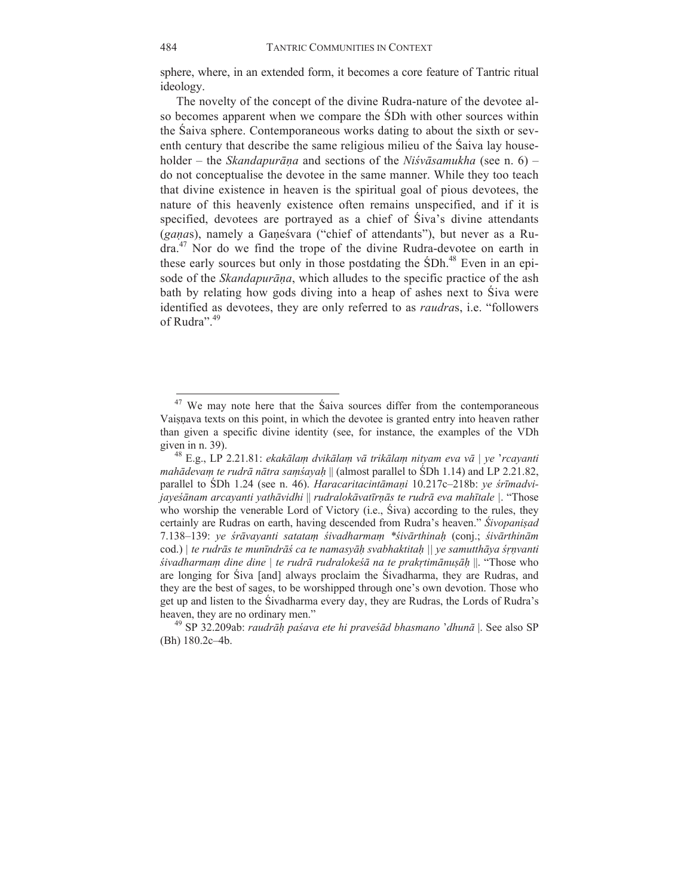sphere, where, in an extended form, it becomes a core feature of Tantric ritual ideology.

The novelty of the concept of the divine Rudra-nature of the devotee also becomes apparent when we compare the ŚDh with other sources within the Śaiva sphere. Contemporaneous works dating to about the sixth or seventh century that describe the same religious milieu of the Śaiva lay householder – the *Skandapurāṇa* and sections of the *Niśvāsamukha* (see n. 6) – do not conceptualise the devotee in the same manner. While they too teach that divine existence in heaven is the spiritual goal of pious devotees, the nature of this heavenly existence often remains unspecified, and if it is specified, devotees are portrayed as a chief of Śiva's divine attendants (*gaṇa*s), namely a Gaṇeśvara ("chief of attendants"), but never as a Rudra.[47] Nor do we find the trope of the divine Rudra-devotee on earth in these early sources but only in those postdating the ŚDh.[48] Even in an episode of the *Skandapurāṇa*, which alludes to the specific practice of the ash bath by relating how gods diving into a heap of ashes next to Śiva were identified as devotees, they are only referred to as *raudra*s, i.e. "followers of Rudra".[49]

---

[47] We may note here that the Śaiva sources differ from the contemporaneous Vaiṣṇava texts on this point, in which the devotee is granted entry into heaven rather than given a specific divine identity (see, for instance, the examples of the VDh given in n. 39).

[48] E.g., LP 2.21.81: *ekakālaṃ dvikālaṃ vā trikālaṃ nityam eva vā | ye 'rcayanti mahādevaṃ te rudrā nātra saṃśayaḥ* || (almost parallel to ŚDh 1.14) and LP 2.21.82, parallel to ŚDh 1.24 (see n. 46). *Haracaritacintāmaṇi* 10.217c–218b: *ye śrīmadvijayeśānam arcayanti yathāvidhi* || *rudralokāvatīrṇās te rudrā eva mahītale* |. "Those who worship the venerable Lord of Victory (i.e., Śiva) according to the rules, they certainly are Rudras on earth, having descended from Rudra's heaven." *Śivopaniṣad* 7.138–139: *ye śrāvayanti satataṃ śivadharmaṃ \*śivārthinaḥ* (conj.; *śivārthinām* cod.) | *te rudrās te munīndrāś ca te namasyāḥ svabhaktitaḥ* || *ye samutthāya śṛṇvanti śivadharmaṃ dine dine* | *te rudrā rudralokeśā na te prakṛtimānuṣāḥ* ||. "Those who are longing for Śiva [and] always proclaim the Śivadharma, they are Rudras, and they are the best of sages, to be worshipped through one's own devotion. Those who get up and listen to the Śivadharma every day, they are Rudras, the Lords of Rudra's heaven, they are no ordinary men."

[49] SP 32.209ab: *raudrāḥ paśava ete hi praveśād bhasmano 'dhunā* |. See also SP (Bh) 180.2c–4b.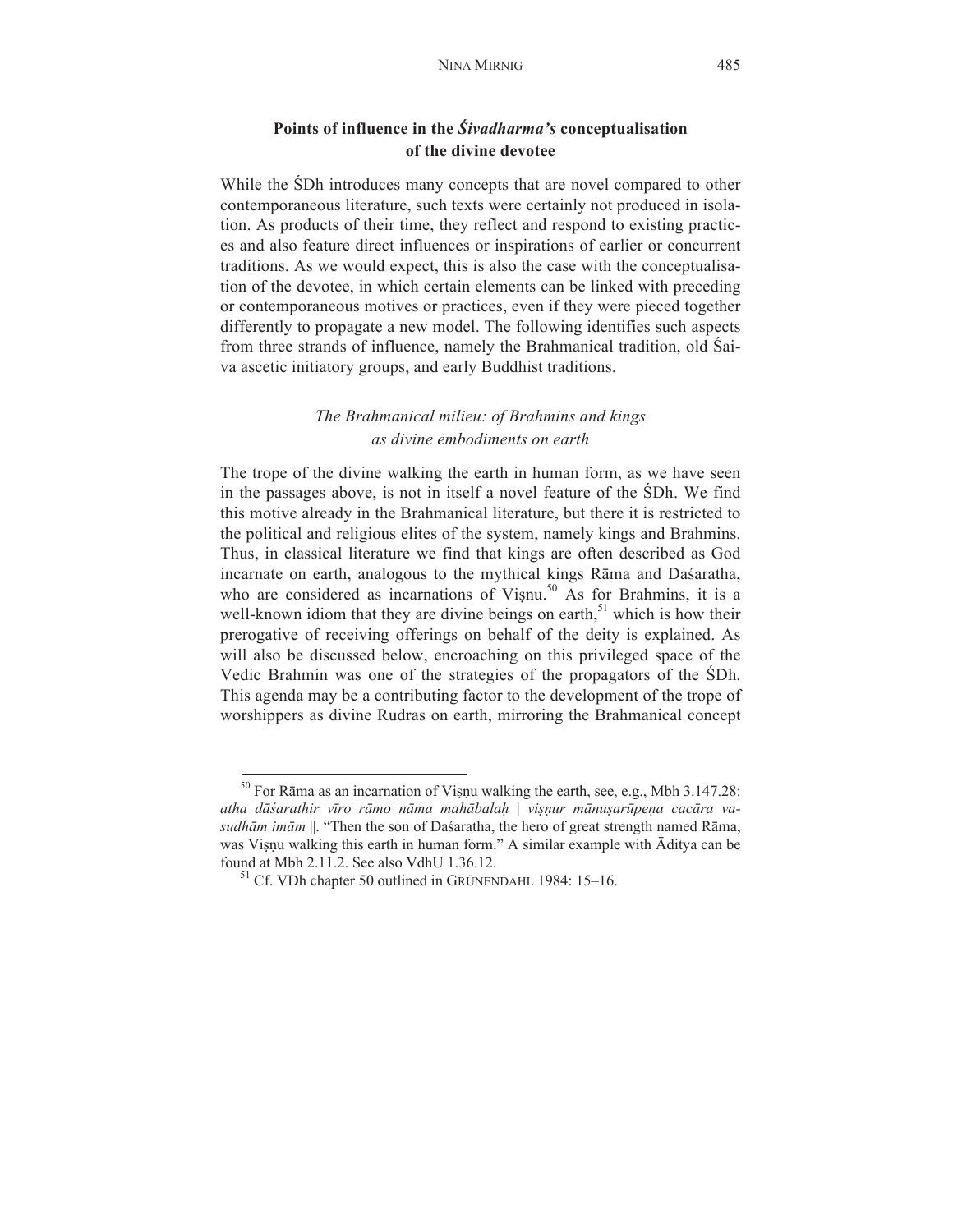## Points of influence in the *Śivadharma's* conceptualisation of the divine devotee

While the ŚDh introduces many concepts that are novel compared to other contemporaneous literature, such texts were certainly not produced in isolation. As products of their time, they reflect and respond to existing practices and also feature direct influences or inspirations of earlier or concurrent traditions. As we would expect, this is also the case with the conceptualisation of the devotee, in which certain elements can be linked with preceding or contemporaneous motives or practices, even if they were pieced together differently to propagate a new model. The following identifies such aspects from three strands of influence, namely the Brahmanical tradition, old Śaiva ascetic initiatory groups, and early Buddhist traditions.

### *The Brahmanical milieu: of Brahmins and kings as divine embodiments on earth*

The trope of the divine walking the earth in human form, as we have seen in the passages above, is not in itself a novel feature of the ŚDh. We find this motive already in the Brahmanical literature, but there it is restricted to the political and religious elites of the system, namely kings and Brahmins. Thus, in classical literature we find that kings are often described as God incarnate on earth, analogous to the mythical kings Rāma and Daśaratha, who are considered as incarnations of Viṣṇu.[50] As for Brahmins, it is a well-known idiom that they are divine beings on earth,[51] which is how their prerogative of receiving offerings on behalf of the deity is explained. As will also be discussed below, encroaching on this privileged space of the Vedic Brahmin was one of the strategies of the propagators of the ŚDh. This agenda may be a contributing factor to the development of the trope of worshippers as divine Rudras on earth, mirroring the Brahmanical concept

---

[50] For Rāma as an incarnation of Viṣṇu walking the earth, see, e.g., Mbh 3.147.28: *atha dāśarathir vīro rāmo nāma mahābalaḥ | viṣṇur mānuṣarūpeṇa cacāra vasudhām imām* ||. "Then the son of Daśaratha, the hero of great strength named Rāma, was Viṣṇu walking this earth in human form." A similar example with Āditya can be found at Mbh 2.11.2. See also VdhU 1.36.12.

[51] Cf. VDh chapter 50 outlined in GRÜNENDAHL 1984: 15–16.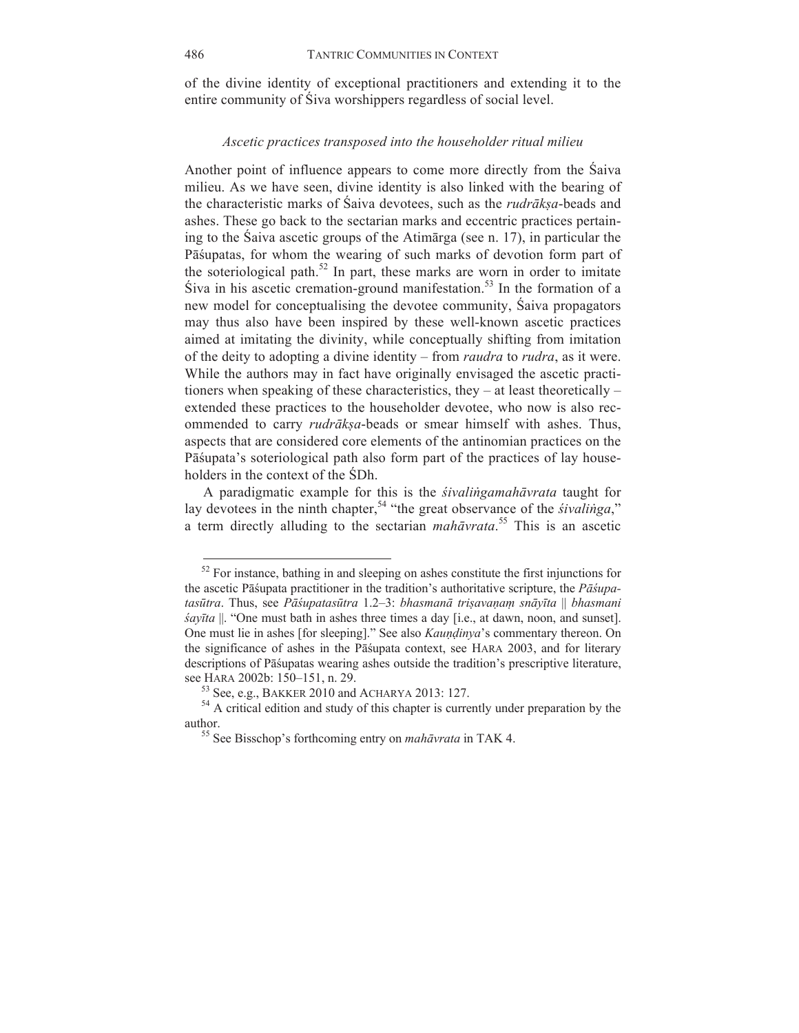of the divine identity of exceptional practitioners and extending it to the entire community of Śiva worshippers regardless of social level.

### *Ascetic practices transposed into the householder ritual milieu*

Another point of influence appears to come more directly from the Śaiva milieu. As we have seen, divine identity is also linked with the bearing of the characteristic marks of Śaiva devotees, such as the *rudrākṣa*-beads and ashes. These go back to the sectarian marks and eccentric practices pertaining to the Śaiva ascetic groups of the Atimārga (see n. 17), in particular the Pāśupatas, for whom the wearing of such marks of devotion form part of the soteriological path.[52] In part, these marks are worn in order to imitate Śiva in his ascetic cremation-ground manifestation.[53] In the formation of a new model for conceptualising the devotee community, Śaiva propagators may thus also have been inspired by these well-known ascetic practices aimed at imitating the divinity, while conceptually shifting from imitation of the deity to adopting a divine identity – from *raudra* to *rudra*, as it were. While the authors may in fact have originally envisaged the ascetic practitioners when speaking of these characteristics, they – at least theoretically – extended these practices to the householder devotee, who now is also recommended to carry *rudrākṣa*-beads or smear himself with ashes. Thus, aspects that are considered core elements of the antinomian practices on the Pāśupata's soteriological path also form part of the practices of lay householders in the context of the ŚDh.

A paradigmatic example for this is the *śivaliṅgamahāvrata* taught for lay devotees in the ninth chapter,[54] "the great observance of the *śivaliṅga*," a term directly alluding to the sectarian *mahāvrata*.[55] This is an ascetic

---

[52] For instance, bathing in and sleeping on ashes constitute the first injunctions for the ascetic Pāśupata practitioner in the tradition's authoritative scripture, the *Pāśupatasūtra*. Thus, see *Pāśupatasūtra* 1.2–3: *bhasmanā triṣavaṇaṃ snāyīta* || *bhasmani śayīta* ||. "One must bath in ashes three times a day [i.e., at dawn, noon, and sunset]. One must lie in ashes [for sleeping]." See also *Kauṇḍinya*'s commentary thereon. On the significance of ashes in the Pāśupata context, see HARA 2003, and for literary descriptions of Pāśupatas wearing ashes outside the tradition's prescriptive literature, see HARA 2002b: 150–151, n. 29.

[53] See, e.g., BAKKER 2010 and ACHARYA 2013: 127.

[54] A critical edition and study of this chapter is currently under preparation by the author.

[55] See Bisschop's forthcoming entry on *mahāvrata* in TAK 4.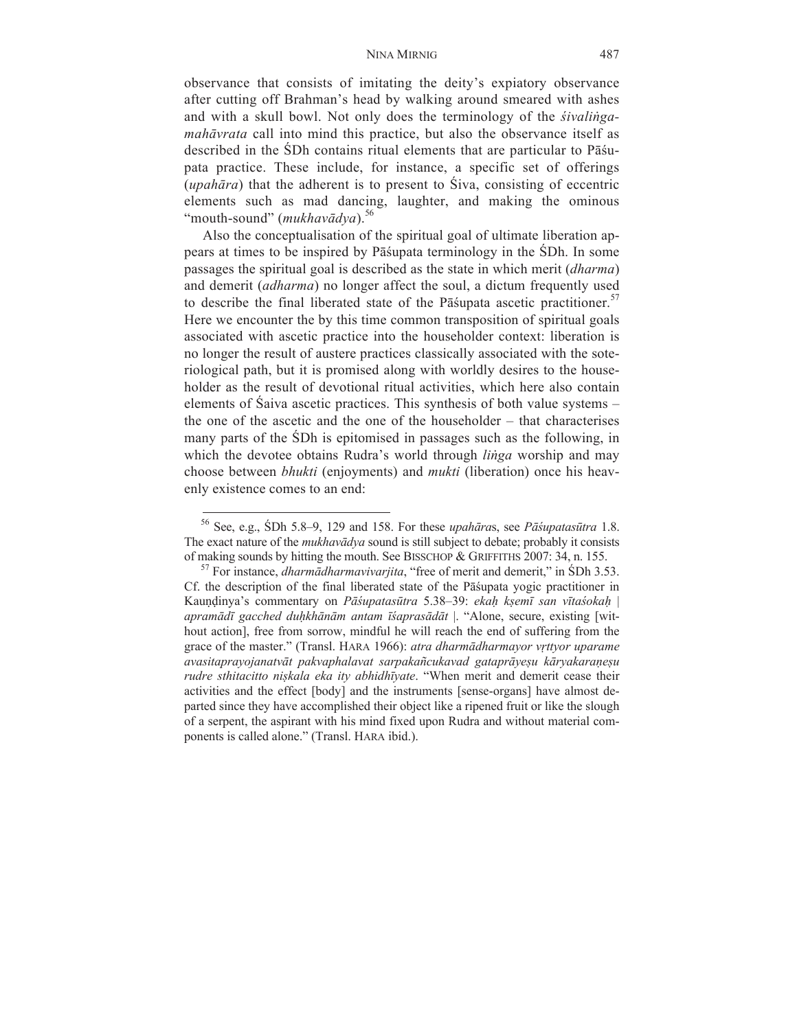observance that consists of imitating the deity's expiatory observance after cutting off Brahman's head by walking around smeared with ashes and with a skull bowl. Not only does the terminology of the *śivaliṅga-mahāvrata* call into mind this practice, but also the observance itself as described in the ŚDh contains ritual elements that are particular to Pāśupata practice. These include, for instance, a specific set of offerings (*upahāra*) that the adherent is to present to Śiva, consisting of eccentric elements such as mad dancing, laughter, and making the ominous "mouth-sound" (*mukhavādya*).[56]

Also the conceptualisation of the spiritual goal of ultimate liberation appears at times to be inspired by Pāśupata terminology in the ŚDh. In some passages the spiritual goal is described as the state in which merit (*dharma*) and demerit (*adharma*) no longer affect the soul, a dictum frequently used to describe the final liberated state of the Pāśupata ascetic practitioner.[57] Here we encounter the by this time common transposition of spiritual goals associated with ascetic practice into the householder context: liberation is no longer the result of austere practices classically associated with the soteriological path, but it is promised along with worldly desires to the householder as the result of devotional ritual activities, which here also contain elements of Śaiva ascetic practices. This synthesis of both value systems – the one of the ascetic and the one of the householder – that characterises many parts of the ŚDh is epitomised in passages such as the following, in which the devotee obtains Rudra's world through *liṅga* worship and may choose between *bhukti* (enjoyments) and *mukti* (liberation) once his heavenly existence comes to an end:

---

[56] See, e.g., ŚDh 5.8–9, 129 and 158. For these *upahāra*s, see *Pāśupatasūtra* 1.8. The exact nature of the *mukhavādya* sound is still subject to debate; probably it consists of making sounds by hitting the mouth. See BISSCHOP & GRIFFITHS 2007: 34, n. 155.

[57] For instance, *dharmādharmavivarjita*, "free of merit and demerit," in ŚDh 3.53. Cf. the description of the final liberated state of the Pāśupata yogic practitioner in Kauṇḍinya's commentary on *Pāśupatasūtra* 5.38–39: *ekaḥ kṣemī san vītaśokaḥ | apramādī gacched duḥkhānām antam īśaprasādāt |*. "Alone, secure, existing [without action], free from sorrow, mindful he will reach the end of suffering from the grace of the master." (Transl. HARA 1966): *atra dharmādharmayor vṛttyor uparame avasitaprayojanatvāt pakvaphalavat sarpakañcukavad gataprāyeṣu kāryakaraṇeṣu rudre sthitacitto niṣkala eka ity abhidhīyate*. "When merit and demerit cease their activities and the effect [body] and the instruments [sense-organs] have almost departed since they have accomplished their object like a ripened fruit or like the slough of a serpent, the aspirant with his mind fixed upon Rudra and without material components is called alone." (Transl. HARA ibid.).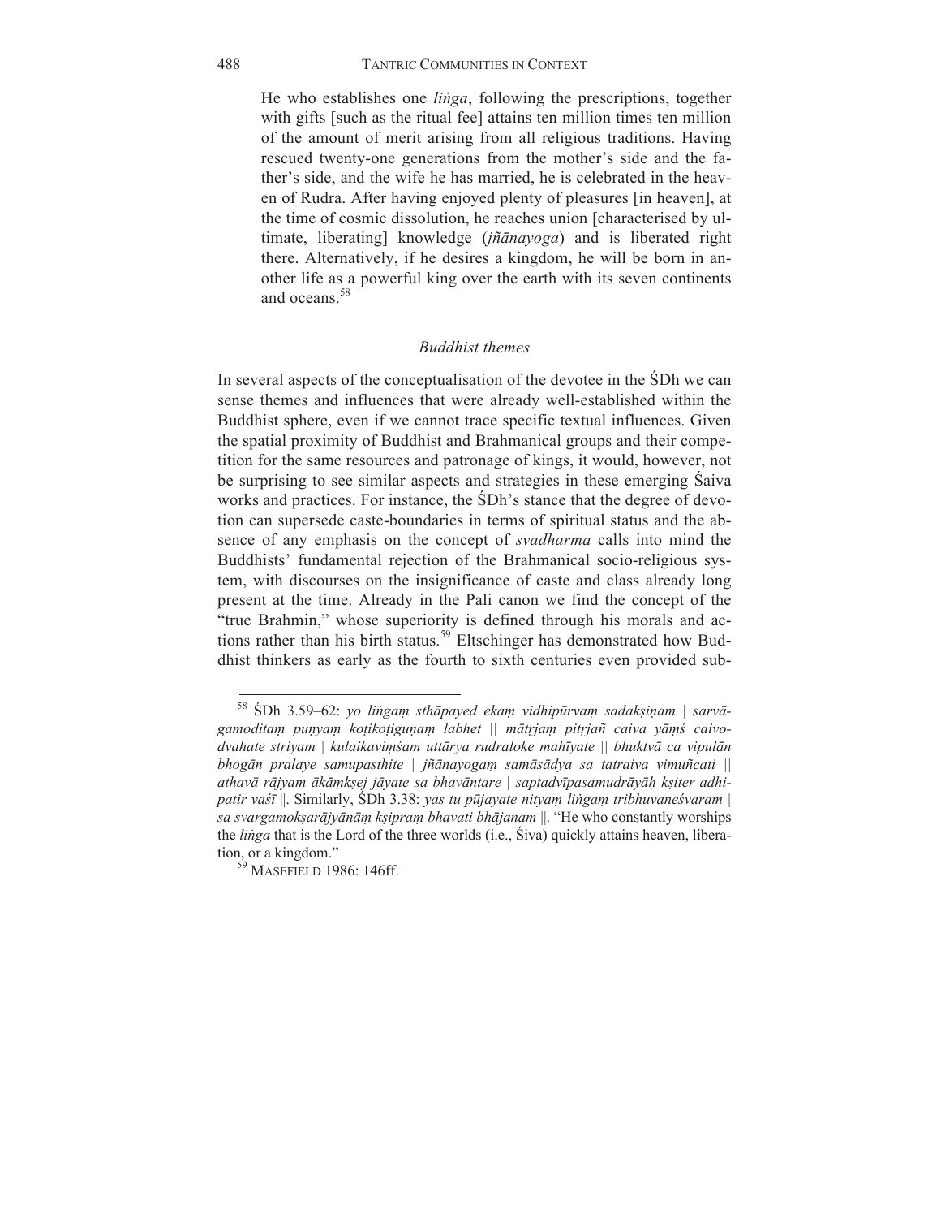> He who establishes one *liṅga*, following the prescriptions, together with gifts [such as the ritual fee] attains ten million times ten million of the amount of merit arising from all religious traditions. Having rescued twenty-one generations from the mother's side and the father's side, and the wife he has married, he is celebrated in the heaven of Rudra. After having enjoyed plenty of pleasures [in heaven], at the time of cosmic dissolution, he reaches union [characterised by ultimate, liberating] knowledge (*jñānayoga*) and is liberated right there. Alternatively, if he desires a kingdom, he will be born in another life as a powerful king over the earth with its seven continents and oceans.[58]

### *Buddhist themes*

In several aspects of the conceptualisation of the devotee in the ŚDh we can sense themes and influences that were already well-established within the Buddhist sphere, even if we cannot trace specific textual influences. Given the spatial proximity of Buddhist and Brahmanical groups and their competition for the same resources and patronage of kings, it would, however, not be surprising to see similar aspects and strategies in these emerging Śaiva works and practices. For instance, the ŚDh's stance that the degree of devotion can supersede caste-boundaries in terms of spiritual status and the absence of any emphasis on the concept of *svadharma* calls into mind the Buddhists' fundamental rejection of the Brahmanical socio-religious system, with discourses on the insignificance of caste and class already long present at the time. Already in the Pali canon we find the concept of the "true Brahmin," whose superiority is defined through his morals and actions rather than his birth status.[59] Eltschinger has demonstrated how Buddhist thinkers as early as the fourth to sixth centuries even provided sub-

---

[58] ŚDh 3.59–62: *yo liṅgaṃ sthāpayed ekaṃ vidhipūrvaṃ sadakṣiṇam | sarvāgamoditaṃ puṇyaṃ koṭikoṭiguṇaṃ labhet || mātṛjaṃ pitṛjañ caiva yāṃś caivodvahate striyam | kulaikaviṃśam uttārya rudraloke mahīyate || bhuktvā ca vipulān bhogān pralaye samupasthite | jñānayogaṃ samāsādya sa tatraiva vimuñcati || athavā rājyam ākāṃkṣej jāyate sa bhavāntare | saptadvīpasamudrāyāḥ kṣiter adhipatir vaśī* ||. Similarly, ŚDh 3.38: *yas tu pūjayate nityaṃ liṅgaṃ tribhuvaneśvaram | sa svargamokṣarājyānāṃ kṣipraṃ bhavati bhājanam* ||. "He who constantly worships the *liṅga* that is the Lord of the three worlds (i.e., Śiva) quickly attains heaven, liberation, or a kingdom."

[59] MASEFIELD 1986: 146ff.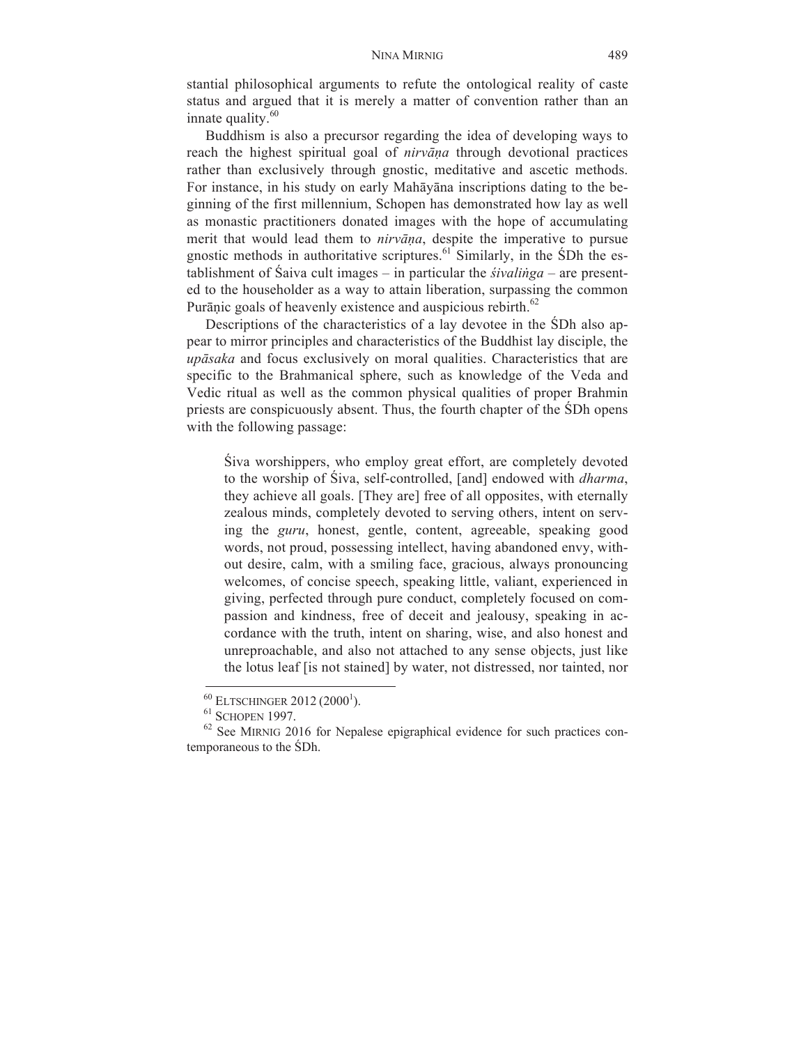stantial philosophical arguments to refute the ontological reality of caste status and argued that it is merely a matter of convention rather than an innate quality.[60]

Buddhism is also a precursor regarding the idea of developing ways to reach the highest spiritual goal of *nirvāṇa* through devotional practices rather than exclusively through gnostic, meditative and ascetic methods. For instance, in his study on early Mahāyāna inscriptions dating to the beginning of the first millennium, Schopen has demonstrated how lay as well as monastic practitioners donated images with the hope of accumulating merit that would lead them to *nirvāṇa*, despite the imperative to pursue gnostic methods in authoritative scriptures.[61] Similarly, in the ŚDh the establishment of Śaiva cult images – in particular the *śivaliṅga* – are presented to the householder as a way to attain liberation, surpassing the common Purāṇic goals of heavenly existence and auspicious rebirth.[62]

Descriptions of the characteristics of a lay devotee in the ŚDh also appear to mirror principles and characteristics of the Buddhist lay disciple, the *upāsaka* and focus exclusively on moral qualities. Characteristics that are specific to the Brahmanical sphere, such as knowledge of the Veda and Vedic ritual as well as the common physical qualities of proper Brahmin priests are conspicuously absent. Thus, the fourth chapter of the ŚDh opens with the following passage:

> Śiva worshippers, who employ great effort, are completely devoted to the worship of Śiva, self-controlled, [and] endowed with *dharma*, they achieve all goals. [They are] free of all opposites, with eternally zealous minds, completely devoted to serving others, intent on serving the *guru*, honest, gentle, content, agreeable, speaking good words, not proud, possessing intellect, having abandoned envy, without desire, calm, with a smiling face, gracious, always pronouncing welcomes, of concise speech, speaking little, valiant, experienced in giving, perfected through pure conduct, completely focused on compassion and kindness, free of deceit and jealousy, speaking in accordance with the truth, intent on sharing, wise, and also honest and unreproachable, and also not attached to any sense objects, just like the lotus leaf [is not stained] by water, not distressed, nor tainted, nor

---

[60] ELTSCHINGER 2012 (2000[1]).

[61] SCHOPEN 1997.

[62] See MIRNIG 2016 for Nepalese epigraphical evidence for such practices contemporaneous to the ŚDh.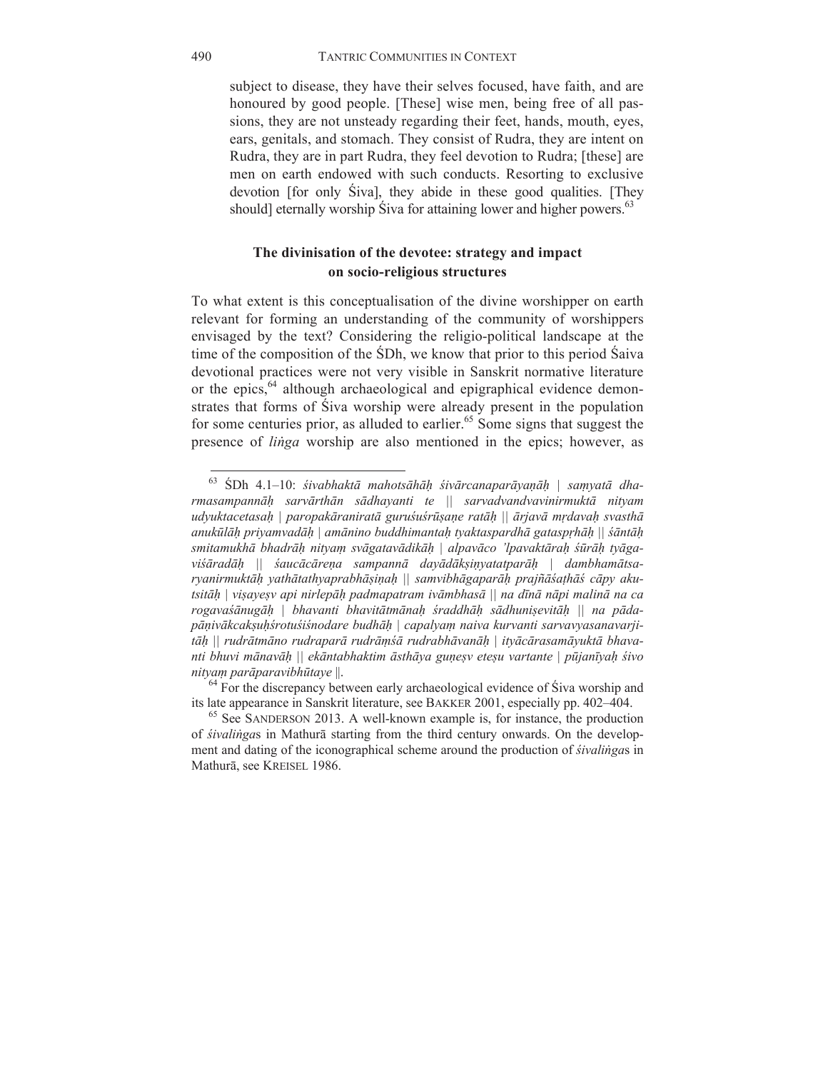subject to disease, they have their selves focused, have faith, and are honoured by good people. [These] wise men, being free of all passions, they are not unsteady regarding their feet, hands, mouth, eyes, ears, genitals, and stomach. They consist of Rudra, they are intent on Rudra, they are in part Rudra, they feel devotion to Rudra; [these] are men on earth endowed with such conducts. Resorting to exclusive devotion [for only Śiva], they abide in these good qualities. [They should] eternally worship Śiva for attaining lower and higher powers.[63]

### The divinisation of the devotee: strategy and impact on socio-religious structures

To what extent is this conceptualisation of the divine worshipper on earth relevant for forming an understanding of the community of worshippers envisaged by the text? Considering the religio-political landscape at the time of the composition of the ŚDh, we know that prior to this period Śaiva devotional practices were not very visible in Sanskrit normative literature or the epics,[64] although archaeological and epigraphical evidence demonstrates that forms of Śiva worship were already present in the population for some centuries prior, as alluded to earlier.[65] Some signs that suggest the presence of *liṅga* worship are also mentioned in the epics; however, as

---

[63] ŚDh 4.1–10: *śivabhaktā mahotsāhāḥ śivārcanaparāyaṇāḥ | saṃyatā dharmasampannāḥ sarvārthān sādhayanti te || sarvadvandvavinirmuktā nityam udyuktacetasaḥ | paropakāraniratā guruśuśrūṣaṇe ratāḥ || ārjavā mṛdavaḥ svasthā anukūlāḥ priyamvadāḥ | amānino buddhimantaḥ tyaktaspardhā gataspṛhāḥ || śāntāḥ smitamukhā bhadrāḥ nityaṃ svāgatavādikāḥ | alpavāco 'lpavaktāraḥ śūrāḥ tyāgaviśāradāḥ || śaucācāreṇa sampannā dayādākṣiṇyatatparāḥ | dambhamātsaryanirmuktāḥ yathātathyaprabhāṣiṇaḥ || samvibhāgaparāḥ prajñāśaṭhāś cāpy akutsitāḥ | viṣayeṣv api nirlepāḥ padmapatram ivāmbhasā || na dīnā nāpi malinā na ca rogavaśānugāḥ | bhavanti bhavitātmānaḥ śraddhāḥ sādhuniṣevitāḥ || na pādapāṇivākcakṣuḥśrotuśiśnodare budhāḥ | capalyaṃ naiva kurvanti sarvavyasanavarjitāḥ || rudrātmāno rudraparā rudrāṃśā rudrabhāvanāḥ | ityācārasamāyuktā bhavanti bhuvi mānavāḥ || ekāntabhaktim āsthāya guṇeṣv eteṣu vartante | pūjanīyaḥ śivo nityaṃ parāparavibhūtaye ||.*

[64] For the discrepancy between early archaeological evidence of Śiva worship and its late appearance in Sanskrit literature, see BAKKER 2001, especially pp. 402–404.

[65] See SANDERSON 2013. A well-known example is, for instance, the production of *śivaliṅga*s in Mathurā starting from the third century onwards. On the development and dating of the iconographical scheme around the production of *śivaliṅga*s in Mathurā, see KREISEL 1986.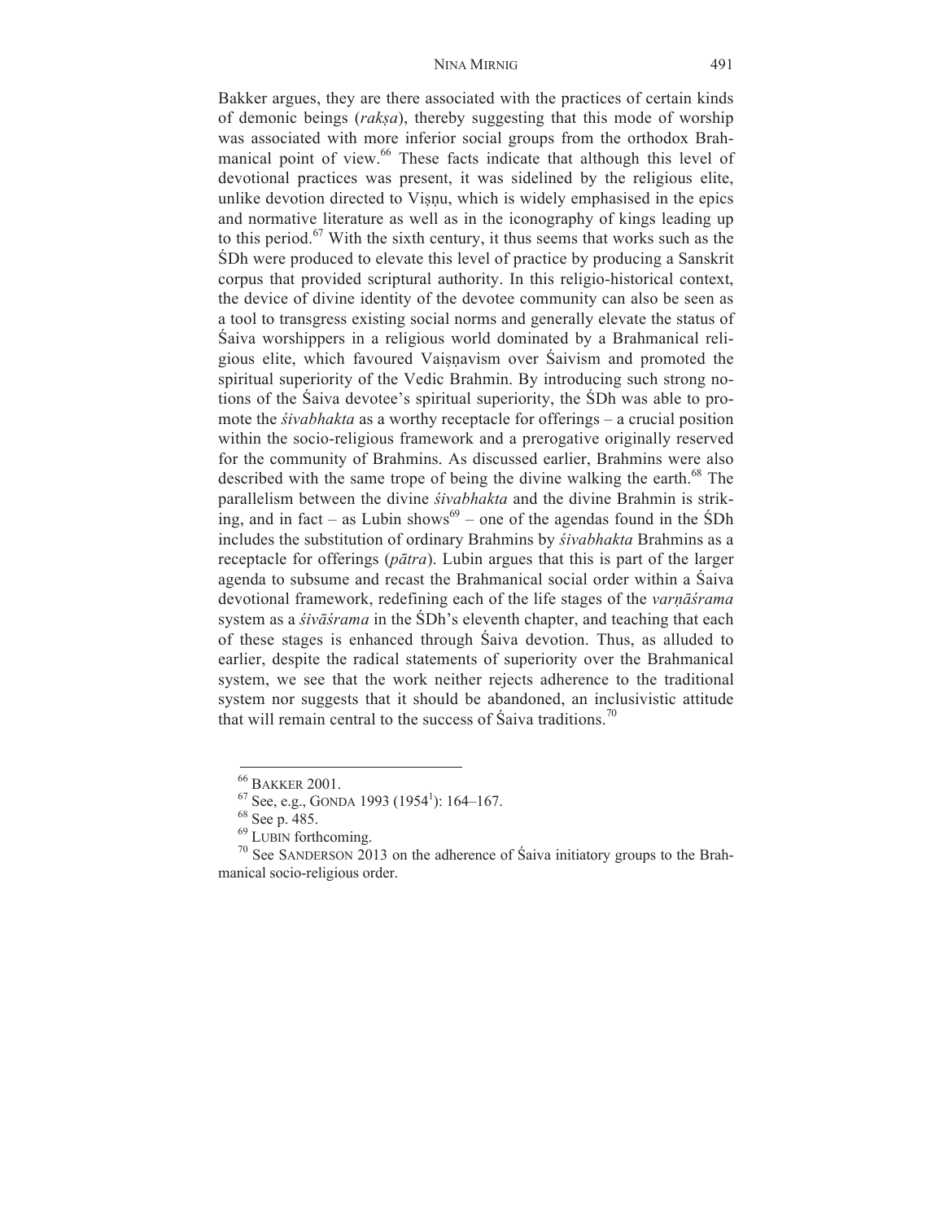Bakker argues, they are there associated with the practices of certain kinds of demonic beings (*rakṣa*), thereby suggesting that this mode of worship was associated with more inferior social groups from the orthodox Brahmanical point of view.[66] These facts indicate that although this level of devotional practices was present, it was sidelined by the religious elite, unlike devotion directed to Viṣṇu, which is widely emphasised in the epics and normative literature as well as in the iconography of kings leading up to this period.[67] With the sixth century, it thus seems that works such as the ŚDh were produced to elevate this level of practice by producing a Sanskrit corpus that provided scriptural authority. In this religio-historical context, the device of divine identity of the devotee community can also be seen as a tool to transgress existing social norms and generally elevate the status of Śaiva worshippers in a religious world dominated by a Brahmanical religious elite, which favoured Vaiṣṇavism over Śaivism and promoted the spiritual superiority of the Vedic Brahmin. By introducing such strong notions of the Śaiva devotee's spiritual superiority, the ŚDh was able to promote the *śivabhakta* as a worthy receptacle for offerings – a crucial position within the socio-religious framework and a prerogative originally reserved for the community of Brahmins. As discussed earlier, Brahmins were also described with the same trope of being the divine walking the earth.[68] The parallelism between the divine *śivabhakta* and the divine Brahmin is striking, and in fact – as Lubin shows[69] – one of the agendas found in the ŚDh includes the substitution of ordinary Brahmins by *śivabhakta* Brahmins as a receptacle for offerings (*pātra*). Lubin argues that this is part of the larger agenda to subsume and recast the Brahmanical social order within a Śaiva devotional framework, redefining each of the life stages of the *varṇāśrama* system as a *śivāśrama* in the ŚDh's eleventh chapter, and teaching that each of these stages is enhanced through Śaiva devotion. Thus, as alluded to earlier, despite the radical statements of superiority over the Brahmanical system, we see that the work neither rejects adherence to the traditional system nor suggests that it should be abandoned, an inclusivistic attitude that will remain central to the success of Śaiva traditions.[70]

---

[66] BAKKER 2001.

[67] See, e.g., GONDA 1993 (1954[1]): 164–167.

[68] See p. 485.

[69] LUBIN forthcoming.

[70] See SANDERSON 2013 on the adherence of Śaiva initiatory groups to the Brahmanical socio-religious order.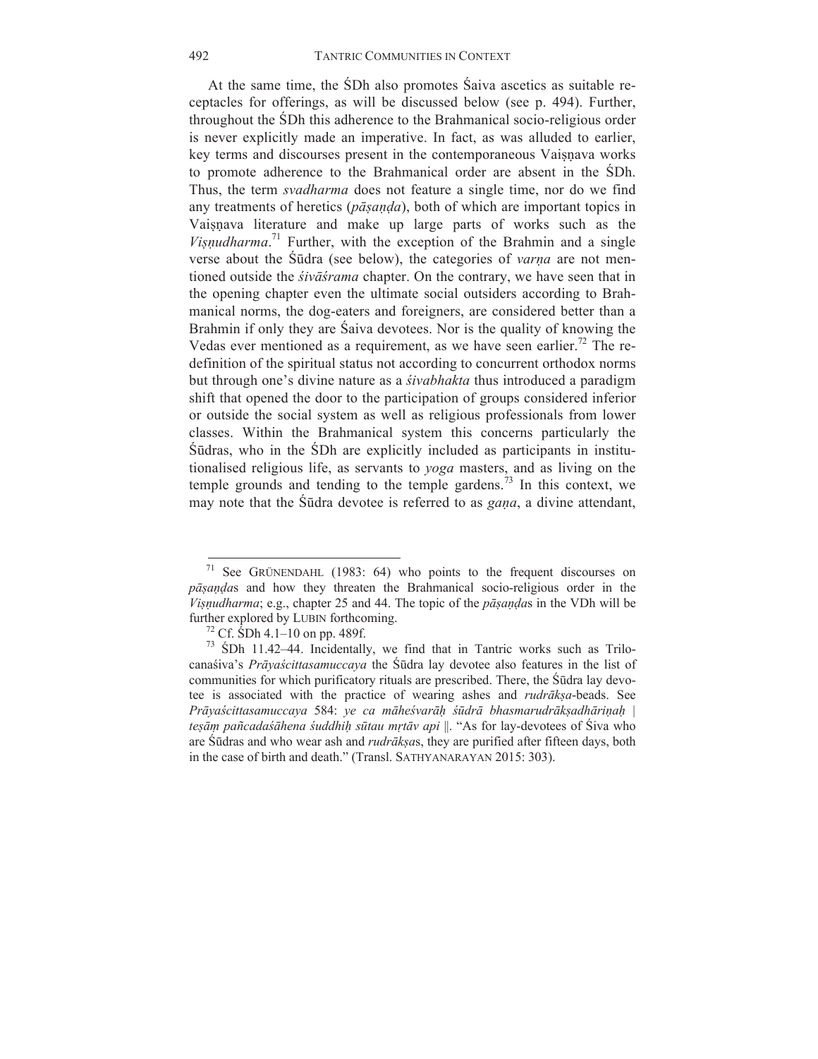At the same time, the ŚDh also promotes Śaiva ascetics as suitable receptacles for offerings, as will be discussed below (see p. 494). Further, throughout the ŚDh this adherence to the Brahmanical socio-religious order is never explicitly made an imperative. In fact, as was alluded to earlier, key terms and discourses present in the contemporaneous Vaiṣṇava works to promote adherence to the Brahmanical order are absent in the ŚDh. Thus, the term *svadharma* does not feature a single time, nor do we find any treatments of heretics (*pāṣaṇḍa*), both of which are important topics in Vaiṣṇava literature and make up large parts of works such as the *Viṣṇudharma*.[71] Further, with the exception of the Brahmin and a single verse about the Śūdra (see below), the categories of *varṇa* are not mentioned outside the *śivāśrama* chapter. On the contrary, we have seen that in the opening chapter even the ultimate social outsiders according to Brahmanical norms, the dog-eaters and foreigners, are considered better than a Brahmin if only they are Śaiva devotees. Nor is the quality of knowing the Vedas ever mentioned as a requirement, as we have seen earlier.[72] The redefinition of the spiritual status not according to concurrent orthodox norms but through one's divine nature as a *śivabhakta* thus introduced a paradigm shift that opened the door to the participation of groups considered inferior or outside the social system as well as religious professionals from lower classes. Within the Brahmanical system this concerns particularly the Śūdras, who in the ŚDh are explicitly included as participants in institutionalised religious life, as servants to *yoga* masters, and as living on the temple grounds and tending to the temple gardens.[73] In this context, we may note that the Śūdra devotee is referred to as *gaṇa*, a divine attendant,

---

[71] See GRÜNENDAHL (1983: 64) who points to the frequent discourses on *pāṣaṇḍa*s and how they threaten the Brahmanical socio-religious order in the *Viṣṇudharma*; e.g., chapter 25 and 44. The topic of the *pāṣaṇḍa*s in the VDh will be further explored by LUBIN forthcoming.

[72] Cf. ŚDh 4.1–10 on pp. 489f.

[73] ŚDh 11.42–44. Incidentally, we find that in Tantric works such as Trilocanaśiva's *Prāyaścittasamuccaya* the Śūdra lay devotee also features in the list of communities for which purificatory rituals are prescribed. There, the Śūdra lay devotee is associated with the practice of wearing ashes and *rudrākṣa*-beads. See *Prāyaścittasamuccaya* 584: *ye ca māheśvarāḥ śūdrā bhasmarudrākṣadhāriṇaḥ* | *teṣāṃ pañcadaśāhena śuddhiḥ sūtau mṛtāv api* ‖. "As for lay-devotees of Śiva who are Śūdras and who wear ash and *rudrākṣa*s, they are purified after fifteen days, both in the case of birth and death." (Transl. SATHYANARAYAN 2015: 303).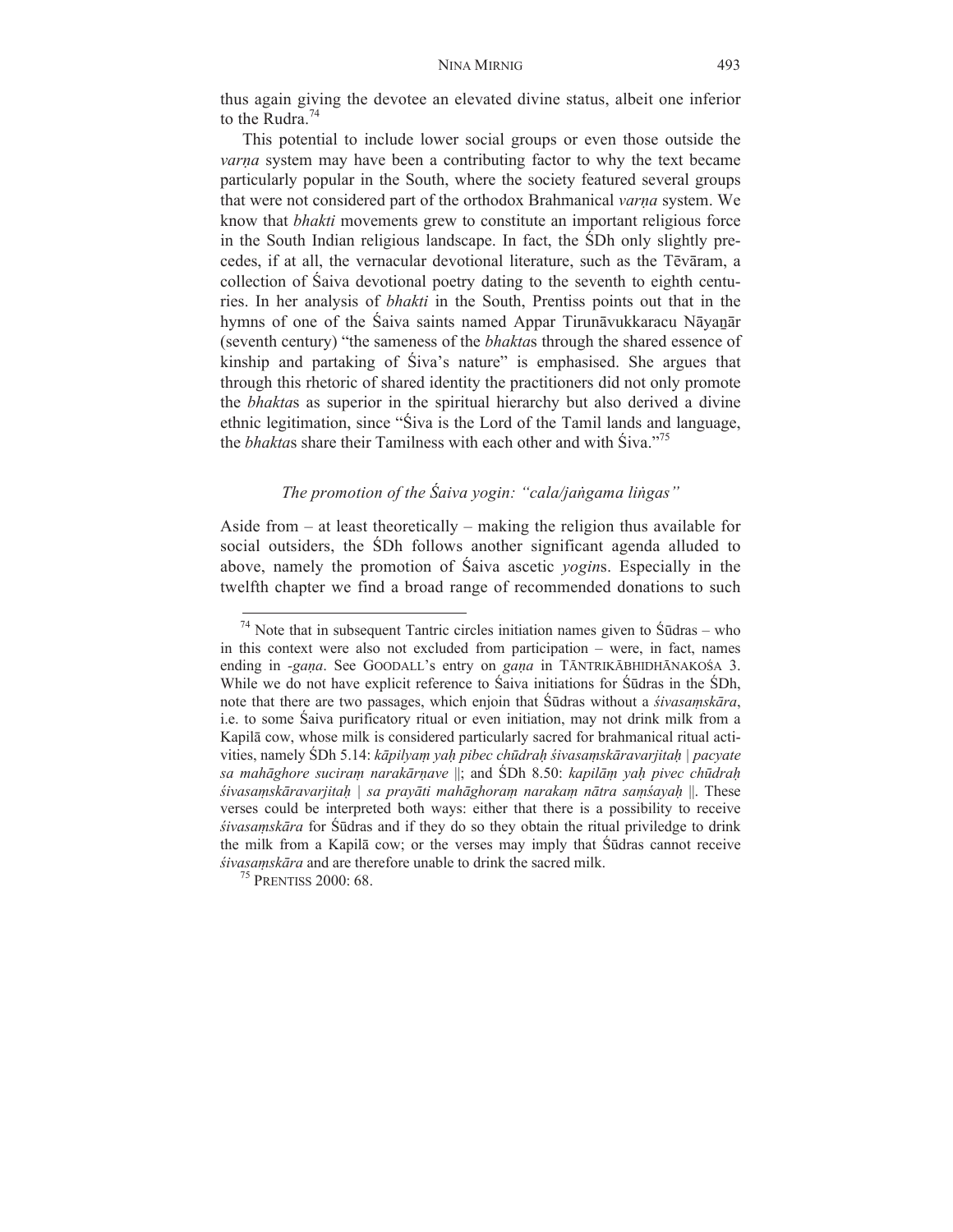thus again giving the devotee an elevated divine status, albeit one inferior to the Rudra.[74]

This potential to include lower social groups or even those outside the *varṇa* system may have been a contributing factor to why the text became particularly popular in the South, where the society featured several groups that were not considered part of the orthodox Brahmanical *varṇa* system. We know that *bhakti* movements grew to constitute an important religious force in the South Indian religious landscape. In fact, the ŚDh only slightly precedes, if at all, the vernacular devotional literature, such as the Tēvāram, a collection of Śaiva devotional poetry dating to the seventh to eighth centuries. In her analysis of *bhakti* in the South, Prentiss points out that in the hymns of one of the Śaiva saints named Appar Tirunāvukkaracu Nāyaṉār (seventh century) "the sameness of the *bhakta*s through the shared essence of kinship and partaking of Śiva's nature" is emphasised. She argues that through this rhetoric of shared identity the practitioners did not only promote the *bhakta*s as superior in the spiritual hierarchy but also derived a divine ethnic legitimation, since "Śiva is the Lord of the Tamil lands and language, the *bhakta*s share their Tamilness with each other and with Śiva."[75]

### *The promotion of the Śaiva yogin: "cala/jaṅgama liṅgas"*

Aside from – at least theoretically – making the religion thus available for social outsiders, the ŚDh follows another significant agenda alluded to above, namely the promotion of Śaiva ascetic *yogin*s. Especially in the twelfth chapter we find a broad range of recommended donations to such

---

[74] Note that in subsequent Tantric circles initiation names given to Śūdras – who in this context were also not excluded from participation – were, in fact, names ending in *-gaṇa*. See GOODALL's entry on *gaṇa* in TĀNTRIKĀBHIDHĀNAKOŚA 3. While we do not have explicit reference to Śaiva initiations for Śūdras in the ŚDh, note that there are two passages, which enjoin that Śūdras without a *śivasaṃskāra*, i.e. to some Śaiva purificatory ritual or even initiation, may not drink milk from a Kapilā cow, whose milk is considered particularly sacred for brahmanical ritual activities, namely ŚDh 5.14: *kāpilyaṃ yaḥ pibec chūdraḥ śivasaṃskāravarjitaḥ | pacyate sa mahāghore suciraṃ narakārṇave* ||; and ŚDh 8.50: *kapilāṃ yaḥ pivec chūdraḥ śivasaṃskāravarjitaḥ | sa prayāti mahāghoraṃ narakaṃ nātra saṃśayaḥ* ||. These verses could be interpreted both ways: either that there is a possibility to receive *śivasaṃskāra* for Śūdras and if they do so they obtain the ritual priviledge to drink the milk from a Kapilā cow; or the verses may imply that Śūdras cannot receive *śivasaṃskāra* and are therefore unable to drink the sacred milk.

[75] PRENTISS 2000: 68.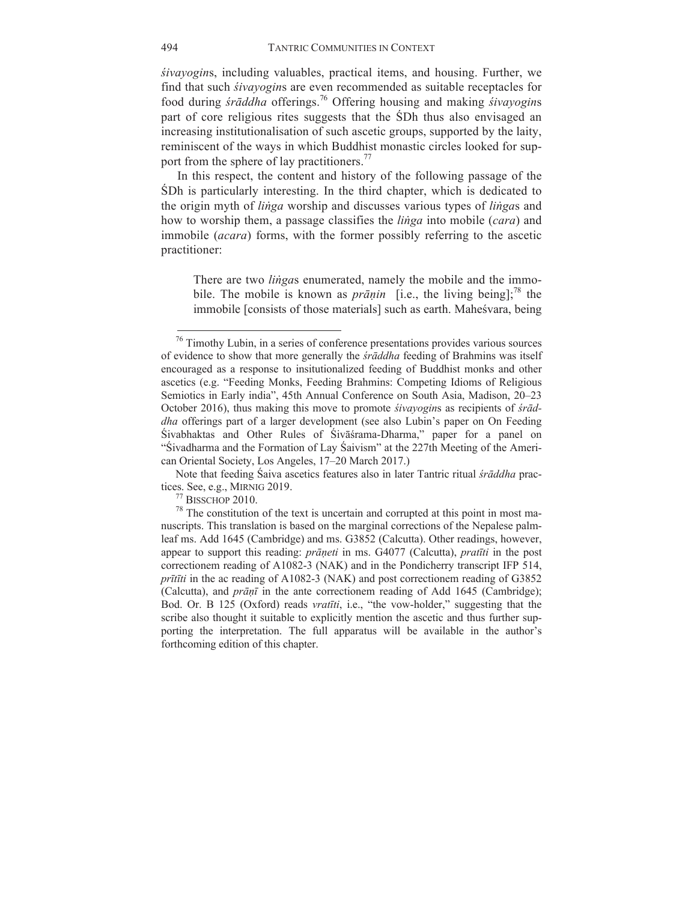*śivayogin*s, including valuables, practical items, and housing. Further, we find that such *śivayogin*s are even recommended as suitable receptacles for food during *śrāddha* offerings.[76] Offering housing and making *śivayogin*s part of core religious rites suggests that the ŚDh thus also envisaged an increasing institutionalisation of such ascetic groups, supported by the laity, reminiscent of the ways in which Buddhist monastic circles looked for support from the sphere of lay practitioners.[77]

In this respect, the content and history of the following passage of the ŚDh is particularly interesting. In the third chapter, which is dedicated to the origin myth of *liṅga* worship and discusses various types of *liṅga*s and how to worship them, a passage classifies the *liṅga* into mobile (*cara*) and immobile (*acara*) forms, with the former possibly referring to the ascetic practitioner:

> There are two *liṅga*s enumerated, namely the mobile and the immobile. The mobile is known as *prāṇin* [i.e., the living being];[78] the immobile [consists of those materials] such as earth. Maheśvara, being

---

[76] Timothy Lubin, in a series of conference presentations provides various sources of evidence to show that more generally the *śrāddha* feeding of Brahmins was itself encouraged as a response to insitutionalized feeding of Buddhist monks and other ascetics (e.g. "Feeding Monks, Feeding Brahmins: Competing Idioms of Religious Semiotics in Early india", 45th Annual Conference on South Asia, Madison, 20–23 October 2016), thus making this move to promote *śivayogin*s as recipients of *śrāddha* offerings part of a larger development (see also Lubin's paper on On Feeding Śivabhaktas and Other Rules of Śivāśrama-Dharma," paper for a panel on "Śivadharma and the Formation of Lay Śaivism" at the 227th Meeting of the American Oriental Society, Los Angeles, 17–20 March 2017.)

Note that feeding Śaiva ascetics features also in later Tantric ritual *śrāddha* practices. See, e.g., MIRNIG 2019.

[77] BISSCHOP 2010.

[78] The constitution of the text is uncertain and corrupted at this point in most manuscripts. This translation is based on the marginal corrections of the Nepalese palmleaf ms. Add 1645 (Cambridge) and ms. G3852 (Calcutta). Other readings, however, appear to support this reading: *prāṇeti* in ms. G4077 (Calcutta), *pratīti* in the post correctionem reading of A1082-3 (NAK) and in the Pondicherry transcript IFP 514, *prītīti* in the ac reading of A1082-3 (NAK) and post correctionem reading of G3852 (Calcutta), and *prāṇī* in the ante correctionem reading of Add 1645 (Cambridge); Bod. Or. B 125 (Oxford) reads *vratīti*, i.e., "the vow-holder," suggesting that the scribe also thought it suitable to explicitly mention the ascetic and thus further supporting the interpretation. The full apparatus will be available in the author's forthcoming edition of this chapter.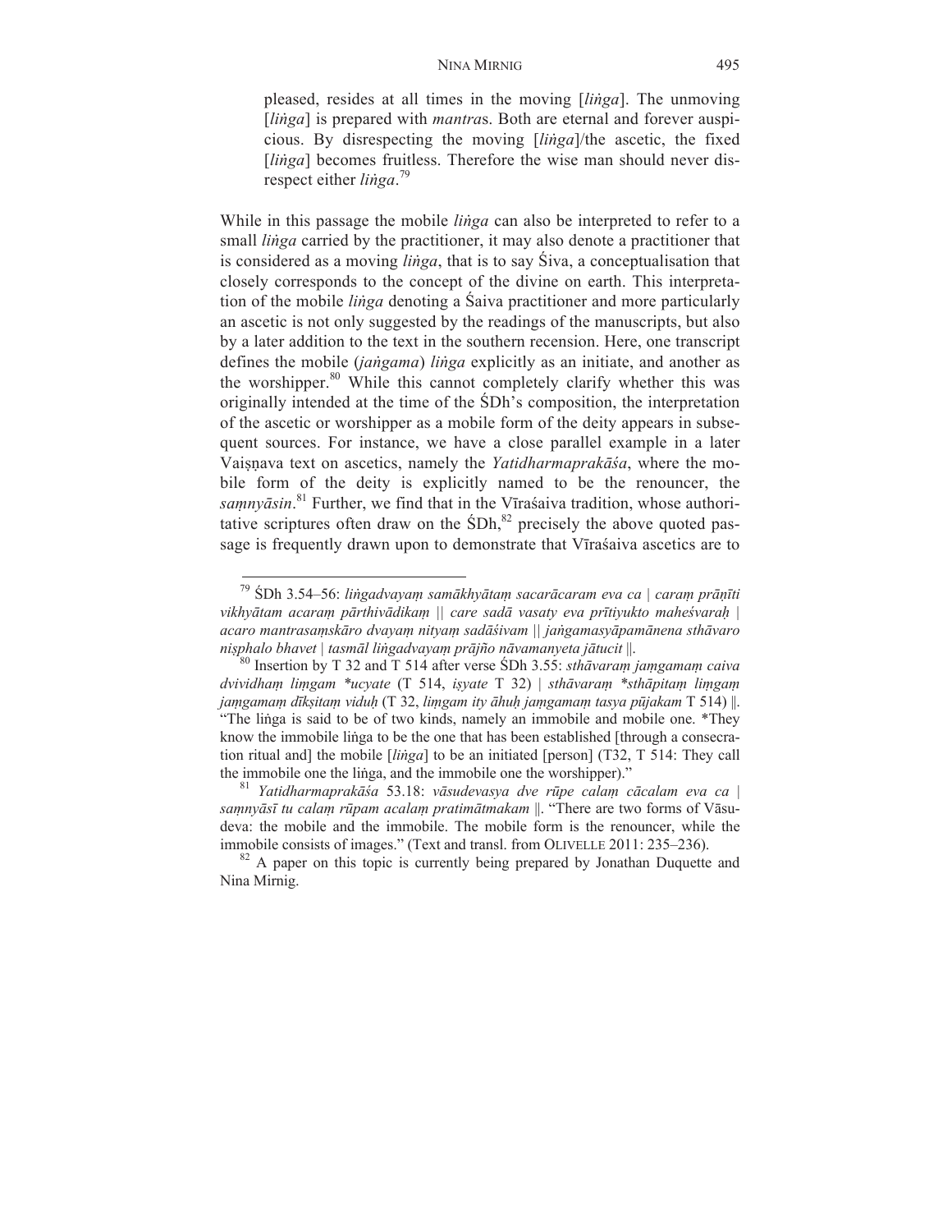pleased, resides at all times in the moving [*liṅga*]. The unmoving [*liṅga*] is prepared with *mantra*s. Both are eternal and forever auspicious. By disrespecting the moving [*liṅga*]/the ascetic, the fixed [*liṅga*] becomes fruitless. Therefore the wise man should never disrespect either *liṅga*.[79]

While in this passage the mobile *liṅga* can also be interpreted to refer to a small *liṅga* carried by the practitioner, it may also denote a practitioner that is considered as a moving *liṅga*, that is to say Śiva, a conceptualisation that closely corresponds to the concept of the divine on earth. This interpretation of the mobile *liṅga* denoting a Śaiva practitioner and more particularly an ascetic is not only suggested by the readings of the manuscripts, but also by a later addition to the text in the southern recension. Here, one transcript defines the mobile (*jaṅgama*) *liṅga* explicitly as an initiate, and another as the worshipper.[80] While this cannot completely clarify whether this was originally intended at the time of the ŚDh's composition, the interpretation of the ascetic or worshipper as a mobile form of the deity appears in subsequent sources. For instance, we have a close parallel example in a later Vaiṣṇava text on ascetics, namely the *Yatidharmaprakāśa*, where the mobile form of the deity is explicitly named to be the renouncer, the *saṃnyāsin*.[81] Further, we find that in the Vīraśaiva tradition, whose authoritative scriptures often draw on the ŚDh,[82] precisely the above quoted passage is frequently drawn upon to demonstrate that Vīraśaiva ascetics are to

---

[79] ŚDh 3.54–56: *liṅgadvayaṃ samākhyātaṃ sacarācaram eva ca | caraṃ prāṇīti vikhyātam acaraṃ pārthivādikaṃ || care sadā vasaty eva prītiyukto maheśvaraḥ | acaro mantrasaṃskāro dvayaṃ nityaṃ sadāśivam || jaṅgamasyāpamānena sthāvaro niṣphalo bhavet | tasmāl liṅgadvayaṃ prājño nāvamanyeta jātucit ||*.

[80] Insertion by T 32 and T 514 after verse ŚDh 3.55: *sthāvaraṃ jaṃgamaṃ caiva dvividhaṃ liṃgam *ucyate* (T 514, *iṣyate* T 32) | *sthāvaraṃ *sthāpitaṃ liṃgaṃ jaṃgamaṃ dīkṣitaṃ viduḥ* (T 32, *liṃgam ity āhuḥ jaṃgamaṃ tasya pūjakam* T 514) ||. "The liṅga is said to be of two kinds, namely an immobile and mobile one. *They know the immobile liṅga to be the one that has been established [through a consecration ritual and] the mobile [*liṅga*] to be an initiated [person] (T32, T 514: They call the immobile one the liṅga, and the immobile one the worshipper)."

[81] *Yatidharmaprakāśa* 53.18: *vāsudevasya dve rūpe calaṃ cācalam eva ca | saṃnyāsī tu calaṃ rūpam acalaṃ pratimātmakam ||*. "There are two forms of Vāsudeva: the mobile and the immobile. The mobile form is the renouncer, while the immobile consists of images." (Text and transl. from OLIVELLE 2011: 235–236).

[82] A paper on this topic is currently being prepared by Jonathan Duquette and Nina Mirnig.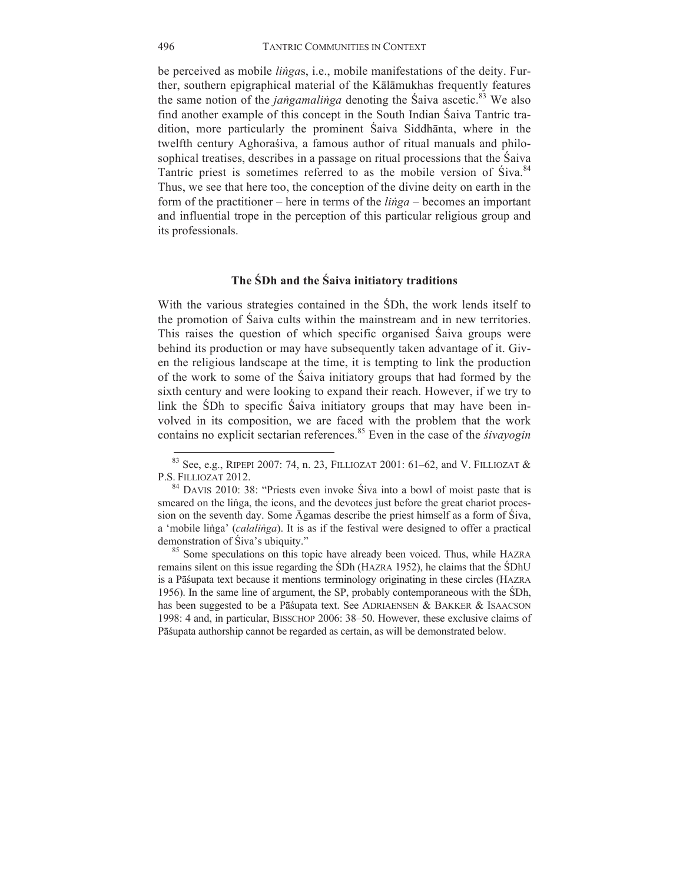be perceived as mobile *liṅga*s, i.e., mobile manifestations of the deity. Further, southern epigraphical material of the Kālāmukhas frequently features the same notion of the *jaṅgamaliṅga* denoting the Śaiva ascetic.[83] We also find another example of this concept in the South Indian Śaiva Tantric tradition, more particularly the prominent Śaiva Siddhānta, where in the twelfth century Aghoraśiva, a famous author of ritual manuals and philosophical treatises, describes in a passage on ritual processions that the Śaiva Tantric priest is sometimes referred to as the mobile version of Śiva.[84] Thus, we see that here too, the conception of the divine deity on earth in the form of the practitioner – here in terms of the *liṅga* – becomes an important and influential trope in the perception of this particular religious group and its professionals.

## The ŚDh and the Śaiva initiatory traditions

With the various strategies contained in the ŚDh, the work lends itself to the promotion of Śaiva cults within the mainstream and in new territories. This raises the question of which specific organised Śaiva groups were behind its production or may have subsequently taken advantage of it. Given the religious landscape at the time, it is tempting to link the production of the work to some of the Śaiva initiatory groups that had formed by the sixth century and were looking to expand their reach. However, if we try to link the ŚDh to specific Śaiva initiatory groups that may have been involved in its composition, we are faced with the problem that the work contains no explicit sectarian references.[85] Even in the case of the *śivayogin*

---

[83] See, e.g., RIPEPI 2007: 74, n. 23, FILLIOZAT 2001: 61–62, and V. FILLIOZAT & P.S. FILLIOZAT 2012.

[84] DAVIS 2010: 38: "Priests even invoke Śiva into a bowl of moist paste that is smeared on the liṅga, the icons, and the devotees just before the great chariot procession on the seventh day. Some Āgamas describe the priest himself as a form of Śiva, a 'mobile liṅga' (*calaliṅga*). It is as if the festival were designed to offer a practical demonstration of Śiva's ubiquity."

[85] Some speculations on this topic have already been voiced. Thus, while HAZRA remains silent on this issue regarding the ŚDh (HAZRA 1952), he claims that the ŚDhU is a Pāśupata text because it mentions terminology originating in these circles (HAZRA 1956). In the same line of argument, the SP, probably contemporaneous with the ŚDh, has been suggested to be a Pāśupata text. See ADRIAENSEN & BAKKER & ISAACSON 1998: 4 and, in particular, BISSCHOP 2006: 38–50. However, these exclusive claims of Pāśupata authorship cannot be regarded as certain, as will be demonstrated below.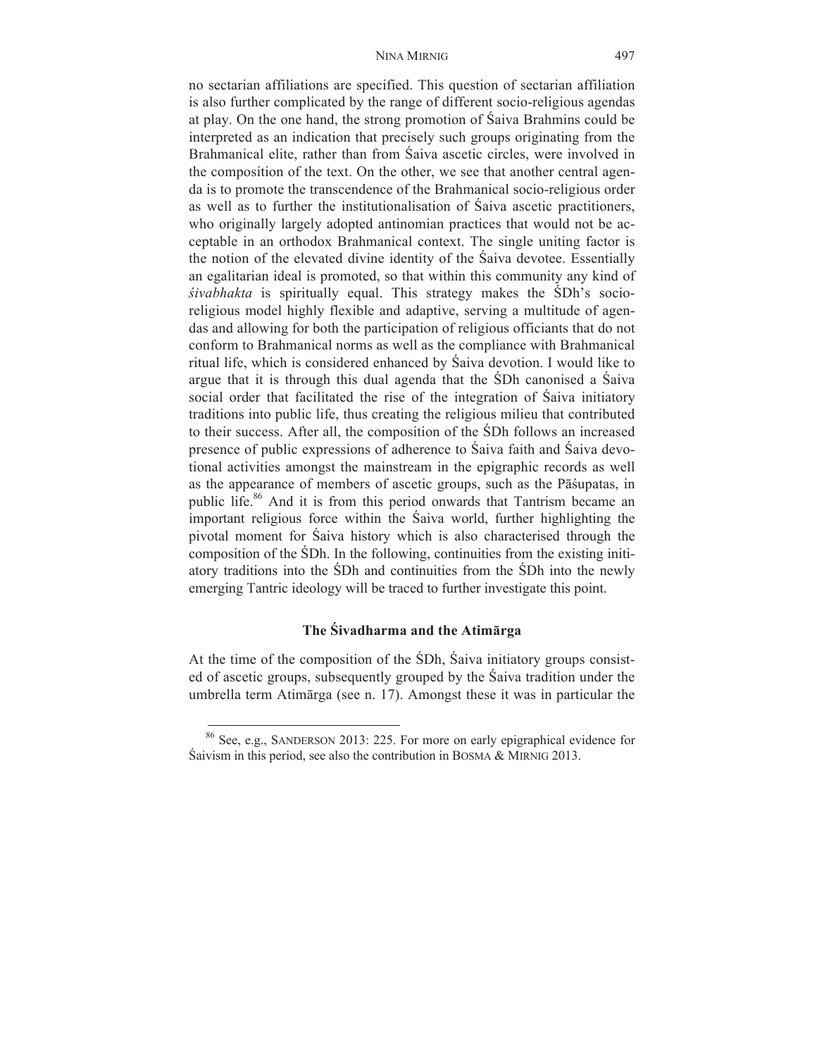no sectarian affiliations are specified. This question of sectarian affiliation is also further complicated by the range of different socio-religious agendas at play. On the one hand, the strong promotion of Śaiva Brahmins could be interpreted as an indication that precisely such groups originating from the Brahmanical elite, rather than from Śaiva ascetic circles, were involved in the composition of the text. On the other, we see that another central agenda is to promote the transcendence of the Brahmanical socio-religious order as well as to further the institutionalisation of Śaiva ascetic practitioners, who originally largely adopted antinomian practices that would not be acceptable in an orthodox Brahmanical context. The single uniting factor is the notion of the elevated divine identity of the Śaiva devotee. Essentially an egalitarian ideal is promoted, so that within this community any kind of *śivabhakta* is spiritually equal. This strategy makes the ŚDh's socio-religious model highly flexible and adaptive, serving a multitude of agendas and allowing for both the participation of religious officiants that do not conform to Brahmanical norms as well as the compliance with Brahmanical ritual life, which is considered enhanced by Śaiva devotion. I would like to argue that it is through this dual agenda that the ŚDh canonised a Śaiva social order that facilitated the rise of the integration of Śaiva initiatory traditions into public life, thus creating the religious milieu that contributed to their success. After all, the composition of the ŚDh follows an increased presence of public expressions of adherence to Śaiva faith and Śaiva devotional activities amongst the mainstream in the epigraphic records as well as the appearance of members of ascetic groups, such as the Pāśupatas, in public life.[86] And it is from this period onwards that Tantrism became an important religious force within the Śaiva world, further highlighting the pivotal moment for Śaiva history which is also characterised through the composition of the ŚDh. In the following, continuities from the existing initiatory traditions into the ŚDh and continuities from the ŚDh into the newly emerging Tantric ideology will be traced to further investigate this point.

## The Śivadharma and the Atimārga

At the time of the composition of the ŚDh, Śaiva initiatory groups consisted of ascetic groups, subsequently grouped by the Śaiva tradition under the umbrella term Atimārga (see n. 17). Amongst these it was in particular the

[86] See, e.g., SANDERSON 2013: 225. For more on early epigraphical evidence for Śaivism in this period, see also the contribution in BOSMA & MIRNIG 2013.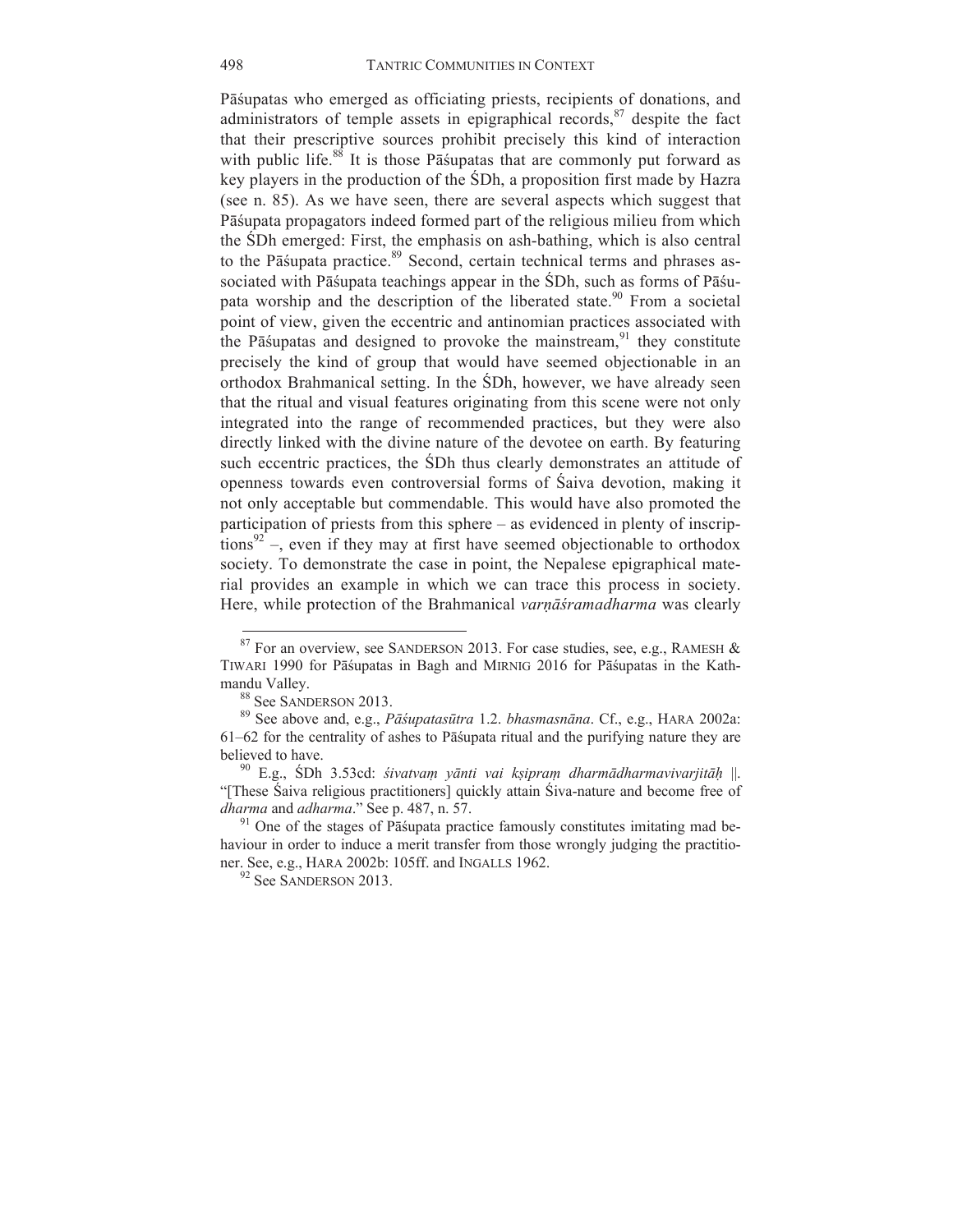Pāśupatas who emerged as officiating priests, recipients of donations, and administrators of temple assets in epigraphical records,[87] despite the fact that their prescriptive sources prohibit precisely this kind of interaction with public life.[88] It is those Pāśupatas that are commonly put forward as key players in the production of the ŚDh, a proposition first made by Hazra (see n. 85). As we have seen, there are several aspects which suggest that Pāśupata propagators indeed formed part of the religious milieu from which the ŚDh emerged: First, the emphasis on ash-bathing, which is also central to the Pāśupata practice.[89] Second, certain technical terms and phrases associated with Pāśupata teachings appear in the ŚDh, such as forms of Pāśupata worship and the description of the liberated state.[90] From a societal point of view, given the eccentric and antinomian practices associated with the Pāśupatas and designed to provoke the mainstream,[91] they constitute precisely the kind of group that would have seemed objectionable in an orthodox Brahmanical setting. In the ŚDh, however, we have already seen that the ritual and visual features originating from this scene were not only integrated into the range of recommended practices, but they were also directly linked with the divine nature of the devotee on earth. By featuring such eccentric practices, the ŚDh thus clearly demonstrates an attitude of openness towards even controversial forms of Śaiva devotion, making it not only acceptable but commendable. This would have also promoted the participation of priests from this sphere – as evidenced in plenty of inscriptions[92] –, even if they may at first have seemed objectionable to orthodox society. To demonstrate the case in point, the Nepalese epigraphical material provides an example in which we can trace this process in society. Here, while protection of the Brahmanical *varṇāśramadharma* was clearly

---

[87] For an overview, see SANDERSON 2013. For case studies, see, e.g., RAMESH & TIWARI 1990 for Pāśupatas in Bagh and MIRNIG 2016 for Pāśupatas in the Kathmandu Valley.

[88] See SANDERSON 2013.

[89] See above and, e.g., *Pāśupatasūtra* 1.2. *bhasmasnāna*. Cf., e.g., HARA 2002a: 61–62 for the centrality of ashes to Pāśupata ritual and the purifying nature they are believed to have.

[90] E.g., ŚDh 3.53cd: *śivatvaṃ yānti vai kṣipraṃ dharmādharmavivarjitāḥ* ||. "[These Śaiva religious practitioners] quickly attain Śiva-nature and become free of *dharma* and *adharma*." See p. 487, n. 57.

[91] One of the stages of Pāśupata practice famously constitutes imitating mad behaviour in order to induce a merit transfer from those wrongly judging the practitioner. See, e.g., HARA 2002b: 105ff. and INGALLS 1962.

[92] See SANDERSON 2013.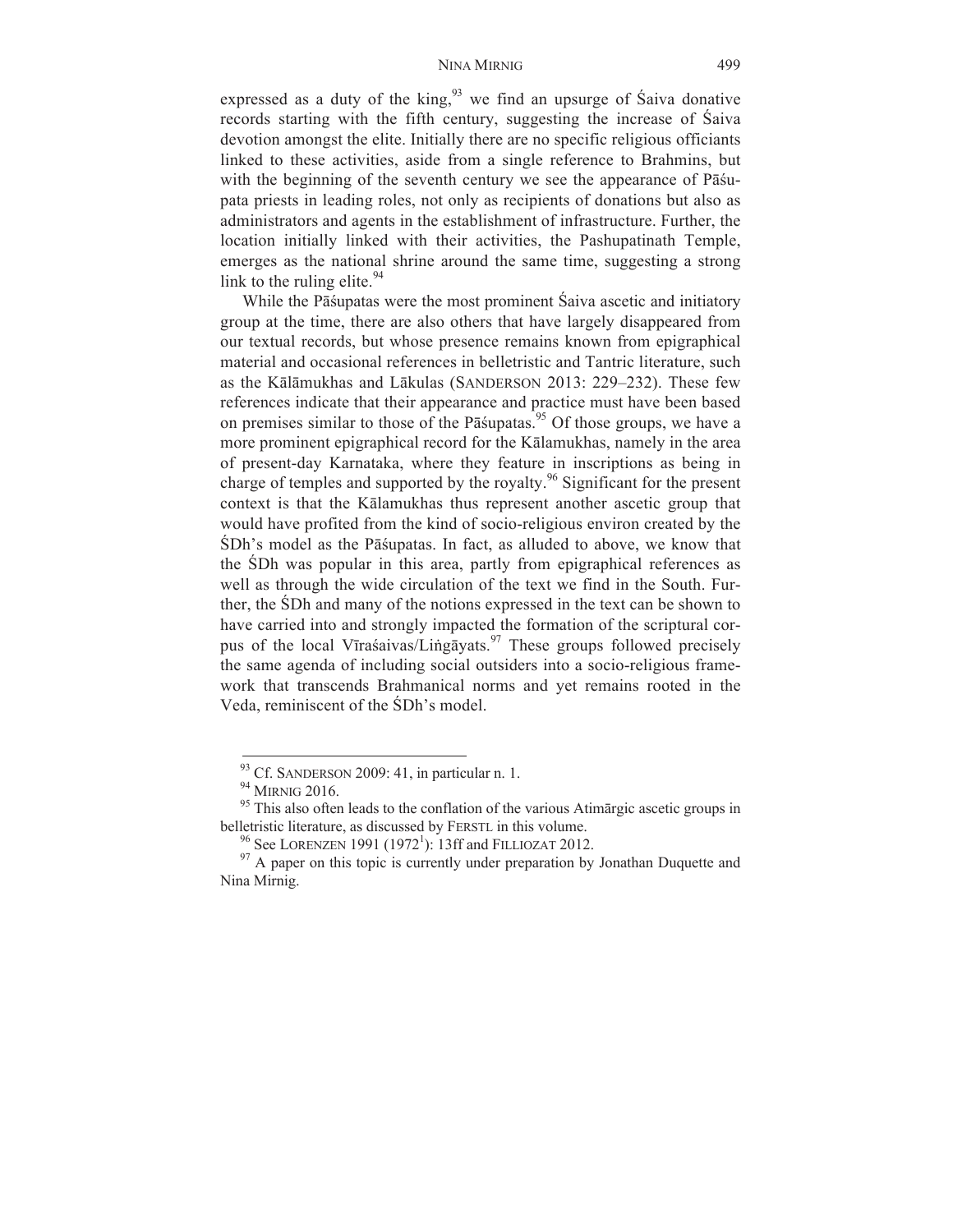expressed as a duty of the king,[93] we find an upsurge of Śaiva donative records starting with the fifth century, suggesting the increase of Śaiva devotion amongst the elite. Initially there are no specific religious officiants linked to these activities, aside from a single reference to Brahmins, but with the beginning of the seventh century we see the appearance of Pāśupata priests in leading roles, not only as recipients of donations but also as administrators and agents in the establishment of infrastructure. Further, the location initially linked with their activities, the Pashupatinath Temple, emerges as the national shrine around the same time, suggesting a strong link to the ruling elite.[94]

While the Pāśupatas were the most prominent Śaiva ascetic and initiatory group at the time, there are also others that have largely disappeared from our textual records, but whose presence remains known from epigraphical material and occasional references in belletristic and Tantric literature, such as the Kālāmukhas and Lākulas (SANDERSON 2013: 229–232). These few references indicate that their appearance and practice must have been based on premises similar to those of the Pāśupatas.[95] Of those groups, we have a more prominent epigraphical record for the Kālamukhas, namely in the area of present-day Karnataka, where they feature in inscriptions as being in charge of temples and supported by the royalty.[96] Significant for the present context is that the Kālamukhas thus represent another ascetic group that would have profited from the kind of socio-religious environ created by the ŚDh's model as the Pāśupatas. In fact, as alluded to above, we know that the ŚDh was popular in this area, partly from epigraphical references as well as through the wide circulation of the text we find in the South. Further, the ŚDh and many of the notions expressed in the text can be shown to have carried into and strongly impacted the formation of the scriptural corpus of the local Vīraśaivas/Liṅgāyats.[97] These groups followed precisely the same agenda of including social outsiders into a socio-religious framework that transcends Brahmanical norms and yet remains rooted in the Veda, reminiscent of the ŚDh's model.

---

[93] Cf. SANDERSON 2009: 41, in particular n. 1.

[94] MIRNIG 2016.

[95] This also often leads to the conflation of the various Atimārgic ascetic groups in belletristic literature, as discussed by FERSTL in this volume.

[96] See LORENZEN 1991 (1972[1]): 13ff and FILLIOZAT 2012.

[97] A paper on this topic is currently under preparation by Jonathan Duquette and Nina Mirnig.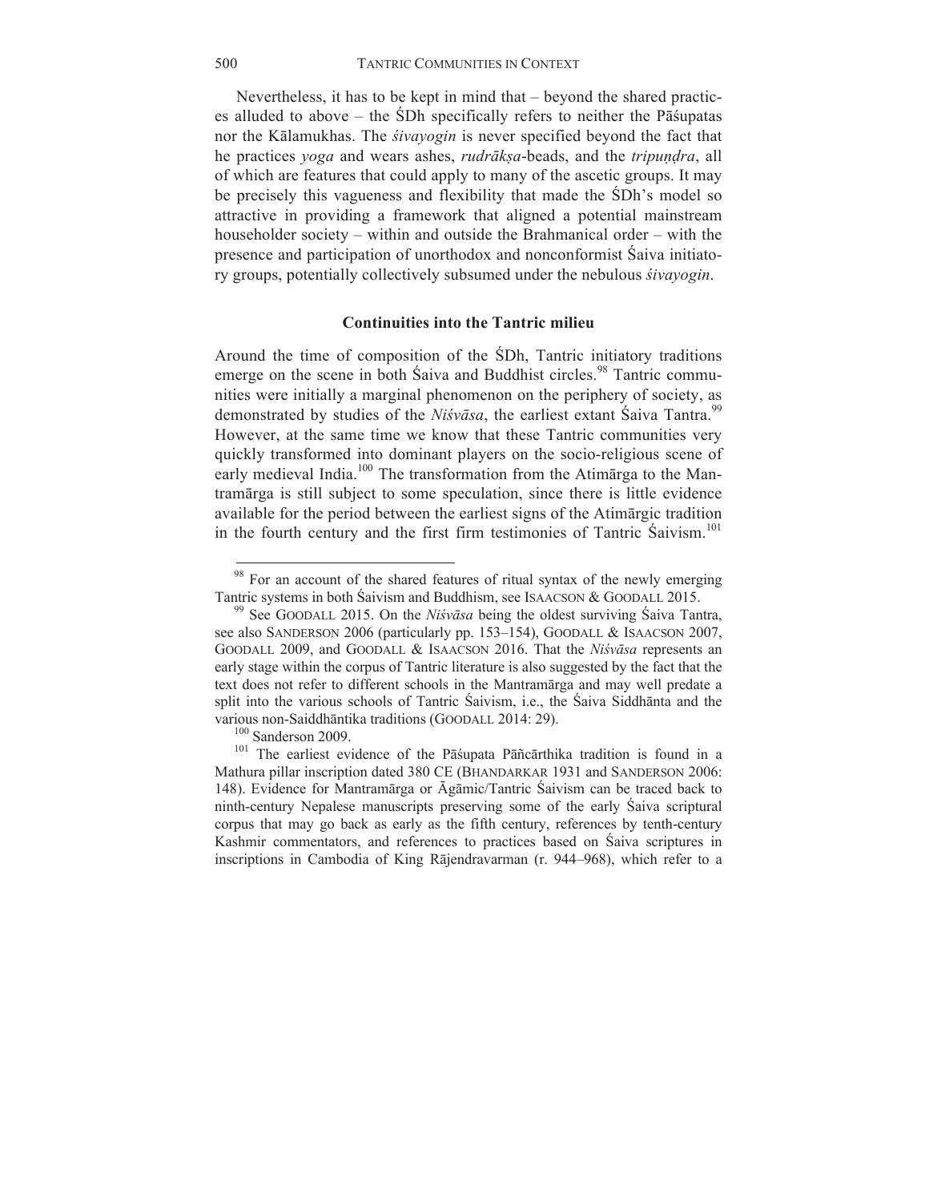Nevertheless, it has to be kept in mind that – beyond the shared practices alluded to above – the ŚDh specifically refers to neither the Pāśupatas nor the Kālamukhas. The *śivayogin* is never specified beyond the fact that he practices *yoga* and wears ashes, *rudrākṣa*-beads, and the *tripuṇḍra*, all of which are features that could apply to many of the ascetic groups. It may be precisely this vagueness and flexibility that made the ŚDh's model so attractive in providing a framework that aligned a potential mainstream householder society – within and outside the Brahmanical order – with the presence and participation of unorthodox and nonconformist Śaiva initiatory groups, potentially collectively subsumed under the nebulous *śivayogin*.

### Continuities into the Tantric milieu

Around the time of composition of the ŚDh, Tantric initiatory traditions emerge on the scene in both Śaiva and Buddhist circles.[98] Tantric communities were initially a marginal phenomenon on the periphery of society, as demonstrated by studies of the *Niśvāsa*, the earliest extant Śaiva Tantra.[99] However, at the same time we know that these Tantric communities very quickly transformed into dominant players on the socio-religious scene of early medieval India.[100] The transformation from the Atimārga to the Mantramārga is still subject to some speculation, since there is little evidence available for the period between the earliest signs of the Atimārgic tradition in the fourth century and the first firm testimonies of Tantric Śaivism.[101]

---

[98] For an account of the shared features of ritual syntax of the newly emerging Tantric systems in both Śaivism and Buddhism, see ISAACSON & GOODALL 2015.

[99] See GOODALL 2015. On the *Niśvāsa* being the oldest surviving Śaiva Tantra, see also SANDERSON 2006 (particularly pp. 153–154), GOODALL & ISAACSON 2007, GOODALL 2009, and GOODALL & ISAACSON 2016. That the *Niśvāsa* represents an early stage within the corpus of Tantric literature is also suggested by the fact that the text does not refer to different schools in the Mantramārga and may well predate a split into the various schools of Tantric Śaivism, i.e., the Śaiva Siddhānta and the various non-Saiddhāntika traditions (GOODALL 2014: 29).

[100] Sanderson 2009.

[101] The earliest evidence of the Pāśupata Pāñcārthika tradition is found in a Mathura pillar inscription dated 380 CE (BHANDARKAR 1931 and SANDERSON 2006: 148). Evidence for Mantramārga or Āgāmic/Tantric Śaivism can be traced back to ninth-century Nepalese manuscripts preserving some of the early Śaiva scriptural corpus that may go back as early as the fifth century, references by tenth-century Kashmir commentators, and references to practices based on Śaiva scriptures in inscriptions in Cambodia of King Rājendravarman (r. 944–968), which refer to a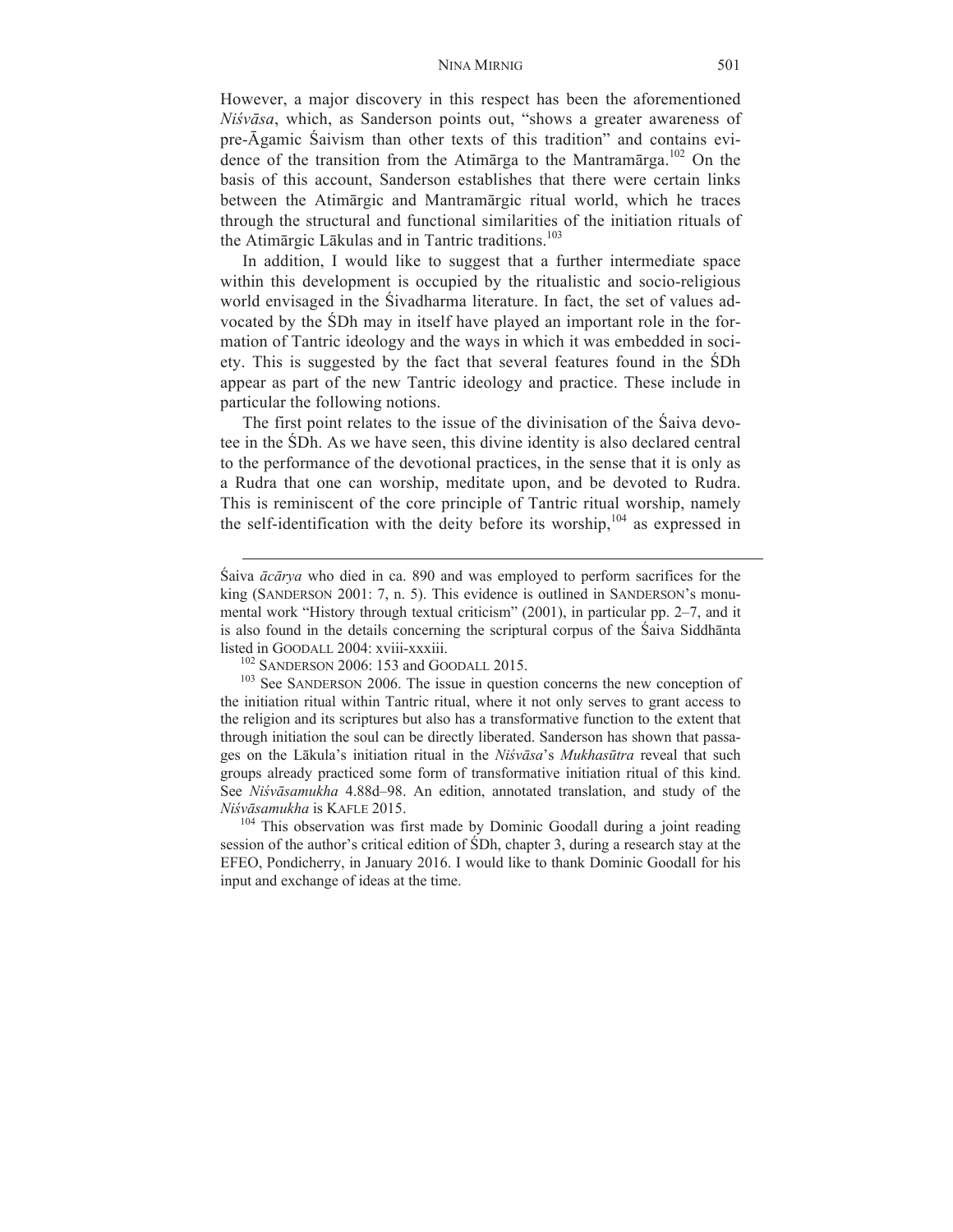However, a major discovery in this respect has been the aforementioned *Niśvāsa*, which, as Sanderson points out, "shows a greater awareness of pre-Āgamic Śaivism than other texts of this tradition" and contains evidence of the transition from the Atimārga to the Mantramārga.[102] On the basis of this account, Sanderson establishes that there were certain links between the Atimārgic and Mantramārgic ritual world, which he traces through the structural and functional similarities of the initiation rituals of the Atimārgic Lākulas and in Tantric traditions.[103]

In addition, I would like to suggest that a further intermediate space within this development is occupied by the ritualistic and socio-religious world envisaged in the Śivadharma literature. In fact, the set of values advocated by the ŚDh may in itself have played an important role in the formation of Tantric ideology and the ways in which it was embedded in society. This is suggested by the fact that several features found in the ŚDh appear as part of the new Tantric ideology and practice. These include in particular the following notions.

The first point relates to the issue of the divinisation of the Śaiva devotee in the ŚDh. As we have seen, this divine identity is also declared central to the performance of the devotional practices, in the sense that it is only as a Rudra that one can worship, meditate upon, and be devoted to Rudra. This is reminiscent of the core principle of Tantric ritual worship, namely the self-identification with the deity before its worship,[104] as expressed in

---

Śaiva *ācārya* who died in ca. 890 and was employed to perform sacrifices for the king (SANDERSON 2001: 7, n. 5). This evidence is outlined in SANDERSON's monumental work "History through textual criticism" (2001), in particular pp. 2–7, and it is also found in the details concerning the scriptural corpus of the Śaiva Siddhānta listed in GOODALL 2004: xviii-xxxiii.

[102] SANDERSON 2006: 153 and GOODALL 2015.

[103] See SANDERSON 2006. The issue in question concerns the new conception of the initiation ritual within Tantric ritual, where it not only serves to grant access to the religion and its scriptures but also has a transformative function to the extent that through initiation the soul can be directly liberated. Sanderson has shown that passages on the Lākula's initiation ritual in the *Niśvāsa*'s *Mukhasūtra* reveal that such groups already practiced some form of transformative initiation ritual of this kind. See *Niśvāsamukha* 4.88d–98. An edition, annotated translation, and study of the *Niśvāsamukha* is KAFLE 2015.

[104] This observation was first made by Dominic Goodall during a joint reading session of the author's critical edition of ŚDh, chapter 3, during a research stay at the EFEO, Pondicherry, in January 2016. I would like to thank Dominic Goodall for his input and exchange of ideas at the time.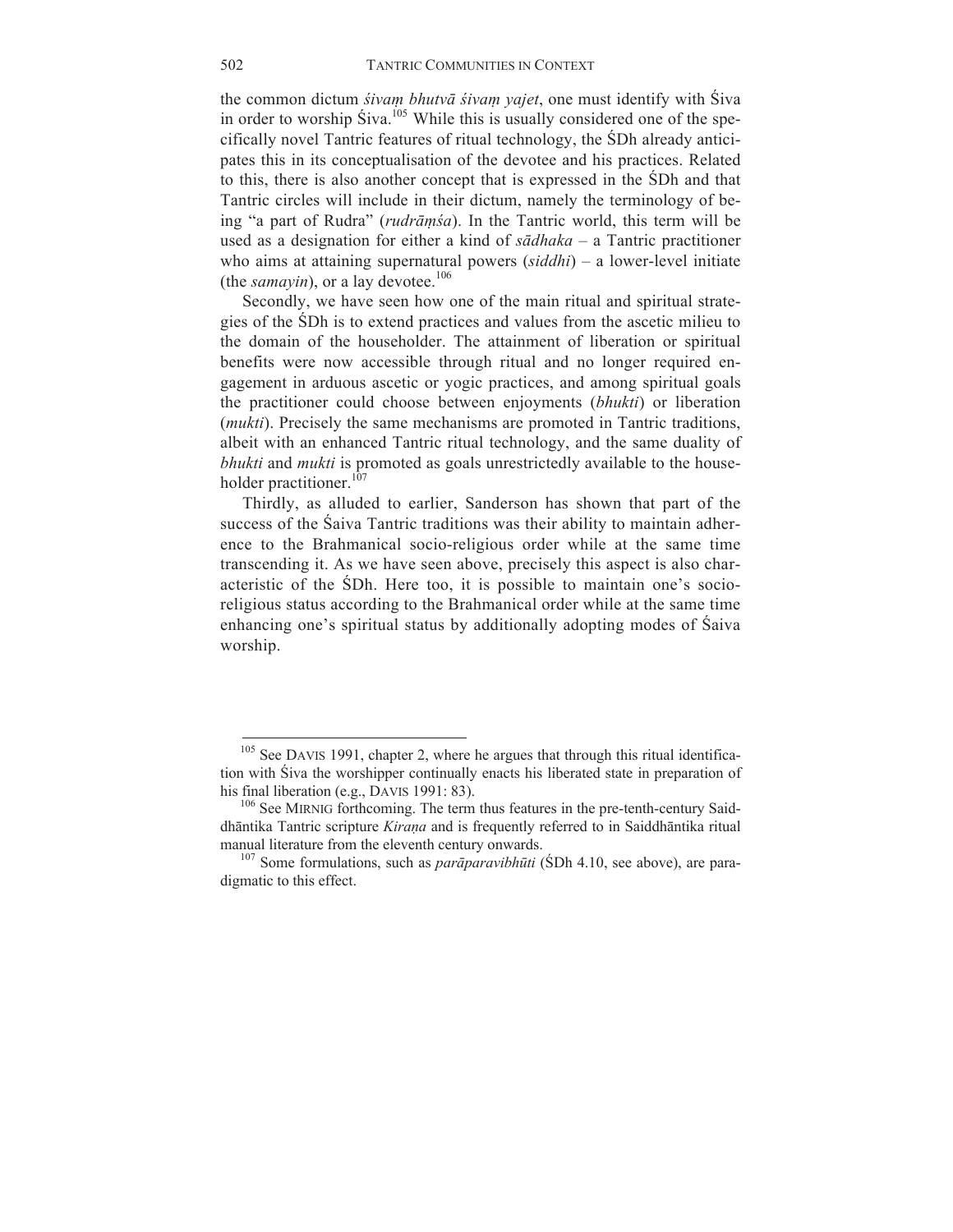the common dictum *śivaṃ bhutvā śivaṃ yajet*, one must identify with Śiva in order to worship Śiva.[105] While this is usually considered one of the specifically novel Tantric features of ritual technology, the ŚDh already anticipates this in its conceptualisation of the devotee and his practices. Related to this, there is also another concept that is expressed in the ŚDh and that Tantric circles will include in their dictum, namely the terminology of being "a part of Rudra" (*rudrāṃśa*). In the Tantric world, this term will be used as a designation for either a kind of *sādhaka* – a Tantric practitioner who aims at attaining supernatural powers (*siddhi*) – a lower-level initiate (the *samayin*), or a lay devotee.[106]

Secondly, we have seen how one of the main ritual and spiritual strategies of the ŚDh is to extend practices and values from the ascetic milieu to the domain of the householder. The attainment of liberation or spiritual benefits were now accessible through ritual and no longer required engagement in arduous ascetic or yogic practices, and among spiritual goals the practitioner could choose between enjoyments (*bhukti*) or liberation (*mukti*). Precisely the same mechanisms are promoted in Tantric traditions, albeit with an enhanced Tantric ritual technology, and the same duality of *bhukti* and *mukti* is promoted as goals unrestrictedly available to the householder practitioner.[107]

Thirdly, as alluded to earlier, Sanderson has shown that part of the success of the Śaiva Tantric traditions was their ability to maintain adherence to the Brahmanical socio-religious order while at the same time transcending it. As we have seen above, precisely this aspect is also characteristic of the ŚDh. Here too, it is possible to maintain one's socio-religious status according to the Brahmanical order while at the same time enhancing one's spiritual status by additionally adopting modes of Śaiva worship.

---

[105] See DAVIS 1991, chapter 2, where he argues that through this ritual identification with Śiva the worshipper continually enacts his liberated state in preparation of his final liberation (e.g., DAVIS 1991: 83).

[106] See MIRNIG forthcoming. The term thus features in the pre-tenth-century Saiddhāntika Tantric scripture *Kiraṇa* and is frequently referred to in Saiddhāntika ritual manual literature from the eleventh century onwards.

[107] Some formulations, such as *parāparavibhūti* (ŚDh 4.10, see above), are paradigmatic to this effect.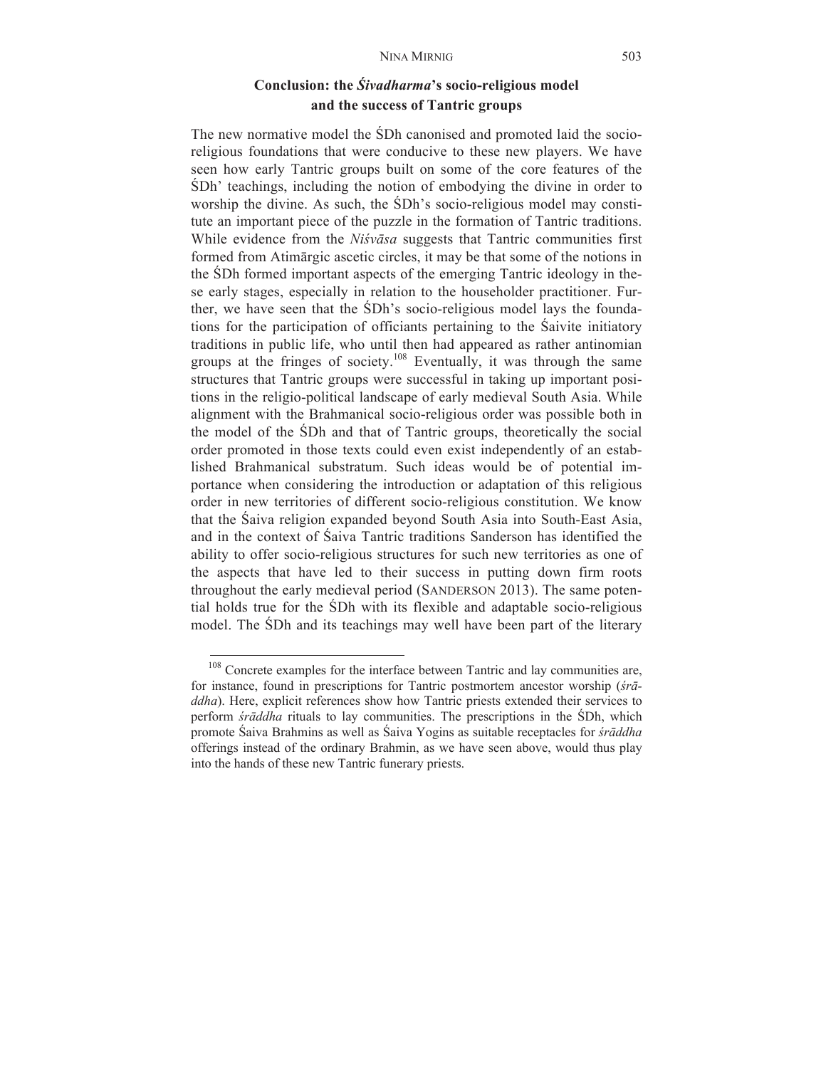## Conclusion: the *Śivadharma*'s socio-religious model and the success of Tantric groups

The new normative model the ŚDh canonised and promoted laid the socio-religious foundations that were conducive to these new players. We have seen how early Tantric groups built on some of the core features of the ŚDh' teachings, including the notion of embodying the divine in order to worship the divine. As such, the ŚDh's socio-religious model may constitute an important piece of the puzzle in the formation of Tantric traditions. While evidence from the *Niśvāsa* suggests that Tantric communities first formed from Atimārgic ascetic circles, it may be that some of the notions in the ŚDh formed important aspects of the emerging Tantric ideology in these early stages, especially in relation to the householder practitioner. Further, we have seen that the ŚDh's socio-religious model lays the foundations for the participation of officiants pertaining to the Śaivite initiatory traditions in public life, who until then had appeared as rather antinomian groups at the fringes of society.[108] Eventually, it was through the same structures that Tantric groups were successful in taking up important positions in the religio-political landscape of early medieval South Asia. While alignment with the Brahmanical socio-religious order was possible both in the model of the ŚDh and that of Tantric groups, theoretically the social order promoted in those texts could even exist independently of an established Brahmanical substratum. Such ideas would be of potential importance when considering the introduction or adaptation of this religious order in new territories of different socio-religious constitution. We know that the Śaiva religion expanded beyond South Asia into South-East Asia, and in the context of Śaiva Tantric traditions Sanderson has identified the ability to offer socio-religious structures for such new territories as one of the aspects that have led to their success in putting down firm roots throughout the early medieval period (SANDERSON 2013). The same potential holds true for the ŚDh with its flexible and adaptable socio-religious model. The ŚDh and its teachings may well have been part of the literary

[108] Concrete examples for the interface between Tantric and lay communities are, for instance, found in prescriptions for Tantric postmortem ancestor worship (*śrāddha*). Here, explicit references show how Tantric priests extended their services to perform *śrāddha* rituals to lay communities. The prescriptions in the ŚDh, which promote Śaiva Brahmins as well as Śaiva Yogins as suitable receptacles for *śrāddha* offerings instead of the ordinary Brahmin, as we have seen above, would thus play into the hands of these new Tantric funerary priests.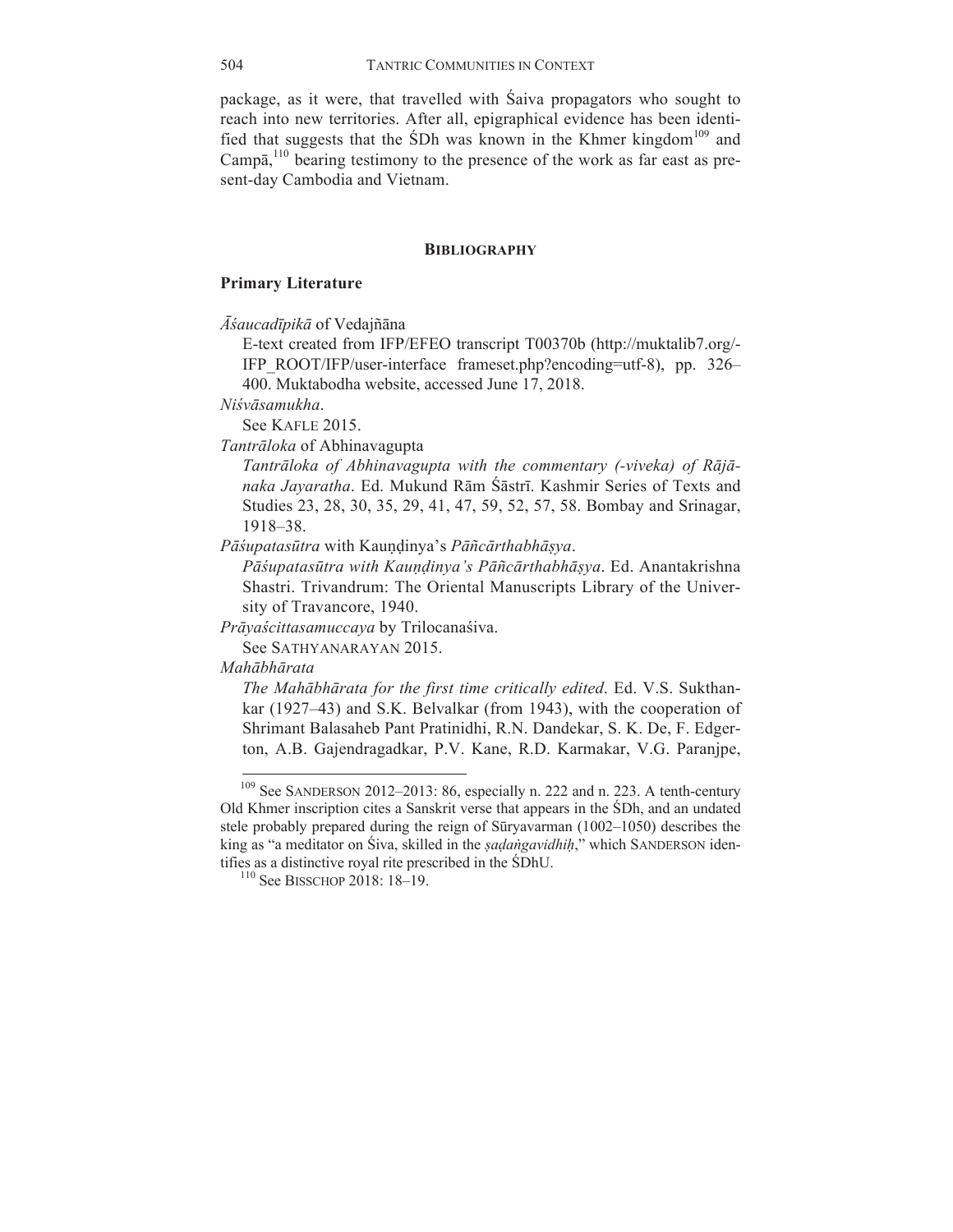package, as it were, that travelled with Śaiva propagators who sought to reach into new territories. After all, epigraphical evidence has been identified that suggests that the ŚDh was known in the Khmer kingdom[109] and Campā,[110] bearing testimony to the presence of the work as far east as present-day Cambodia and Vietnam.

## BIBLIOGRAPHY

### Primary Literature

*Āśaucadīpikā* of Vedajñāna
  E-text created from IFP/EFEO transcript T00370b (http://muktalib7.org/-IFP_ROOT/IFP/user-interface frameset.php?encoding=utf-8), pp. 326–400. Muktabodha website, accessed June 17, 2018.

*Niśvāsamukha*.
  See KAFLE 2015.

*Tantrāloka* of Abhinavagupta
  *Tantrāloka of Abhinavagupta with the commentary (-viveka) of Rājānaka Jayaratha*. Ed. Mukund Rām Śāstrī. Kashmir Series of Texts and Studies 23, 28, 30, 35, 29, 41, 47, 59, 52, 57, 58. Bombay and Srinagar, 1918–38.

*Pāśupatasūtra* with Kauṇḍinya's *Pāñcārthabhāṣya*.
  *Pāśupatasūtra with Kauṇḍinya's Pāñcārthabhāṣya*. Ed. Anantakrishna Shastri. Trivandrum: The Oriental Manuscripts Library of the University of Travancore, 1940.

*Prāyaścittasamuccaya* by Trilocanaśiva.
  See SATHYANARAYAN 2015.

*Mahābhārata*
  *The Mahābhārata for the first time critically edited*. Ed. V.S. Sukthankar (1927–43) and S.K. Belvalkar (from 1943), with the cooperation of Shrimant Balasaheb Pant Pratinidhi, R.N. Dandekar, S. K. De, F. Edgerton, A.B. Gajendragadkar, P.V. Kane, R.D. Karmakar, V.G. Paranjpe,

---

[109] See SANDERSON 2012–2013: 86, especially n. 222 and n. 223. A tenth-century Old Khmer inscription cites a Sanskrit verse that appears in the ŚDh, and an undated stele probably prepared during the reign of Sūryavarman (1002–1050) describes the king as "a meditator on Śiva, skilled in the *ṣaḍaṅgavidhiḥ*," which SANDERSON identifies as a distinctive royal rite prescribed in the ŚDhU.

[110] See BISSCHOP 2018: 18–19.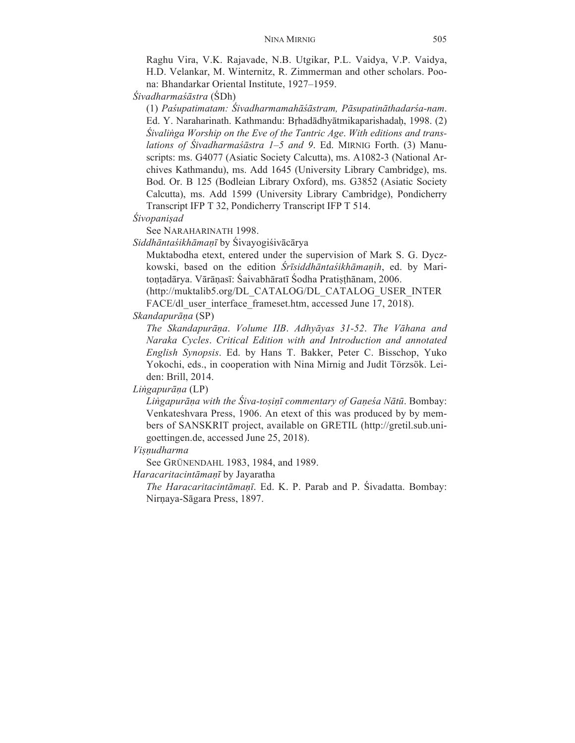Raghu Vira, V.K. Rajavade, N.B. Utgikar, P.L. Vaidya, V.P. Vaidya, H.D. Velankar, M. Winternitz, R. Zimmerman and other scholars. Poona: Bhandarkar Oriental Institute, 1927–1959.

*Śivadharmaśāstra* (ŚDh)

(1) *Paśupatimatam: Śivadharmamahāśāstram, Pāsupatināthadarśa-nam*. Ed. Y. Naraharinath. Kathmandu: Bṛhadādhyātmikaparishadaḥ, 1998. (2) *Śivaliṅga Worship on the Eve of the Tantric Age*. *With editions and translations of Śivadharmaśāstra 1–5 and 9*. Ed. MIRNIG Forth. (3) Manuscripts: ms. G4077 (Asiatic Society Calcutta), ms. A1082-3 (National Archives Kathmandu), ms. Add 1645 (University Library Cambridge), ms. Bod. Or. B 125 (Bodleian Library Oxford), ms. G3852 (Asiatic Society Calcutta), ms. Add 1599 (University Library Cambridge), Pondicherry Transcript IFP T 32, Pondicherry Transcript IFP T 514.

*Śivopaniṣad*

See NARAHARINATH 1998.

*Siddhāntaśikhāmaṇī* by Śivayogiśivācārya

Muktabodha etext, entered under the supervision of Mark S. G. Dyczkowski, based on the edition *Śrīsiddhāntaśikhāmaṇih*, ed. by Maritoṇṭadārya. Vārāṇasī: Śaivabhāratī Śodha Pratiṣṭhānam, 2006. (http://muktalib5.org/DL_CATALOG/DL_CATALOG_USER_INTERFACE/dl_user_interface_frameset.htm, accessed June 17, 2018).

*Skandapurāṇa* (SP)

*The Skandapurāṇa*. *Volume IIB*. *Adhyāyas 31-52*. *The Vāhana and Naraka Cycles*. *Critical Edition with and Introduction and annotated English Synopsis*. Ed. by Hans T. Bakker, Peter C. Bisschop, Yuko Yokochi, eds., in cooperation with Nina Mirnig and Judit Törzsök. Leiden: Brill, 2014.

*Liṅgapurāṇa* (LP)

*Liṅgapurāṇa with the Śiva-toṣiṇī commentary of Gaṇeśa Nātū*. Bombay: Venkateshvara Press, 1906. An etext of this was produced by by members of SANSKRIT project, available on GRETIL (http://gretil.sub.uni-goettingen.de, accessed June 25, 2018).

*Viṣṇudharma*

See GRÜNENDAHL 1983, 1984, and 1989.

*Haracaritacintāmaṇī* by Jayaratha

*The Haracaritacintāmaṇī*. Ed. K. P. Parab and P. Śivadatta. Bombay: Nirṇaya-Sāgara Press, 1897.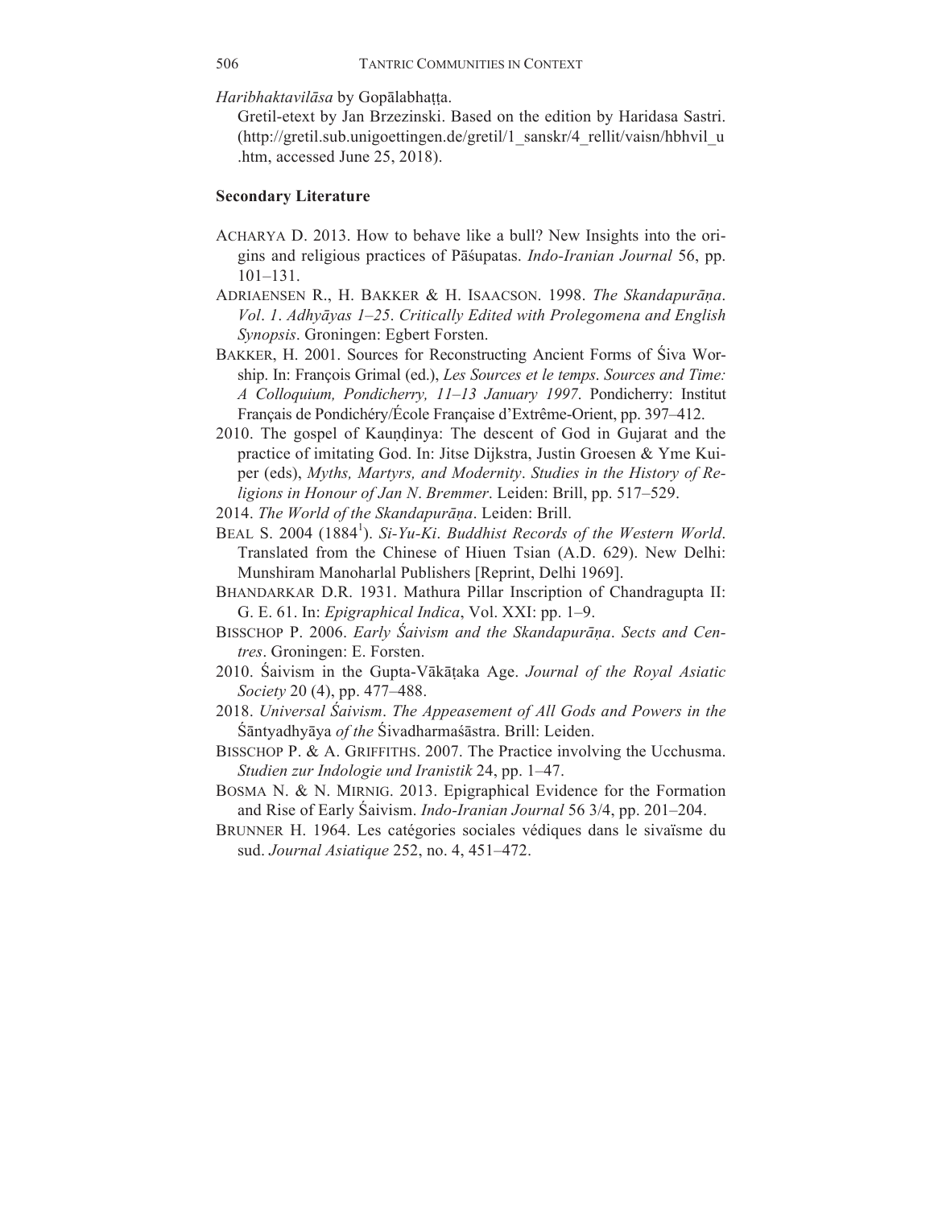*Haribhaktavilāsa* by Gopālabhaṭṭa.

Gretil-etext by Jan Brzezinski. Based on the edition by Haridasa Sastri. (http://gretil.sub.unigoettingen.de/gretil/1_sanskr/4_rellit/vaisn/hbhvil_u.htm, accessed June 25, 2018).

**Secondary Literature**

ACHARYA D. 2013. How to behave like a bull? New Insights into the origins and religious practices of Pāśupatas. *Indo-Iranian Journal* 56, pp. 101–131.

ADRIAENSEN R., H. BAKKER & H. ISAACSON. 1998. *The Skandapurāṇa. Vol. 1. Adhyāyas 1–25. Critically Edited with Prolegomena and English Synopsis*. Groningen: Egbert Forsten.

BAKKER, H. 2001. Sources for Reconstructing Ancient Forms of Śiva Worship. In: François Grimal (ed.), *Les Sources et le temps. Sources and Time: A Colloquium, Pondicherry, 11–13 January 1997*. Pondicherry: Institut Français de Pondichéry/École Française d'Extrême-Orient, pp. 397–412.

2010. The gospel of Kauṇḍinya: The descent of God in Gujarat and the practice of imitating God. In: Jitse Dijkstra, Justin Groesen & Yme Kuiper (eds), *Myths, Martyrs, and Modernity. Studies in the History of Religions in Honour of Jan N. Bremmer*. Leiden: Brill, pp. 517–529.

2014. *The World of the Skandapurāṇa*. Leiden: Brill.

BEAL S. 2004 (1884[1]). *Si-Yu-Ki. Buddhist Records of the Western World*. Translated from the Chinese of Hiuen Tsian (A.D. 629). New Delhi: Munshiram Manoharlal Publishers [Reprint, Delhi 1969].

BHANDARKAR D.R. 1931. Mathura Pillar Inscription of Chandragupta II: G. E. 61. In: *Epigraphical Indica*, Vol. XXI: pp. 1–9.

BISSCHOP P. 2006. *Early Śaivism and the Skandapurāṇa. Sects and Centres*. Groningen: E. Forsten.

2010. Śaivism in the Gupta-Vākāṭaka Age. *Journal of the Royal Asiatic Society* 20 (4), pp. 477–488.

2018. *Universal Śaivism. The Appeasement of All Gods and Powers in the* Śāntyadhyāya *of the* Śivadharmaśāstra. Brill: Leiden.

BISSCHOP P. & A. GRIFFITHS. 2007. The Practice involving the Ucchusma. *Studien zur Indologie und Iranistik* 24, pp. 1–47.

BOSMA N. & N. MIRNIG. 2013. Epigraphical Evidence for the Formation and Rise of Early Śaivism. *Indo-Iranian Journal* 56 3/4, pp. 201–204.

BRUNNER H. 1964. Les catégories sociales védiques dans le sivaïsme du sud. *Journal Asiatique* 252, no. 4, 451–472.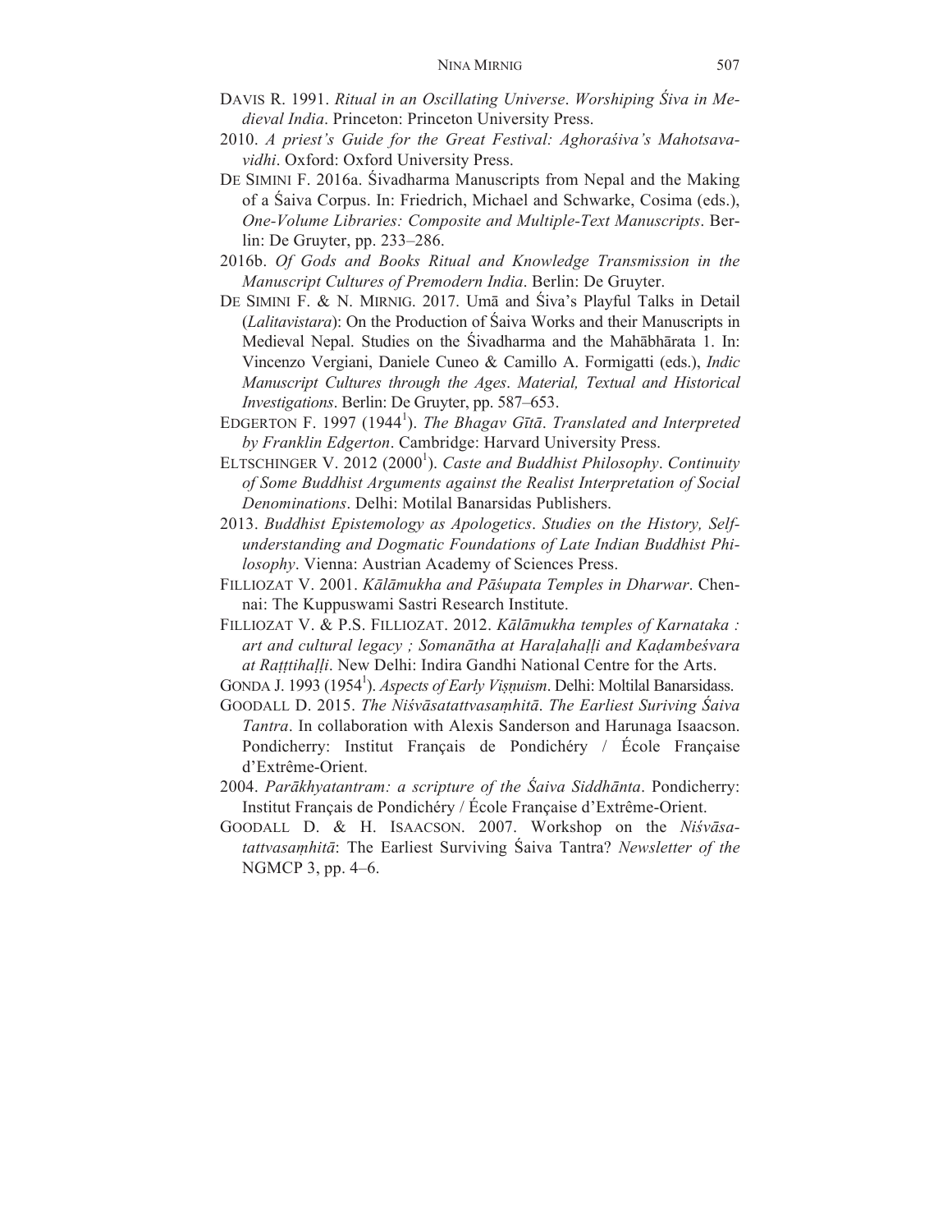DAVIS R. 1991. *Ritual in an Oscillating Universe*. *Worshiping Śiva in Medieval India*. Princeton: Princeton University Press.

2010. *A priest's Guide for the Great Festival: Aghoraśiva's Mahotsavavidhi*. Oxford: Oxford University Press.

DE SIMINI F. 2016a. Śivadharma Manuscripts from Nepal and the Making of a Śaiva Corpus. In: Friedrich, Michael and Schwarke, Cosima (eds.), *One-Volume Libraries: Composite and Multiple-Text Manuscripts*. Berlin: De Gruyter, pp. 233–286.

2016b. *Of Gods and Books Ritual and Knowledge Transmission in the Manuscript Cultures of Premodern India*. Berlin: De Gruyter.

DE SIMINI F. & N. MIRNIG. 2017. Umā and Śiva's Playful Talks in Detail (*Lalitavistara*): On the Production of Śaiva Works and their Manuscripts in Medieval Nepal. Studies on the Śivadharma and the Mahābhārata 1. In: Vincenzo Vergiani, Daniele Cuneo & Camillo A. Formigatti (eds.), *Indic Manuscript Cultures through the Ages*. *Material, Textual and Historical Investigations*. Berlin: De Gruyter, pp. 587–653.

EDGERTON F. 1997 (1944[1]). *The Bhagav Gītā*. *Translated and Interpreted by Franklin Edgerton*. Cambridge: Harvard University Press.

ELTSCHINGER V. 2012 (2000[1]). *Caste and Buddhist Philosophy*. *Continuity of Some Buddhist Arguments against the Realist Interpretation of Social Denominations*. Delhi: Motilal Banarsidas Publishers.

2013. *Buddhist Epistemology as Apologetics*. *Studies on the History, Self-understanding and Dogmatic Foundations of Late Indian Buddhist Philosophy*. Vienna: Austrian Academy of Sciences Press.

FILLIOZAT V. 2001. *Kālāmukha and Pāśupata Temples in Dharwar*. Chennai: The Kuppuswami Sastri Research Institute.

FILLIOZAT V. & P.S. FILLIOZAT. 2012. *Kālāmukha temples of Karnataka : art and cultural legacy ; Somanātha at Haraḷahaḷḷi and Kaḍambeśvara at Raṭṭtihaḷḷi*. New Delhi: Indira Gandhi National Centre for the Arts.

GONDA J. 1993 (1954[1]). *Aspects of Early Viṣṇuism*. Delhi: Moltilal Banarsidass.

GOODALL D. 2015. *The Niśvāsatattvasaṃhitā*. *The Earliest Suriving Śaiva Tantra*. In collaboration with Alexis Sanderson and Harunaga Isaacson. Pondicherry: Institut Français de Pondichéry / École Française d'Extrême-Orient.

2004. *Parākhyatantram: a scripture of the Śaiva Siddhānta*. Pondicherry: Institut Français de Pondichéry / École Française d'Extrême-Orient.

GOODALL D. & H. ISAACSON. 2007. Workshop on the *Niśvāsatattvasaṃhitā*: The Earliest Surviving Śaiva Tantra? *Newsletter of the* NGMCP 3, pp. 4–6.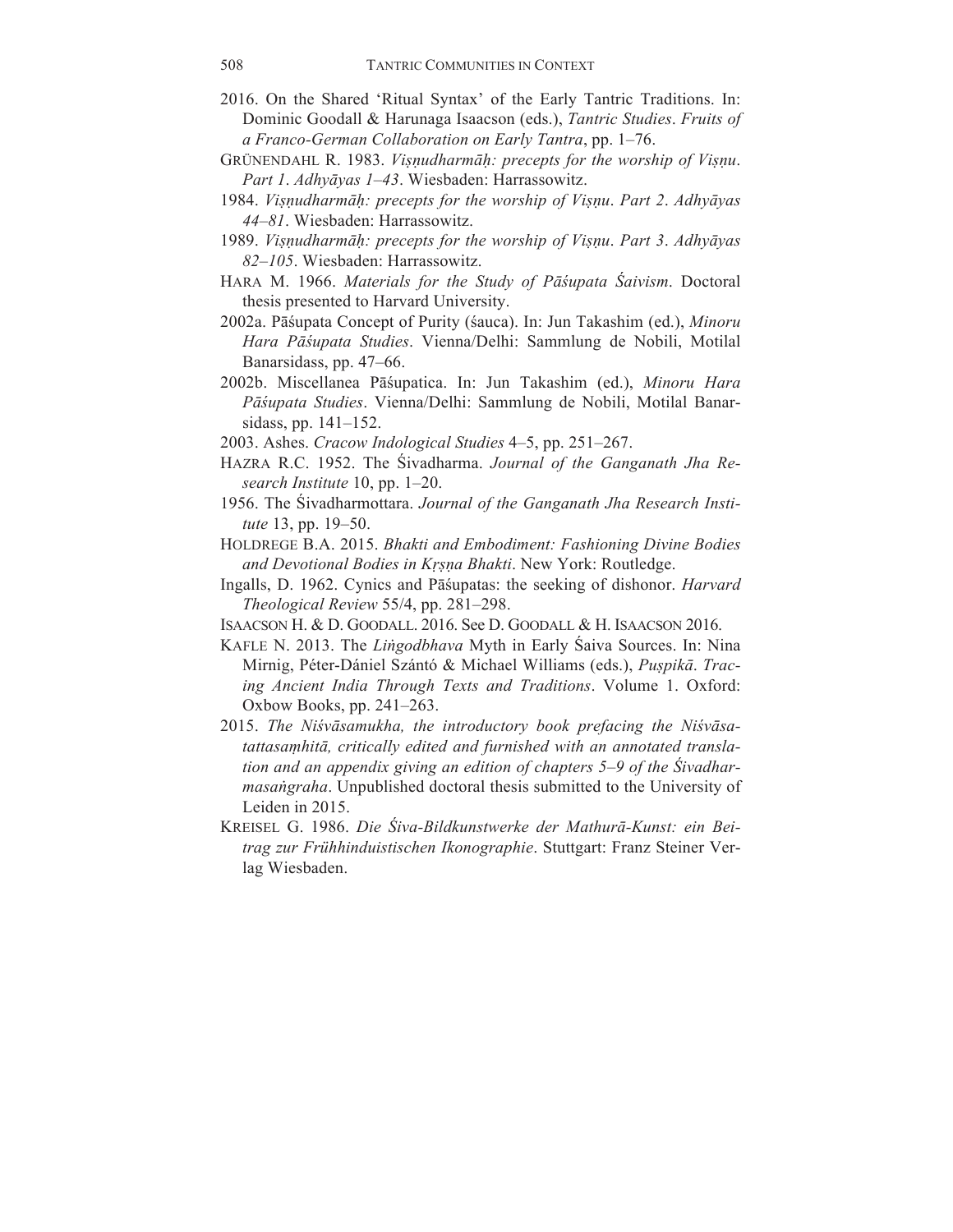2016. On the Shared 'Ritual Syntax' of the Early Tantric Traditions. In: Dominic Goodall & Harunaga Isaacson (eds.), *Tantric Studies. Fruits of a Franco-German Collaboration on Early Tantra*, pp. 1–76.

GRÜNENDAHL R. 1983. *Viṣṇudharmāḥ: precepts for the worship of Viṣṇu. Part 1. Adhyāyas 1–43*. Wiesbaden: Harrassowitz.

1984. *Viṣṇudharmāḥ: precepts for the worship of Viṣṇu. Part 2. Adhyāyas 44–81*. Wiesbaden: Harrassowitz.

1989. *Viṣṇudharmāḥ: precepts for the worship of Viṣṇu. Part 3. Adhyāyas 82–105*. Wiesbaden: Harrassowitz.

HARA M. 1966. *Materials for the Study of Pāśupata Śaivism*. Doctoral thesis presented to Harvard University.

2002a. Pāśupata Concept of Purity (śauca). In: Jun Takashim (ed.), *Minoru Hara Pāśupata Studies*. Vienna/Delhi: Sammlung de Nobili, Motilal Banarsidass, pp. 47–66.

2002b. Miscellanea Pāśupatica. In: Jun Takashim (ed.), *Minoru Hara Pāśupata Studies*. Vienna/Delhi: Sammlung de Nobili, Motilal Banarsidass, pp. 141–152.

2003. Ashes. *Cracow Indological Studies* 4–5, pp. 251–267.

HAZRA R.C. 1952. The Śivadharma. *Journal of the Ganganath Jha Research Institute* 10, pp. 1–20.

1956. The Śivadharmottara. *Journal of the Ganganath Jha Research Institute* 13, pp. 19–50.

HOLDREGE B.A. 2015. *Bhakti and Embodiment: Fashioning Divine Bodies and Devotional Bodies in Kṛṣṇa Bhakti*. New York: Routledge.

Ingalls, D. 1962. Cynics and Pāśupatas: the seeking of dishonor. *Harvard Theological Review* 55/4, pp. 281–298.

ISAACSON H. & D. GOODALL. 2016. See D. GOODALL & H. ISAACSON 2016.

KAFLE N. 2013. The *Liṅgodbhava* Myth in Early Śaiva Sources. In: Nina Mirnig, Péter-Dániel Szántó & Michael Williams (eds.), *Puṣpikā. Tracing Ancient India Through Texts and Traditions*. Volume 1. Oxford: Oxbow Books, pp. 241–263.

2015. *The Niśvāsamukha, the introductory book prefacing the Niśvāsatattasaṃhitā, critically edited and furnished with an annotated translation and an appendix giving an edition of chapters 5–9 of the Śivadharmasaṅgraha*. Unpublished doctoral thesis submitted to the University of Leiden in 2015.

KREISEL G. 1986. *Die Śiva-Bildkunstwerke der Mathurā-Kunst: ein Beitrag zur Frühhinduistischen Ikonographie*. Stuttgart: Franz Steiner Verlag Wiesbaden.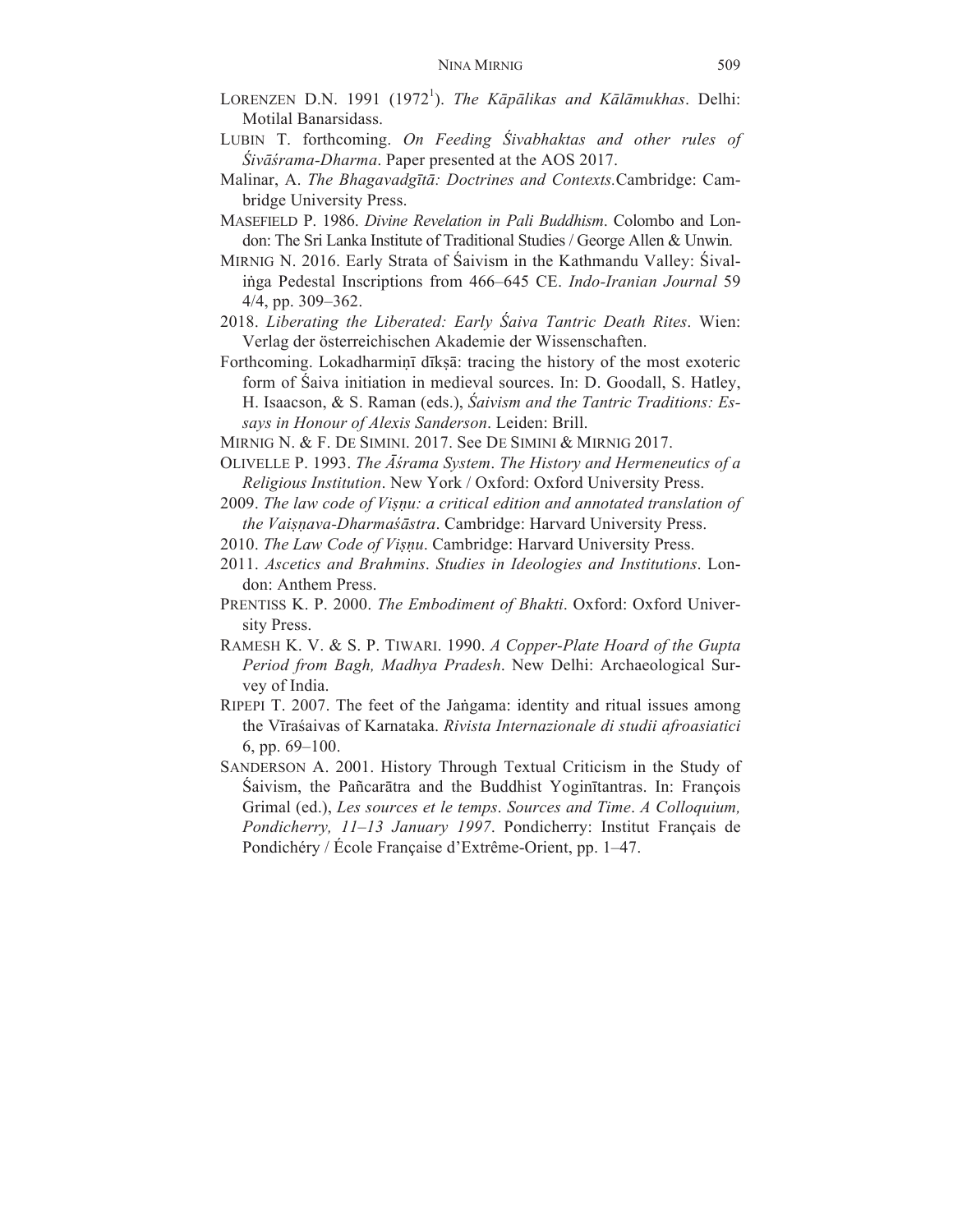LORENZEN D.N. 1991 (1972[1]). *The Kāpālikas and Kālāmukhas*. Delhi: Motilal Banarsidass.

LUBIN T. forthcoming. *On Feeding Śivabhaktas and other rules of Śivāśrama-Dharma*. Paper presented at the AOS 2017.

Malinar, A. *The Bhagavadgītā: Doctrines and Contexts.*Cambridge: Cambridge University Press.

MASEFIELD P. 1986. *Divine Revelation in Pali Buddhism*. Colombo and London: The Sri Lanka Institute of Traditional Studies / George Allen & Unwin.

MIRNIG N. 2016. Early Strata of Śaivism in the Kathmandu Valley: Śivaliṅga Pedestal Inscriptions from 466–645 CE. *Indo-Iranian Journal* 59 4/4, pp. 309–362.

2018. *Liberating the Liberated: Early Śaiva Tantric Death Rites*. Wien: Verlag der österreichischen Akademie der Wissenschaften.

Forthcoming. Lokadharmiṇī dīkṣā: tracing the history of the most exoteric form of Śaiva initiation in medieval sources. In: D. Goodall, S. Hatley, H. Isaacson, & S. Raman (eds.), *Śaivism and the Tantric Traditions: Essays in Honour of Alexis Sanderson*. Leiden: Brill.

MIRNIG N. & F. DE SIMINI. 2017. See DE SIMINI & MIRNIG 2017.

OLIVELLE P. 1993. *The Āśrama System*. *The History and Hermeneutics of a Religious Institution*. New York / Oxford: Oxford University Press.

2009. *The law code of Viṣṇu: a critical edition and annotated translation of the Vaiṣṇava-Dharmaśāstra*. Cambridge: Harvard University Press.

2010. *The Law Code of Viṣṇu*. Cambridge: Harvard University Press.

2011. *Ascetics and Brahmins*. *Studies in Ideologies and Institutions*. London: Anthem Press.

PRENTISS K. P. 2000. *The Embodiment of Bhakti*. Oxford: Oxford University Press.

RAMESH K. V. & S. P. TIWARI. 1990. *A Copper-Plate Hoard of the Gupta Period from Bagh, Madhya Pradesh*. New Delhi: Archaeological Survey of India.

RIPEPI T. 2007. The feet of the Jaṅgama: identity and ritual issues among the Vīraśaivas of Karnataka. *Rivista Internazionale di studii afroasiatici* 6, pp. 69–100.

SANDERSON A. 2001. History Through Textual Criticism in the Study of Śaivism, the Pañcarātra and the Buddhist Yoginītantras. In: François Grimal (ed.), *Les sources et le temps*. *Sources and Time*. *A Colloquium, Pondicherry, 11–13 January 1997*. Pondicherry: Institut Français de Pondichéry / École Française d'Extrême-Orient, pp. 1–47.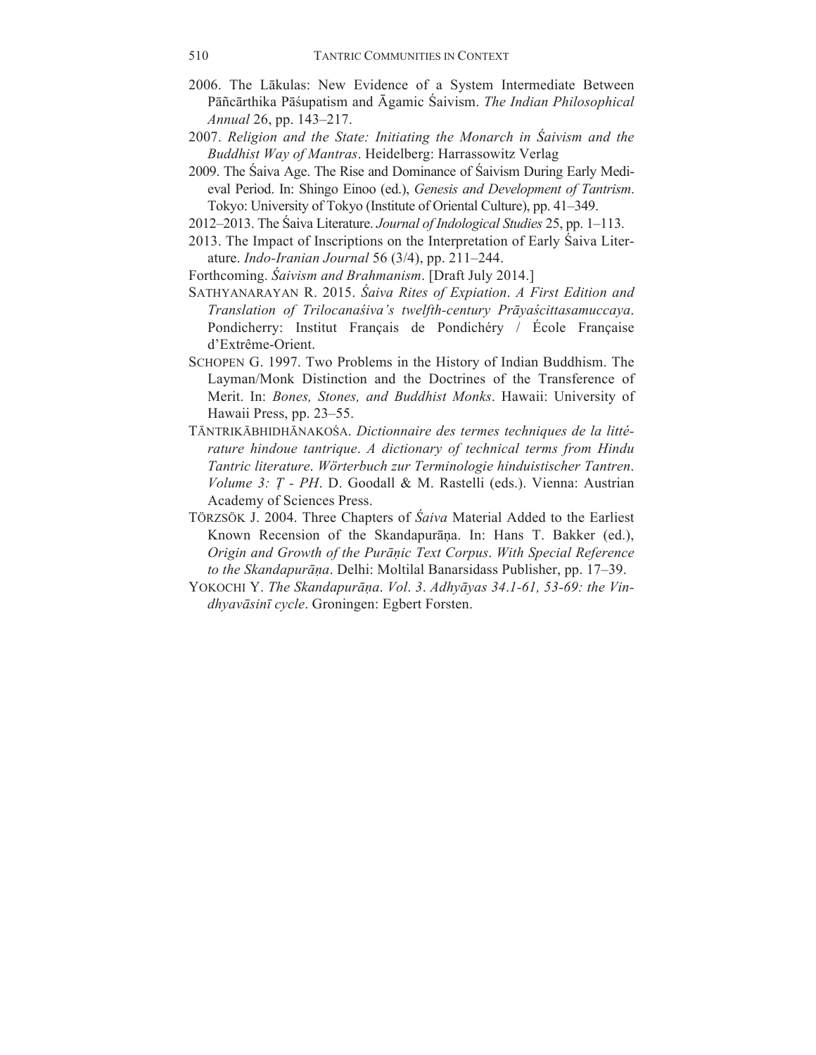2006. The Lākulas: New Evidence of a System Intermediate Between Pāñcārthika Pāśupatism and Āgamic Śaivism. *The Indian Philosophical Annual* 26, pp. 143–217.

2007. *Religion and the State: Initiating the Monarch in Śaivism and the Buddhist Way of Mantras*. Heidelberg: Harrassowitz Verlag

2009. The Śaiva Age. The Rise and Dominance of Śaivism During Early Medieval Period. In: Shingo Einoo (ed.), *Genesis and Development of Tantrism*. Tokyo: University of Tokyo (Institute of Oriental Culture), pp. 41–349.

2012–2013. The Śaiva Literature. *Journal of Indological Studies* 25, pp. 1–113.

2013. The Impact of Inscriptions on the Interpretation of Early Śaiva Literature. *Indo-Iranian Journal* 56 (3/4), pp. 211–244.

Forthcoming. *Śaivism and Brahmanism*. [Draft July 2014.]

SATHYANARAYAN R. 2015. *Śaiva Rites of Expiation. A First Edition and Translation of Trilocanaśiva's twelfth-century Prāyaścittasamuccaya*. Pondicherry: Institut Français de Pondichéry / École Française d'Extrême-Orient.

SCHOPEN G. 1997. Two Problems in the History of Indian Buddhism. The Layman/Monk Distinction and the Doctrines of the Transference of Merit. In: *Bones, Stones, and Buddhist Monks*. Hawaii: University of Hawaii Press, pp. 23–55.

TĀNTRIKĀBHIDHĀNAKOŚA. *Dictionnaire des termes techniques de la littérature hindoue tantrique. A dictionary of technical terms from Hindu Tantric literature. Wörterbuch zur Terminologie hinduistischer Tantren. Volume 3: Ṭ - PH*. D. Goodall & M. Rastelli (eds.). Vienna: Austrian Academy of Sciences Press.

TÖRZSÖK J. 2004. Three Chapters of *Śaiva* Material Added to the Earliest Known Recension of the Skandapurāṇa. In: Hans T. Bakker (ed.), *Origin and Growth of the Purāṇic Text Corpus. With Special Reference to the Skandapurāṇa*. Delhi: Moltilal Banarsidass Publisher, pp. 17–39.

YOKOCHI Y. *The Skandapurāṇa. Vol. 3. Adhyāyas 34.1-61, 53-69: the Vindhyavāsinī cycle*. Groningen: Egbert Forsten.